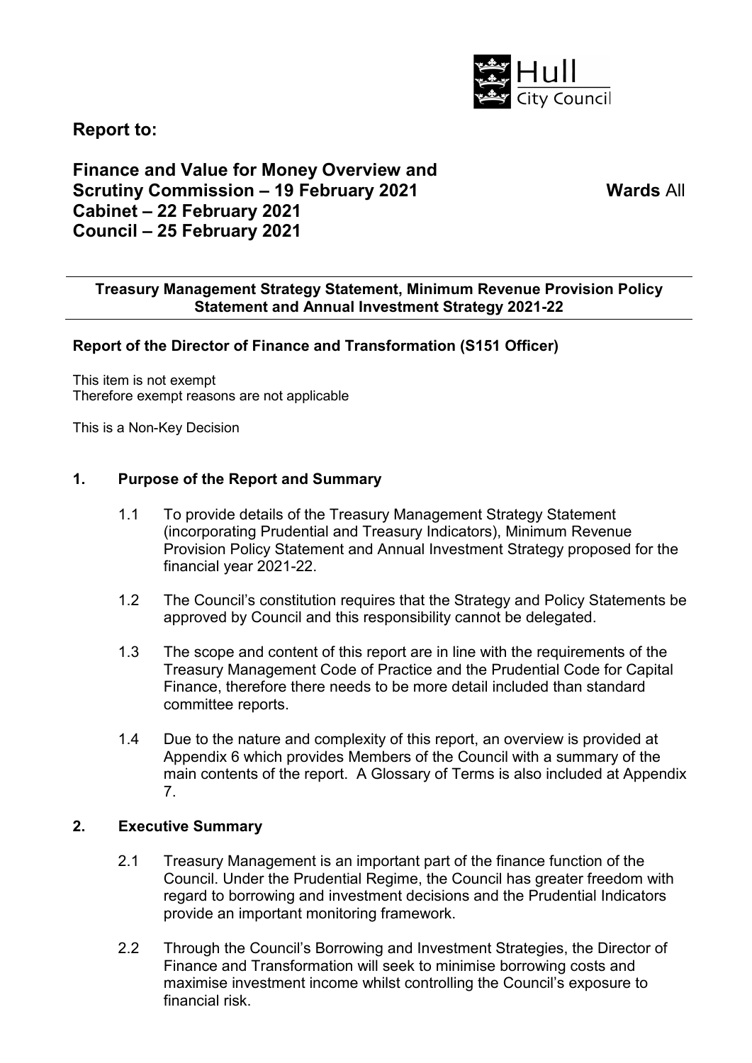Hull City Council

**Report to:**

**Finance and Value for Money Overview and Scrutiny Commission – 19 February 2021**
**Cabinet – 22 February 2021**
**Council – 25 February 2021**

**Wards** All

---

**Treasury Management Strategy Statement, Minimum Revenue Provision Policy Statement and Annual Investment Strategy 2021-22**

---

**Report of the Director of Finance and Transformation (S151 Officer)**

This item is not exempt
Therefore exempt reasons are not applicable

This is a Non-Key Decision

## 1. Purpose of the Report and Summary

1.1 To provide details of the Treasury Management Strategy Statement (incorporating Prudential and Treasury Indicators), Minimum Revenue Provision Policy Statement and Annual Investment Strategy proposed for the financial year 2021-22.

1.2 The Council's constitution requires that the Strategy and Policy Statements be approved by Council and this responsibility cannot be delegated.

1.3 The scope and content of this report are in line with the requirements of the Treasury Management Code of Practice and the Prudential Code for Capital Finance, therefore there needs to be more detail included than standard committee reports.

1.4 Due to the nature and complexity of this report, an overview is provided at Appendix 6 which provides Members of the Council with a summary of the main contents of the report. A Glossary of Terms is also included at Appendix 7.

## 2. Executive Summary

2.1 Treasury Management is an important part of the finance function of the Council. Under the Prudential Regime, the Council has greater freedom with regard to borrowing and investment decisions and the Prudential Indicators provide an important monitoring framework.

2.2 Through the Council's Borrowing and Investment Strategies, the Director of Finance and Transformation will seek to minimise borrowing costs and maximise investment income whilst controlling the Council's exposure to financial risk.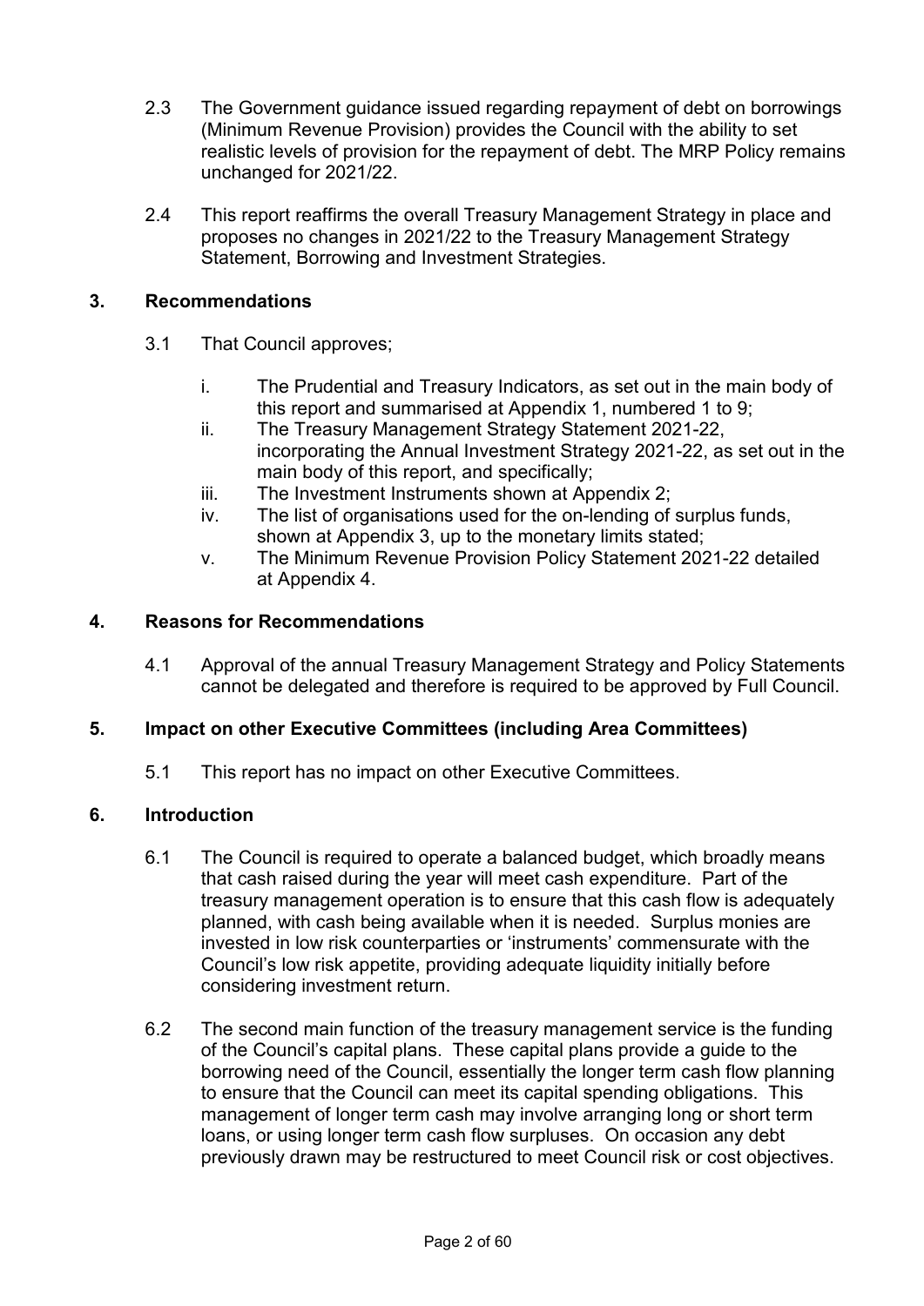2.3 The Government guidance issued regarding repayment of debt on borrowings (Minimum Revenue Provision) provides the Council with the ability to set realistic levels of provision for the repayment of debt. The MRP Policy remains unchanged for 2021/22.

2.4 This report reaffirms the overall Treasury Management Strategy in place and proposes no changes in 2021/22 to the Treasury Management Strategy Statement, Borrowing and Investment Strategies.

## 3. Recommendations

3.1 That Council approves;

i. The Prudential and Treasury Indicators, as set out in the main body of this report and summarised at Appendix 1, numbered 1 to 9;
ii. The Treasury Management Strategy Statement 2021-22, incorporating the Annual Investment Strategy 2021-22, as set out in the main body of this report, and specifically;
iii. The Investment Instruments shown at Appendix 2;
iv. The list of organisations used for the on-lending of surplus funds, shown at Appendix 3, up to the monetary limits stated;
v. The Minimum Revenue Provision Policy Statement 2021-22 detailed at Appendix 4.

## 4. Reasons for Recommendations

4.1 Approval of the annual Treasury Management Strategy and Policy Statements cannot be delegated and therefore is required to be approved by Full Council.

## 5. Impact on other Executive Committees (including Area Committees)

5.1 This report has no impact on other Executive Committees.

## 6. Introduction

6.1 The Council is required to operate a balanced budget, which broadly means that cash raised during the year will meet cash expenditure. Part of the treasury management operation is to ensure that this cash flow is adequately planned, with cash being available when it is needed. Surplus monies are invested in low risk counterparties or 'instruments' commensurate with the Council's low risk appetite, providing adequate liquidity initially before considering investment return.

6.2 The second main function of the treasury management service is the funding of the Council's capital plans. These capital plans provide a guide to the borrowing need of the Council, essentially the longer term cash flow planning to ensure that the Council can meet its capital spending obligations. This management of longer term cash may involve arranging long or short term loans, or using longer term cash flow surpluses. On occasion any debt previously drawn may be restructured to meet Council risk or cost objectives.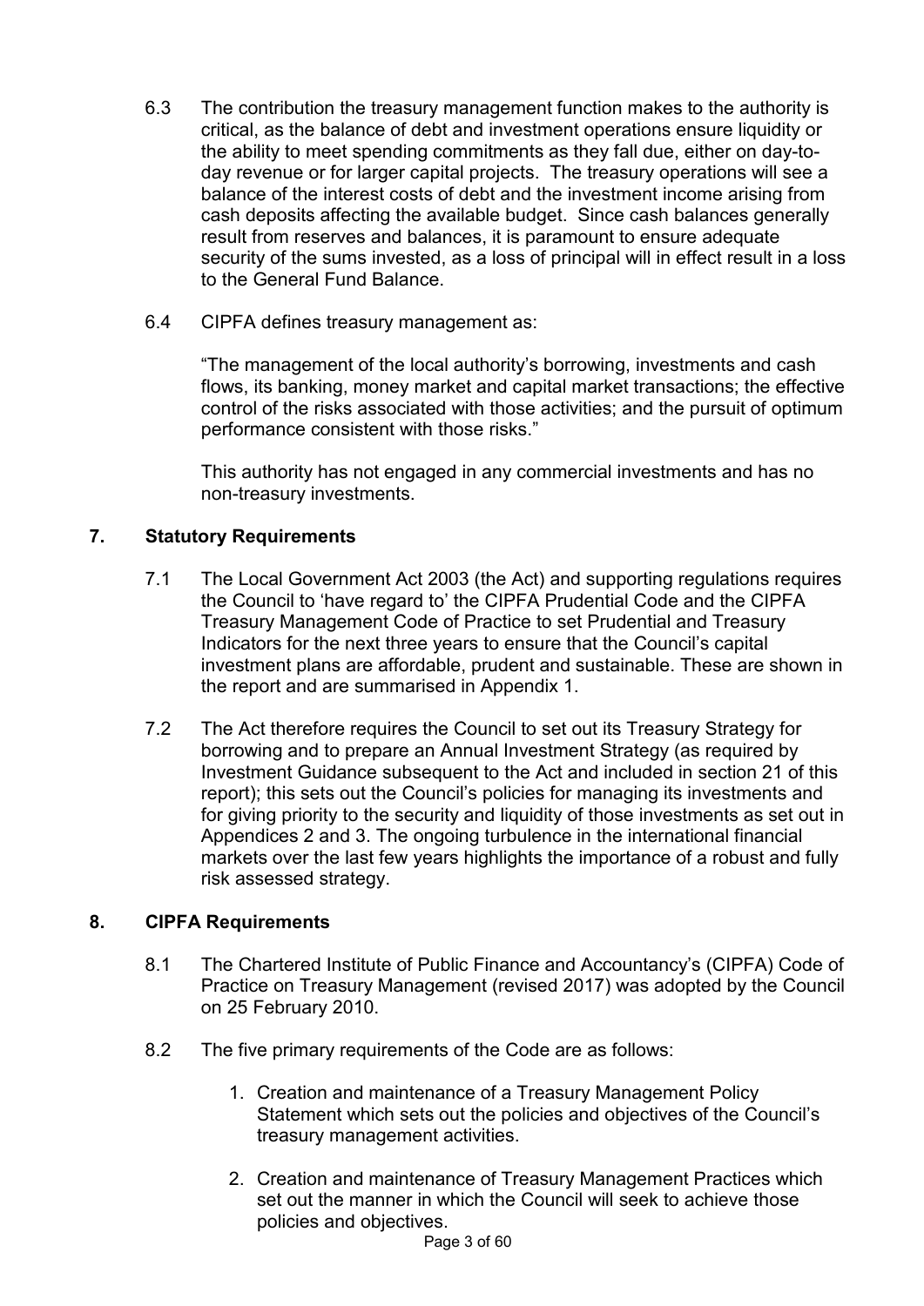6.3 The contribution the treasury management function makes to the authority is critical, as the balance of debt and investment operations ensure liquidity or the ability to meet spending commitments as they fall due, either on day-to-day revenue or for larger capital projects. The treasury operations will see a balance of the interest costs of debt and the investment income arising from cash deposits affecting the available budget. Since cash balances generally result from reserves and balances, it is paramount to ensure adequate security of the sums invested, as a loss of principal will in effect result in a loss to the General Fund Balance.

6.4 CIPFA defines treasury management as:

"The management of the local authority's borrowing, investments and cash flows, its banking, money market and capital market transactions; the effective control of the risks associated with those activities; and the pursuit of optimum performance consistent with those risks."

This authority has not engaged in any commercial investments and has no non-treasury investments.

## 7. Statutory Requirements

7.1 The Local Government Act 2003 (the Act) and supporting regulations requires the Council to 'have regard to' the CIPFA Prudential Code and the CIPFA Treasury Management Code of Practice to set Prudential and Treasury Indicators for the next three years to ensure that the Council's capital investment plans are affordable, prudent and sustainable. These are shown in the report and are summarised in Appendix 1.

7.2 The Act therefore requires the Council to set out its Treasury Strategy for borrowing and to prepare an Annual Investment Strategy (as required by Investment Guidance subsequent to the Act and included in section 21 of this report); this sets out the Council's policies for managing its investments and for giving priority to the security and liquidity of those investments as set out in Appendices 2 and 3. The ongoing turbulence in the international financial markets over the last few years highlights the importance of a robust and fully risk assessed strategy.

## 8. CIPFA Requirements

8.1 The Chartered Institute of Public Finance and Accountancy's (CIPFA) Code of Practice on Treasury Management (revised 2017) was adopted by the Council on 25 February 2010.

8.2 The five primary requirements of the Code are as follows:

1. Creation and maintenance of a Treasury Management Policy Statement which sets out the policies and objectives of the Council's treasury management activities.
2. Creation and maintenance of Treasury Management Practices which set out the manner in which the Council will seek to achieve those policies and objectives.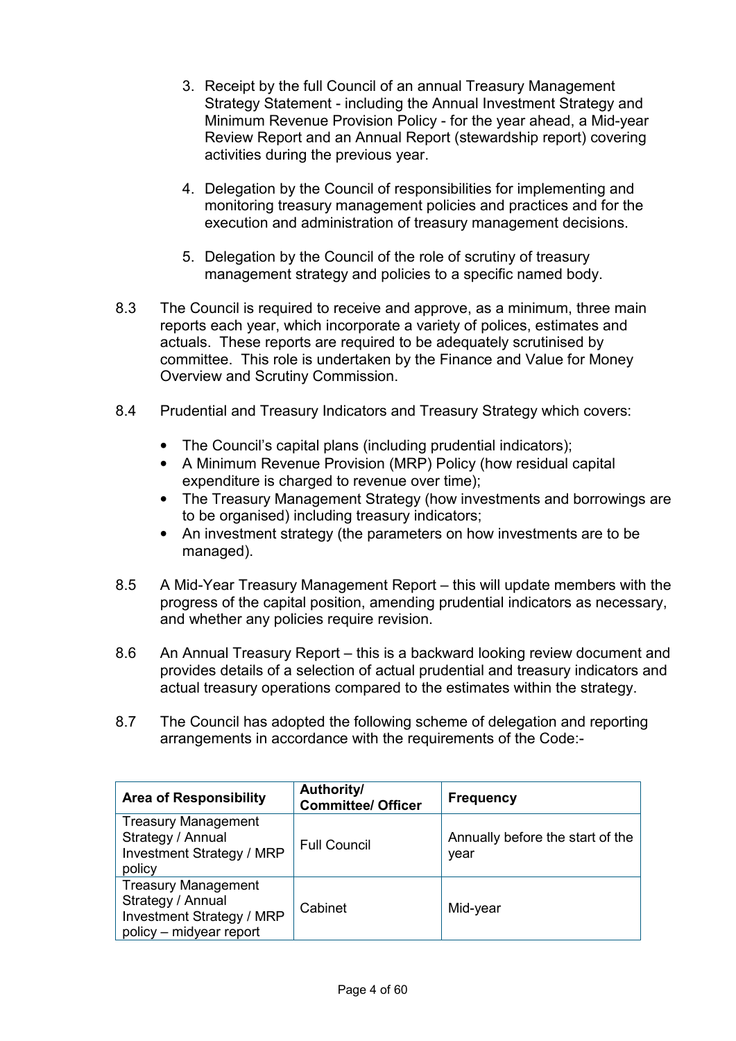3. Receipt by the full Council of an annual Treasury Management Strategy Statement - including the Annual Investment Strategy and Minimum Revenue Provision Policy - for the year ahead, a Mid-year Review Report and an Annual Report (stewardship report) covering activities during the previous year.

4. Delegation by the Council of responsibilities for implementing and monitoring treasury management policies and practices and for the execution and administration of treasury management decisions.

5. Delegation by the Council of the role of scrutiny of treasury management strategy and policies to a specific named body.

8.3 The Council is required to receive and approve, as a minimum, three main reports each year, which incorporate a variety of polices, estimates and actuals. These reports are required to be adequately scrutinised by committee. This role is undertaken by the Finance and Value for Money Overview and Scrutiny Commission.

8.4 Prudential and Treasury Indicators and Treasury Strategy which covers:

- The Council's capital plans (including prudential indicators);
- A Minimum Revenue Provision (MRP) Policy (how residual capital expenditure is charged to revenue over time);
- The Treasury Management Strategy (how investments and borrowings are to be organised) including treasury indicators;
- An investment strategy (the parameters on how investments are to be managed).

8.5 A Mid-Year Treasury Management Report – this will update members with the progress of the capital position, amending prudential indicators as necessary, and whether any policies require revision.

8.6 An Annual Treasury Report – this is a backward looking review document and provides details of a selection of actual prudential and treasury indicators and actual treasury operations compared to the estimates within the strategy.

8.7 The Council has adopted the following scheme of delegation and reporting arrangements in accordance with the requirements of the Code:-

| Area of Responsibility | Authority/ Committee/ Officer | Frequency |
|---|---|---|
| Treasury Management Strategy / Annual Investment Strategy / MRP policy | Full Council | Annually before the start of the year |
| Treasury Management Strategy / Annual Investment Strategy / MRP policy – midyear report | Cabinet | Mid-year |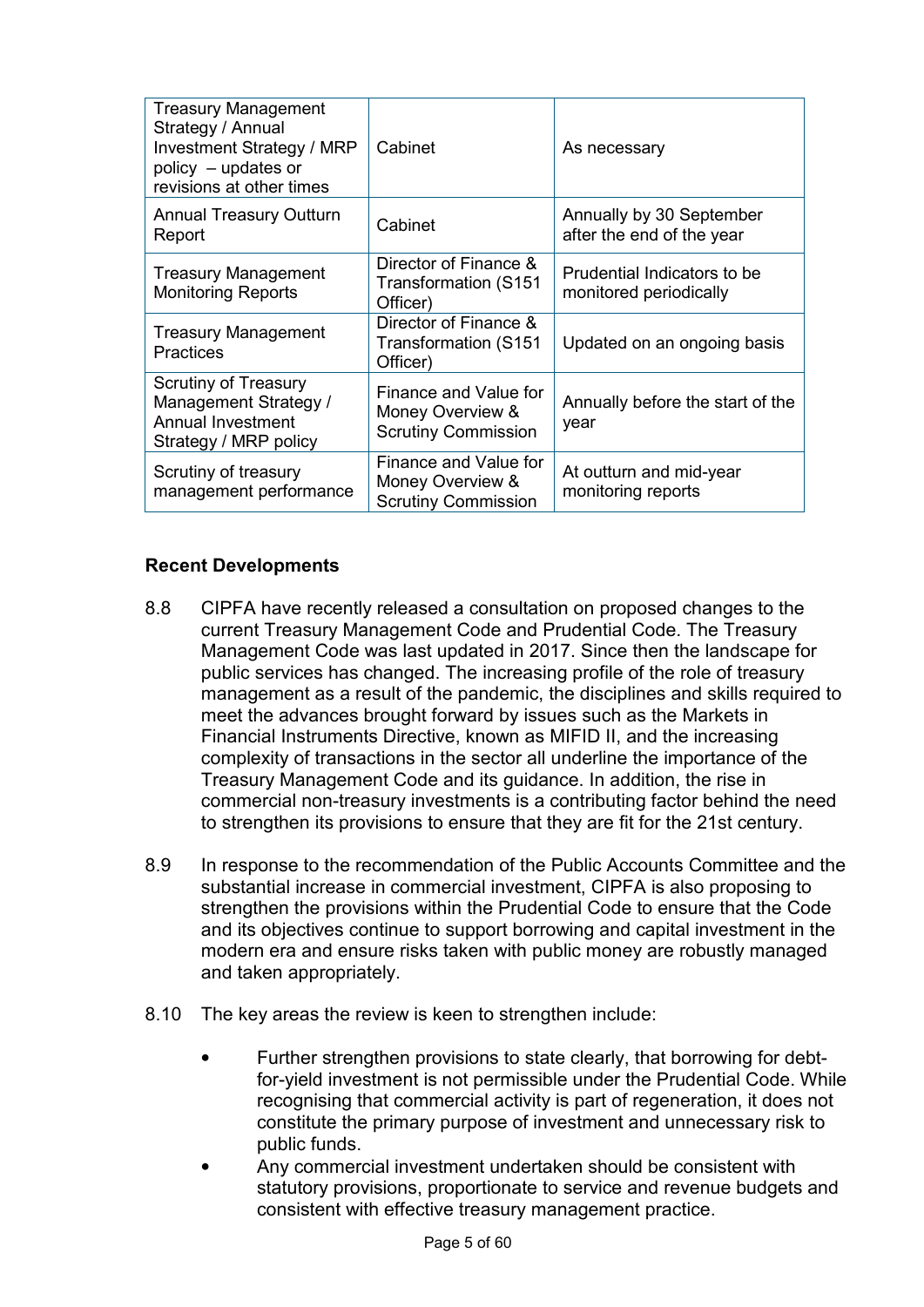| Treasury Management Strategy / Annual Investment Strategy / MRP policy – updates or revisions at other times | Cabinet | As necessary |
|---|---|---|
| Annual Treasury Outturn Report | Cabinet | Annually by 30 September after the end of the year |
| Treasury Management Monitoring Reports | Director of Finance & Transformation (S151 Officer) | Prudential Indicators to be monitored periodically |
| Treasury Management Practices | Director of Finance & Transformation (S151 Officer) | Updated on an ongoing basis |
| Scrutiny of Treasury Management Strategy / Annual Investment Strategy / MRP policy | Finance and Value for Money Overview & Scrutiny Commission | Annually before the start of the year |
| Scrutiny of treasury management performance | Finance and Value for Money Overview & Scrutiny Commission | At outturn and mid-year monitoring reports |

**Recent Developments**

8.8 CIPFA have recently released a consultation on proposed changes to the current Treasury Management Code and Prudential Code. The Treasury Management Code was last updated in 2017. Since then the landscape for public services has changed. The increasing profile of the role of treasury management as a result of the pandemic, the disciplines and skills required to meet the advances brought forward by issues such as the Markets in Financial Instruments Directive, known as MIFID II, and the increasing complexity of transactions in the sector all underline the importance of the Treasury Management Code and its guidance. In addition, the rise in commercial non-treasury investments is a contributing factor behind the need to strengthen its provisions to ensure that they are fit for the 21st century.

8.9 In response to the recommendation of the Public Accounts Committee and the substantial increase in commercial investment, CIPFA is also proposing to strengthen the provisions within the Prudential Code to ensure that the Code and its objectives continue to support borrowing and capital investment in the modern era and ensure risks taken with public money are robustly managed and taken appropriately.

8.10 The key areas the review is keen to strengthen include:

- Further strengthen provisions to state clearly, that borrowing for debt-for-yield investment is not permissible under the Prudential Code. While recognising that commercial activity is part of regeneration, it does not constitute the primary purpose of investment and unnecessary risk to public funds.
- Any commercial investment undertaken should be consistent with statutory provisions, proportionate to service and revenue budgets and consistent with effective treasury management practice.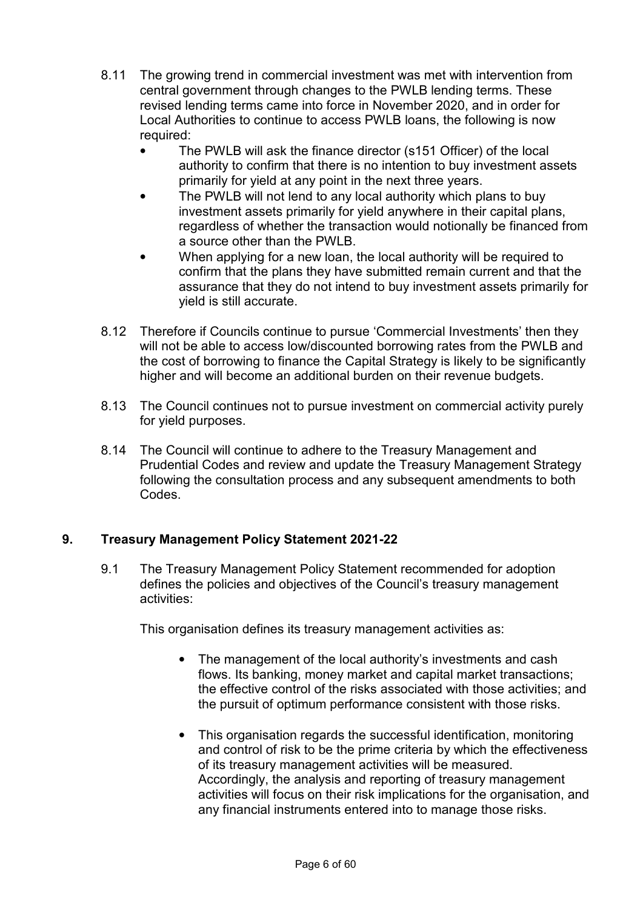8.11 The growing trend in commercial investment was met with intervention from central government through changes to the PWLB lending terms. These revised lending terms came into force in November 2020, and in order for Local Authorities to continue to access PWLB loans, the following is now required:

- The PWLB will ask the finance director (s151 Officer) of the local authority to confirm that there is no intention to buy investment assets primarily for yield at any point in the next three years.
- The PWLB will not lend to any local authority which plans to buy investment assets primarily for yield anywhere in their capital plans, regardless of whether the transaction would notionally be financed from a source other than the PWLB.
- When applying for a new loan, the local authority will be required to confirm that the plans they have submitted remain current and that the assurance that they do not intend to buy investment assets primarily for yield is still accurate.

8.12 Therefore if Councils continue to pursue 'Commercial Investments' then they will not be able to access low/discounted borrowing rates from the PWLB and the cost of borrowing to finance the Capital Strategy is likely to be significantly higher and will become an additional burden on their revenue budgets.

8.13 The Council continues not to pursue investment on commercial activity purely for yield purposes.

8.14 The Council will continue to adhere to the Treasury Management and Prudential Codes and review and update the Treasury Management Strategy following the consultation process and any subsequent amendments to both Codes.

## 9. Treasury Management Policy Statement 2021-22

9.1 The Treasury Management Policy Statement recommended for adoption defines the policies and objectives of the Council's treasury management activities:

This organisation defines its treasury management activities as:

- The management of the local authority's investments and cash flows. Its banking, money market and capital market transactions; the effective control of the risks associated with those activities; and the pursuit of optimum performance consistent with those risks.

- This organisation regards the successful identification, monitoring and control of risk to be the prime criteria by which the effectiveness of its treasury management activities will be measured. Accordingly, the analysis and reporting of treasury management activities will focus on their risk implications for the organisation, and any financial instruments entered into to manage those risks.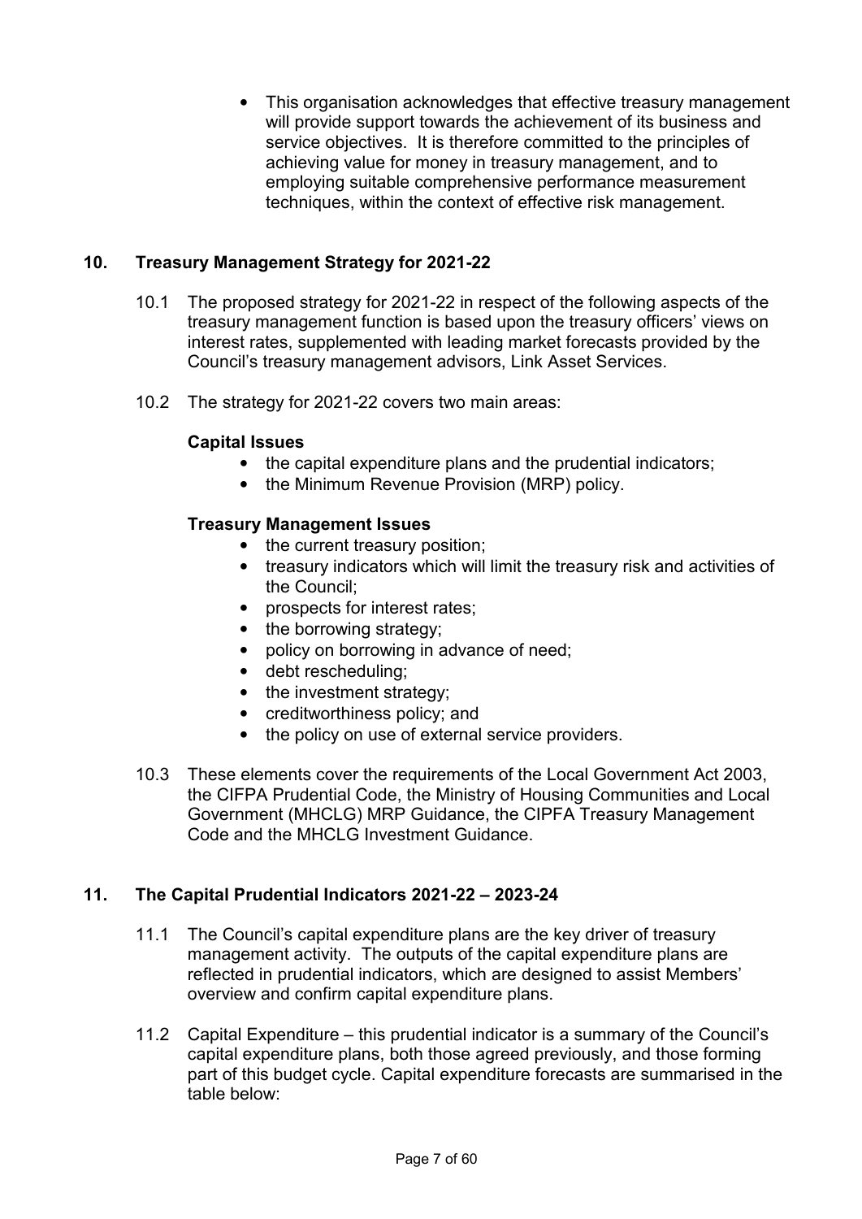- This organisation acknowledges that effective treasury management will provide support towards the achievement of its business and service objectives. It is therefore committed to the principles of achieving value for money in treasury management, and to employing suitable comprehensive performance measurement techniques, within the context of effective risk management.

## 10. Treasury Management Strategy for 2021-22

10.1 The proposed strategy for 2021-22 in respect of the following aspects of the treasury management function is based upon the treasury officers' views on interest rates, supplemented with leading market forecasts provided by the Council's treasury management advisors, Link Asset Services.

10.2 The strategy for 2021-22 covers two main areas:

**Capital Issues**

- the capital expenditure plans and the prudential indicators;
- the Minimum Revenue Provision (MRP) policy.

**Treasury Management Issues**

- the current treasury position;
- treasury indicators which will limit the treasury risk and activities of the Council;
- prospects for interest rates;
- the borrowing strategy;
- policy on borrowing in advance of need;
- debt rescheduling;
- the investment strategy;
- creditworthiness policy; and
- the policy on use of external service providers.

10.3 These elements cover the requirements of the Local Government Act 2003, the CIFPA Prudential Code, the Ministry of Housing Communities and Local Government (MHCLG) MRP Guidance, the CIPFA Treasury Management Code and the MHCLG Investment Guidance.

## 11. The Capital Prudential Indicators 2021-22 – 2023-24

11.1 The Council's capital expenditure plans are the key driver of treasury management activity. The outputs of the capital expenditure plans are reflected in prudential indicators, which are designed to assist Members' overview and confirm capital expenditure plans.

11.2 Capital Expenditure – this prudential indicator is a summary of the Council's capital expenditure plans, both those agreed previously, and those forming part of this budget cycle. Capital expenditure forecasts are summarised in the table below: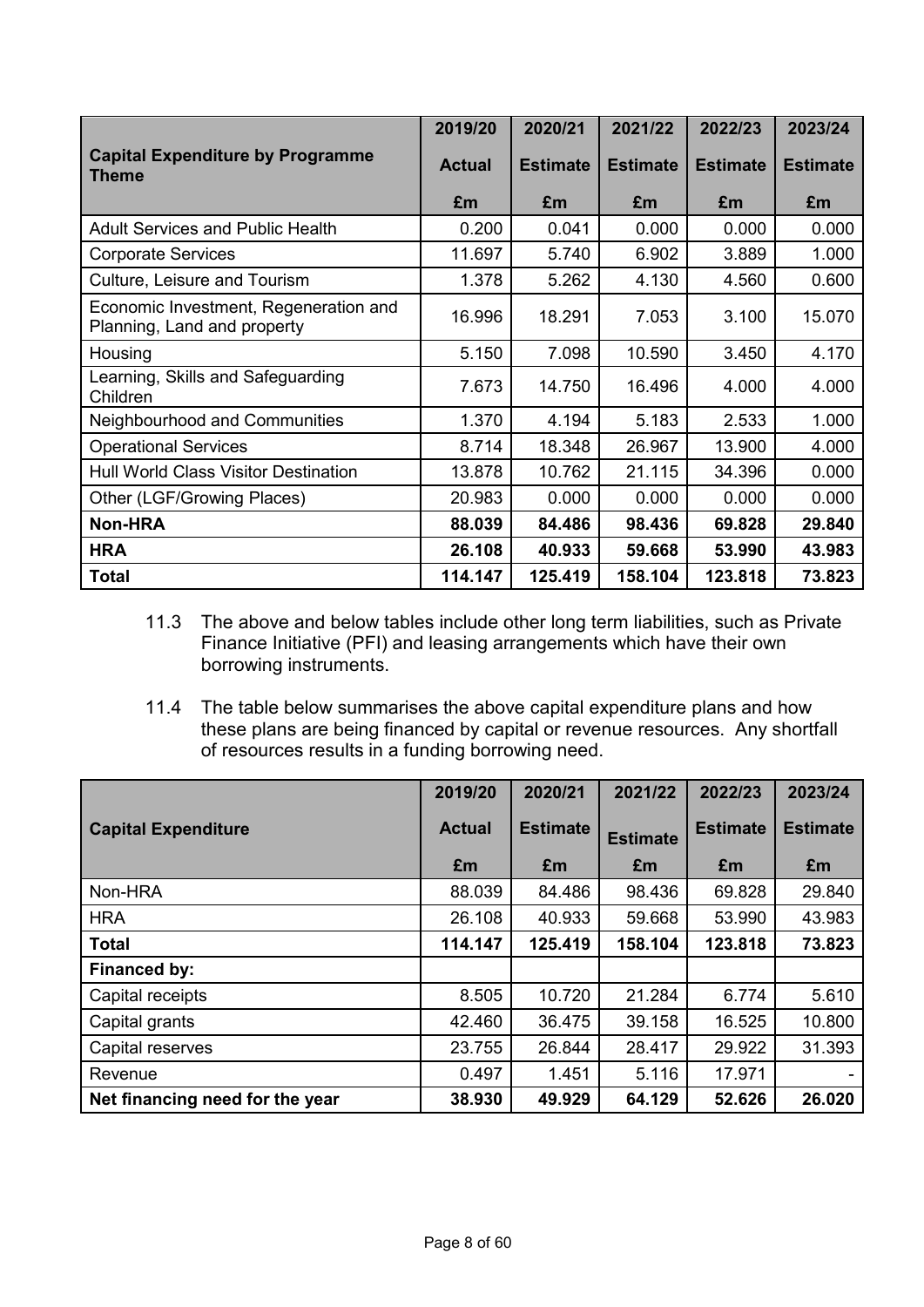| Capital Expenditure by Programme Theme | 2019/20 | 2020/21 | 2021/22 | 2022/23 | 2023/24 |
|---|---|---|---|---|---|
| | Actual | Estimate | Estimate | Estimate | Estimate |
| | £m | £m | £m | £m | £m |
| Adult Services and Public Health | 0.200 | 0.041 | 0.000 | 0.000 | 0.000 |
| Corporate Services | 11.697 | 5.740 | 6.902 | 3.889 | 1.000 |
| Culture, Leisure and Tourism | 1.378 | 5.262 | 4.130 | 4.560 | 0.600 |
| Economic Investment, Regeneration and Planning, Land and property | 16.996 | 18.291 | 7.053 | 3.100 | 15.070 |
| Housing | 5.150 | 7.098 | 10.590 | 3.450 | 4.170 |
| Learning, Skills and Safeguarding Children | 7.673 | 14.750 | 16.496 | 4.000 | 4.000 |
| Neighbourhood and Communities | 1.370 | 4.194 | 5.183 | 2.533 | 1.000 |
| Operational Services | 8.714 | 18.348 | 26.967 | 13.900 | 4.000 |
| Hull World Class Visitor Destination | 13.878 | 10.762 | 21.115 | 34.396 | 0.000 |
| Other (LGF/Growing Places) | 20.983 | 0.000 | 0.000 | 0.000 | 0.000 |
| **Non-HRA** | **88.039** | **84.486** | **98.436** | **69.828** | **29.840** |
| **HRA** | **26.108** | **40.933** | **59.668** | **53.990** | **43.983** |
| **Total** | **114.147** | **125.419** | **158.104** | **123.818** | **73.823** |

11.3 The above and below tables include other long term liabilities, such as Private Finance Initiative (PFI) and leasing arrangements which have their own borrowing instruments.

11.4 The table below summarises the above capital expenditure plans and how these plans are being financed by capital or revenue resources. Any shortfall of resources results in a funding borrowing need.

| Capital Expenditure | 2019/20 | 2020/21 | 2021/22 | 2022/23 | 2023/24 |
|---|---|---|---|---|---|
| | Actual | Estimate | Estimate | Estimate | Estimate |
| | £m | £m | £m | £m | £m |
| Non-HRA | 88.039 | 84.486 | 98.436 | 69.828 | 29.840 |
| HRA | 26.108 | 40.933 | 59.668 | 53.990 | 43.983 |
| **Total** | **114.147** | **125.419** | **158.104** | **123.818** | **73.823** |
| **Financed by:** | | | | | |
| Capital receipts | 8.505 | 10.720 | 21.284 | 6.774 | 5.610 |
| Capital grants | 42.460 | 36.475 | 39.158 | 16.525 | 10.800 |
| Capital reserves | 23.755 | 26.844 | 28.417 | 29.922 | 31.393 |
| Revenue | 0.497 | 1.451 | 5.116 | 17.971 | - |
| **Net financing need for the year** | **38.930** | **49.929** | **64.129** | **52.626** | **26.020** |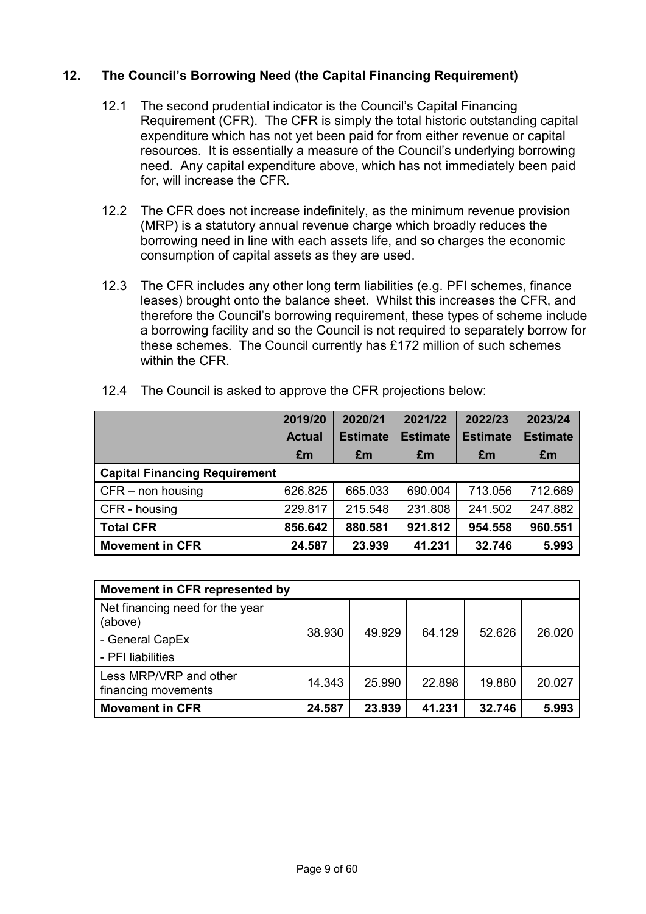## 12. The Council's Borrowing Need (the Capital Financing Requirement)

12.1 The second prudential indicator is the Council's Capital Financing Requirement (CFR). The CFR is simply the total historic outstanding capital expenditure which has not yet been paid for from either revenue or capital resources. It is essentially a measure of the Council's underlying borrowing need. Any capital expenditure above, which has not immediately been paid for, will increase the CFR.

12.2 The CFR does not increase indefinitely, as the minimum revenue provision (MRP) is a statutory annual revenue charge which broadly reduces the borrowing need in line with each assets life, and so charges the economic consumption of capital assets as they are used.

12.3 The CFR includes any other long term liabilities (e.g. PFI schemes, finance leases) brought onto the balance sheet. Whilst this increases the CFR, and therefore the Council's borrowing requirement, these types of scheme include a borrowing facility and so the Council is not required to separately borrow for these schemes. The Council currently has £172 million of such schemes within the CFR.

12.4 The Council is asked to approve the CFR projections below:

| | 2019/20 Actual £m | 2020/21 Estimate £m | 2021/22 Estimate £m | 2022/23 Estimate £m | 2023/24 Estimate £m |
|---|---|---|---|---|---|
| **Capital Financing Requirement** | | | | | |
| CFR – non housing | 626.825 | 665.033 | 690.004 | 713.056 | 712.669 |
| CFR - housing | 229.817 | 215.548 | 231.808 | 241.502 | 247.882 |
| **Total CFR** | **856.642** | **880.581** | **921.812** | **954.558** | **960.551** |
| **Movement in CFR** | **24.587** | **23.939** | **41.231** | **32.746** | **5.993** |

| **Movement in CFR represented by** | | | | | |
|---|---|---|---|---|---|
| Net financing need for the year (above)<br>- General CapEx<br>- PFI liabilities | 38.930 | 49.929 | 64.129 | 52.626 | 26.020 |
| Less MRP/VRP and other financing movements | 14.343 | 25.990 | 22.898 | 19.880 | 20.027 |
| **Movement in CFR** | **24.587** | **23.939** | **41.231** | **32.746** | **5.993** |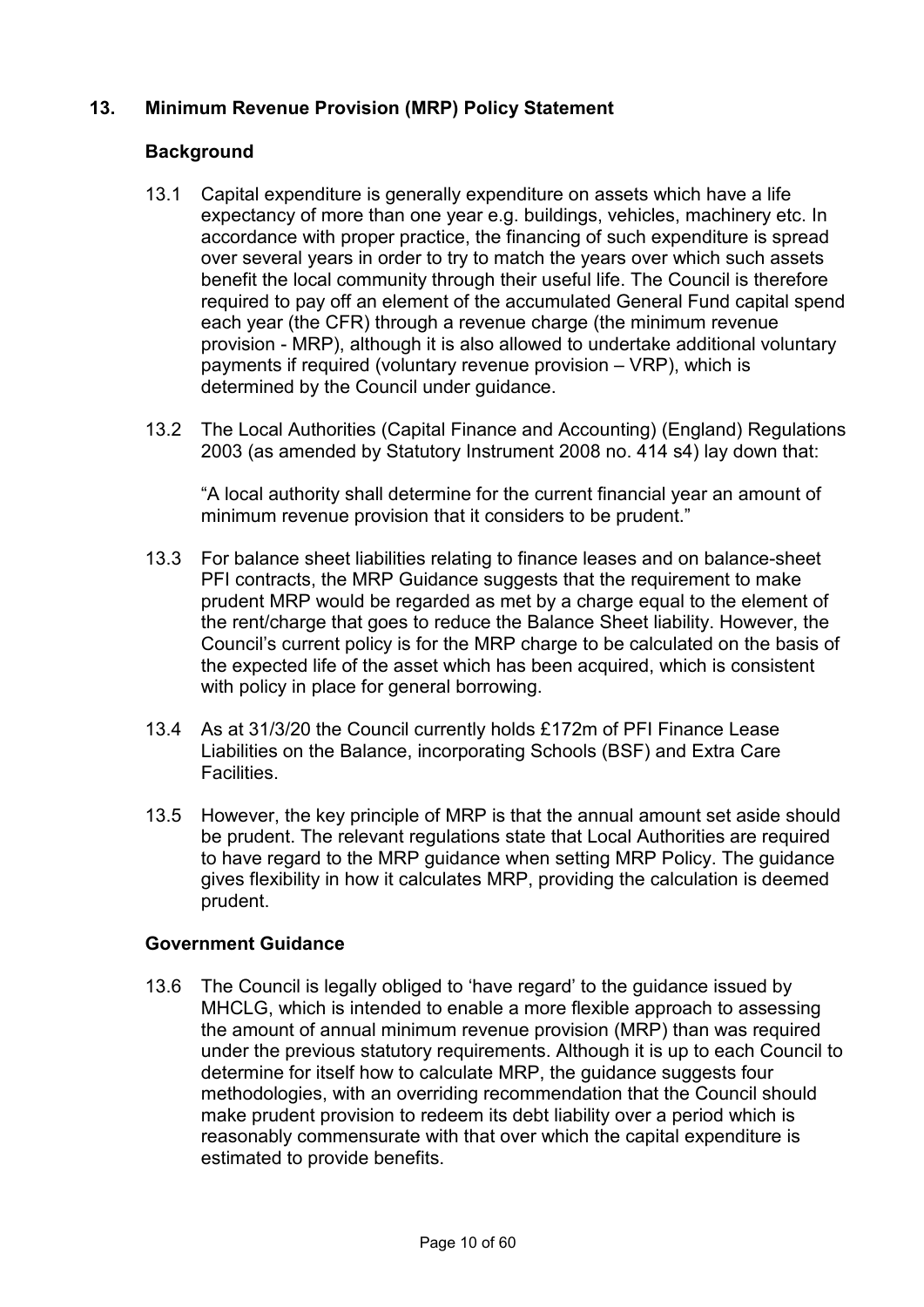## 13. Minimum Revenue Provision (MRP) Policy Statement

### Background

13.1 Capital expenditure is generally expenditure on assets which have a life expectancy of more than one year e.g. buildings, vehicles, machinery etc. In accordance with proper practice, the financing of such expenditure is spread over several years in order to try to match the years over which such assets benefit the local community through their useful life. The Council is therefore required to pay off an element of the accumulated General Fund capital spend each year (the CFR) through a revenue charge (the minimum revenue provision - MRP), although it is also allowed to undertake additional voluntary payments if required (voluntary revenue provision – VRP), which is determined by the Council under guidance.

13.2 The Local Authorities (Capital Finance and Accounting) (England) Regulations 2003 (as amended by Statutory Instrument 2008 no. 414 s4) lay down that:

> "A local authority shall determine for the current financial year an amount of minimum revenue provision that it considers to be prudent."

13.3 For balance sheet liabilities relating to finance leases and on balance-sheet PFI contracts, the MRP Guidance suggests that the requirement to make prudent MRP would be regarded as met by a charge equal to the element of the rent/charge that goes to reduce the Balance Sheet liability. However, the Council's current policy is for the MRP charge to be calculated on the basis of the expected life of the asset which has been acquired, which is consistent with policy in place for general borrowing.

13.4 As at 31/3/20 the Council currently holds £172m of PFI Finance Lease Liabilities on the Balance, incorporating Schools (BSF) and Extra Care Facilities.

13.5 However, the key principle of MRP is that the annual amount set aside should be prudent. The relevant regulations state that Local Authorities are required to have regard to the MRP guidance when setting MRP Policy. The guidance gives flexibility in how it calculates MRP, providing the calculation is deemed prudent.

### Government Guidance

13.6 The Council is legally obliged to 'have regard' to the guidance issued by MHCLG, which is intended to enable a more flexible approach to assessing the amount of annual minimum revenue provision (MRP) than was required under the previous statutory requirements. Although it is up to each Council to determine for itself how to calculate MRP, the guidance suggests four methodologies, with an overriding recommendation that the Council should make prudent provision to redeem its debt liability over a period which is reasonably commensurate with that over which the capital expenditure is estimated to provide benefits.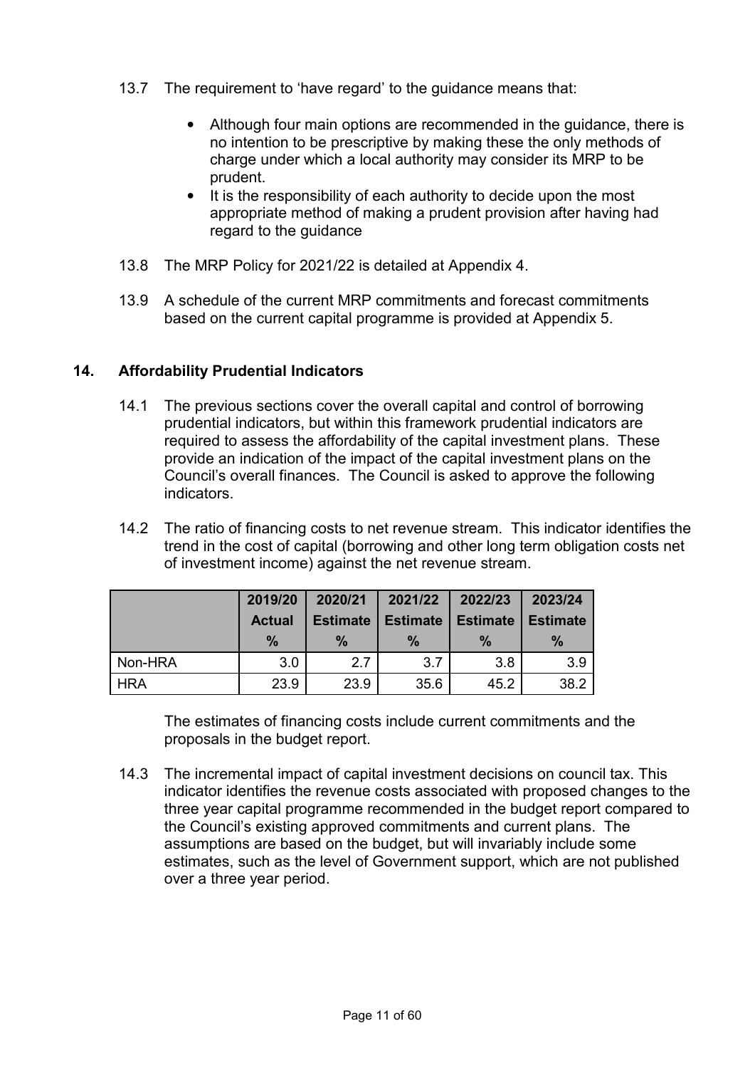13.7 The requirement to 'have regard' to the guidance means that:

- Although four main options are recommended in the guidance, there is no intention to be prescriptive by making these the only methods of charge under which a local authority may consider its MRP to be prudent.
- It is the responsibility of each authority to decide upon the most appropriate method of making a prudent provision after having had regard to the guidance

13.8 The MRP Policy for 2021/22 is detailed at Appendix 4.

13.9 A schedule of the current MRP commitments and forecast commitments based on the current capital programme is provided at Appendix 5.

## 14. Affordability Prudential Indicators

14.1 The previous sections cover the overall capital and control of borrowing prudential indicators, but within this framework prudential indicators are required to assess the affordability of the capital investment plans. These provide an indication of the impact of the capital investment plans on the Council's overall finances. The Council is asked to approve the following indicators.

14.2 The ratio of financing costs to net revenue stream. This indicator identifies the trend in the cost of capital (borrowing and other long term obligation costs net of investment income) against the net revenue stream.

| | 2019/20 Actual % | 2020/21 Estimate % | 2021/22 Estimate % | 2022/23 Estimate % | 2023/24 Estimate % |
|---|---|---|---|---|---|
| Non-HRA | 3.0 | 2.7 | 3.7 | 3.8 | 3.9 |
| HRA | 23.9 | 23.9 | 35.6 | 45.2 | 38.2 |

The estimates of financing costs include current commitments and the proposals in the budget report.

14.3 The incremental impact of capital investment decisions on council tax. This indicator identifies the revenue costs associated with proposed changes to the three year capital programme recommended in the budget report compared to the Council's existing approved commitments and current plans. The assumptions are based on the budget, but will invariably include some estimates, such as the level of Government support, which are not published over a three year period.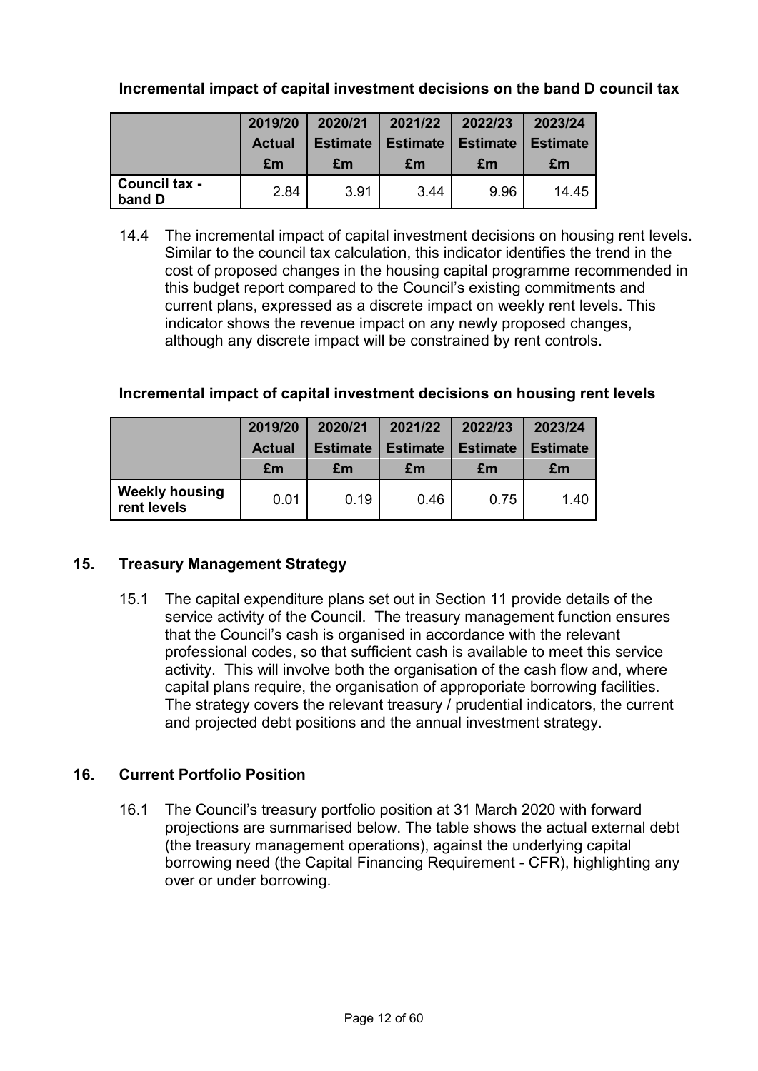**Incremental impact of capital investment decisions on the band D council tax**

| | 2019/20 Actual £m | 2020/21 Estimate £m | 2021/22 Estimate £m | 2022/23 Estimate £m | 2023/24 Estimate £m |
|---|---|---|---|---|---|
| **Council tax - band D** | 2.84 | 3.91 | 3.44 | 9.96 | 14.45 |

14.4 The incremental impact of capital investment decisions on housing rent levels. Similar to the council tax calculation, this indicator identifies the trend in the cost of proposed changes in the housing capital programme recommended in this budget report compared to the Council's existing commitments and current plans, expressed as a discrete impact on weekly rent levels. This indicator shows the revenue impact on any newly proposed changes, although any discrete impact will be constrained by rent controls.

**Incremental impact of capital investment decisions on housing rent levels**

| | 2019/20 Actual £m | 2020/21 Estimate £m | 2021/22 Estimate £m | 2022/23 Estimate £m | 2023/24 Estimate £m |
|---|---|---|---|---|---|
| **Weekly housing rent levels** | 0.01 | 0.19 | 0.46 | 0.75 | 1.40 |

## 15. Treasury Management Strategy

15.1 The capital expenditure plans set out in Section 11 provide details of the service activity of the Council. The treasury management function ensures that the Council's cash is organised in accordance with the relevant professional codes, so that sufficient cash is available to meet this service activity. This will involve both the organisation of the cash flow and, where capital plans require, the organisation of approporiate borrowing facilities. The strategy covers the relevant treasury / prudential indicators, the current and projected debt positions and the annual investment strategy.

## 16. Current Portfolio Position

16.1 The Council's treasury portfolio position at 31 March 2020 with forward projections are summarised below. The table shows the actual external debt (the treasury management operations), against the underlying capital borrowing need (the Capital Financing Requirement - CFR), highlighting any over or under borrowing.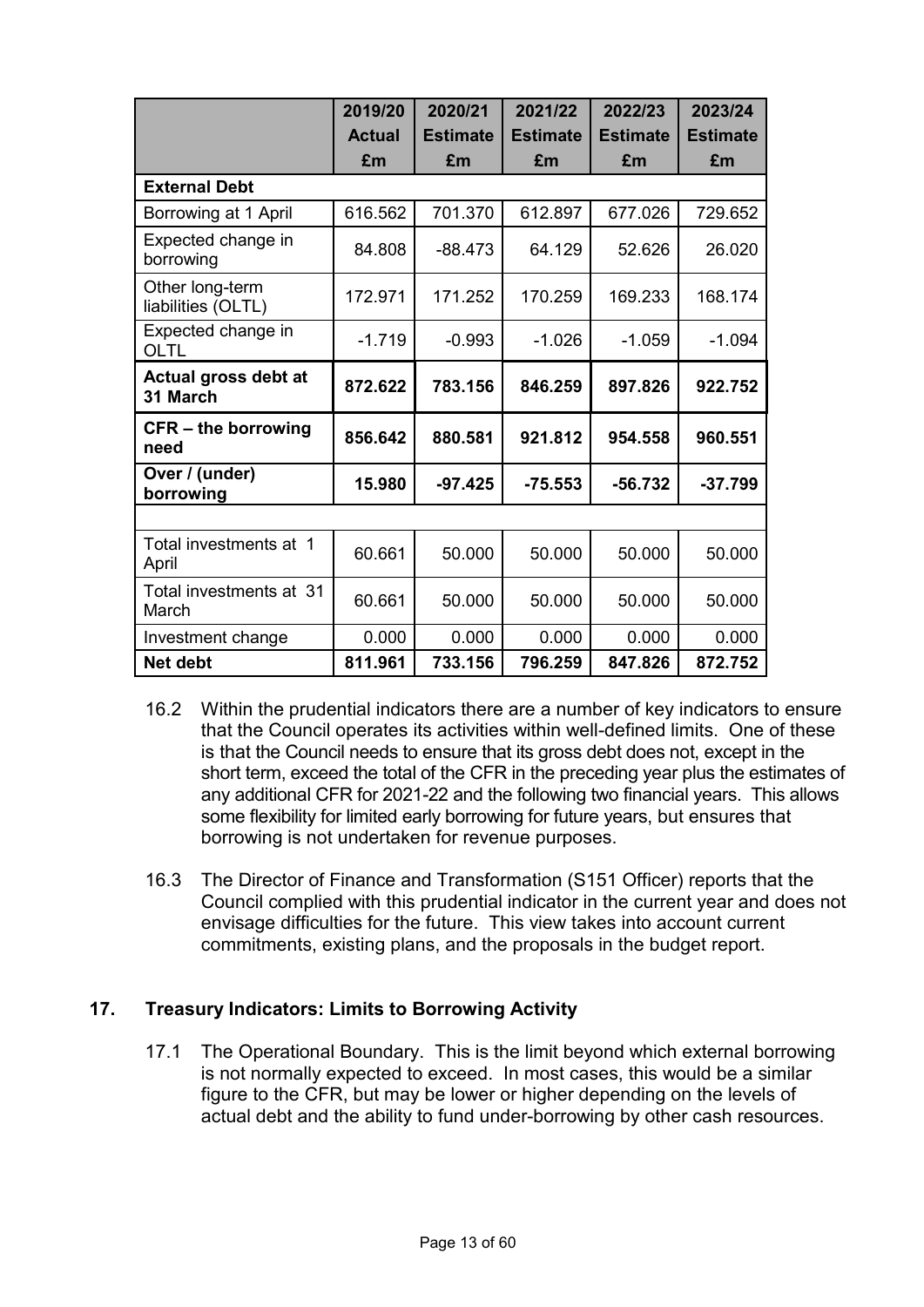| | 2019/20 Actual £m | 2020/21 Estimate £m | 2021/22 Estimate £m | 2022/23 Estimate £m | 2023/24 Estimate £m |
|---|---|---|---|---|---|
| **External Debt** | | | | | |
| Borrowing at 1 April | 616.562 | 701.370 | 612.897 | 677.026 | 729.652 |
| Expected change in borrowing | 84.808 | -88.473 | 64.129 | 52.626 | 26.020 |
| Other long-term liabilities (OLTL) | 172.971 | 171.252 | 170.259 | 169.233 | 168.174 |
| Expected change in OLTL | -1.719 | -0.993 | -1.026 | -1.059 | -1.094 |
| **Actual gross debt at 31 March** | **872.622** | **783.156** | **846.259** | **897.826** | **922.752** |
| **CFR – the borrowing need** | **856.642** | **880.581** | **921.812** | **954.558** | **960.551** |
| **Over / (under) borrowing** | **15.980** | **-97.425** | **-75.553** | **-56.732** | **-37.799** |
| | | | | | |
| Total investments at 1 April | 60.661 | 50.000 | 50.000 | 50.000 | 50.000 |
| Total investments at 31 March | 60.661 | 50.000 | 50.000 | 50.000 | 50.000 |
| Investment change | 0.000 | 0.000 | 0.000 | 0.000 | 0.000 |
| **Net debt** | **811.961** | **733.156** | **796.259** | **847.826** | **872.752** |

16.2 Within the prudential indicators there are a number of key indicators to ensure that the Council operates its activities within well-defined limits. One of these is that the Council needs to ensure that its gross debt does not, except in the short term, exceed the total of the CFR in the preceding year plus the estimates of any additional CFR for 2021-22 and the following two financial years. This allows some flexibility for limited early borrowing for future years, but ensures that borrowing is not undertaken for revenue purposes.

16.3 The Director of Finance and Transformation (S151 Officer) reports that the Council complied with this prudential indicator in the current year and does not envisage difficulties for the future. This view takes into account current commitments, existing plans, and the proposals in the budget report.

## 17. Treasury Indicators: Limits to Borrowing Activity

17.1 The Operational Boundary. This is the limit beyond which external borrowing is not normally expected to exceed. In most cases, this would be a similar figure to the CFR, but may be lower or higher depending on the levels of actual debt and the ability to fund under-borrowing by other cash resources.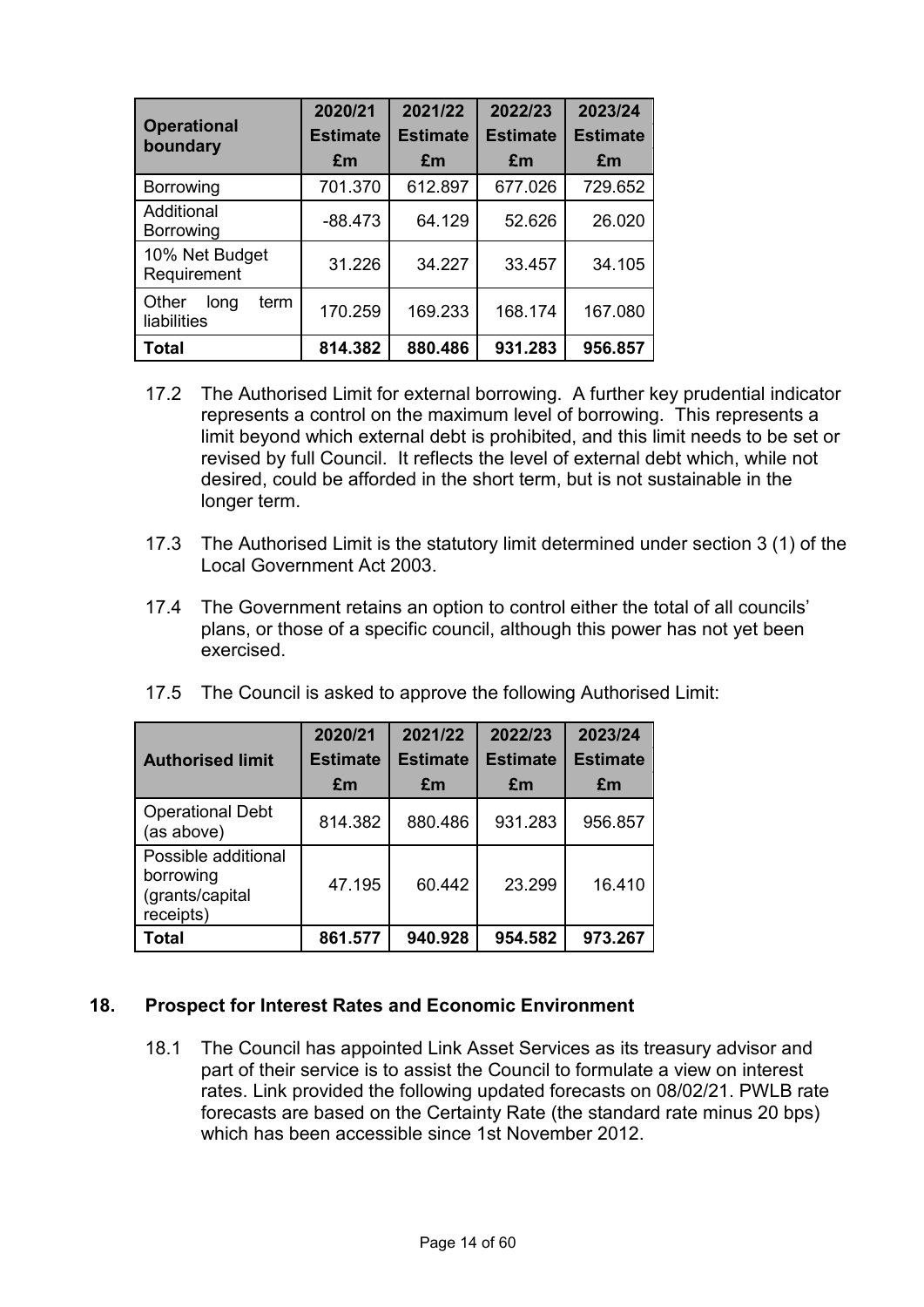| Operational boundary | 2020/21 Estimate £m | 2021/22 Estimate £m | 2022/23 Estimate £m | 2023/24 Estimate £m |
|---|---|---|---|---|
| Borrowing | 701.370 | 612.897 | 677.026 | 729.652 |
| Additional Borrowing | -88.473 | 64.129 | 52.626 | 26.020 |
| 10% Net Budget Requirement | 31.226 | 34.227 | 33.457 | 34.105 |
| Other long term liabilities | 170.259 | 169.233 | 168.174 | 167.080 |
| **Total** | **814.382** | **880.486** | **931.283** | **956.857** |

17.2 The Authorised Limit for external borrowing. A further key prudential indicator represents a control on the maximum level of borrowing. This represents a limit beyond which external debt is prohibited, and this limit needs to be set or revised by full Council. It reflects the level of external debt which, while not desired, could be afforded in the short term, but is not sustainable in the longer term.

17.3 The Authorised Limit is the statutory limit determined under section 3 (1) of the Local Government Act 2003.

17.4 The Government retains an option to control either the total of all councils' plans, or those of a specific council, although this power has not yet been exercised.

17.5 The Council is asked to approve the following Authorised Limit:

| Authorised limit | 2020/21 Estimate £m | 2021/22 Estimate £m | 2022/23 Estimate £m | 2023/24 Estimate £m |
|---|---|---|---|---|
| Operational Debt (as above) | 814.382 | 880.486 | 931.283 | 956.857 |
| Possible additional borrowing (grants/capital receipts) | 47.195 | 60.442 | 23.299 | 16.410 |
| **Total** | **861.577** | **940.928** | **954.582** | **973.267** |

## 18. Prospect for Interest Rates and Economic Environment

18.1 The Council has appointed Link Asset Services as its treasury advisor and part of their service is to assist the Council to formulate a view on interest rates. Link provided the following updated forecasts on 08/02/21. PWLB rate forecasts are based on the Certainty Rate (the standard rate minus 20 bps) which has been accessible since 1st November 2012.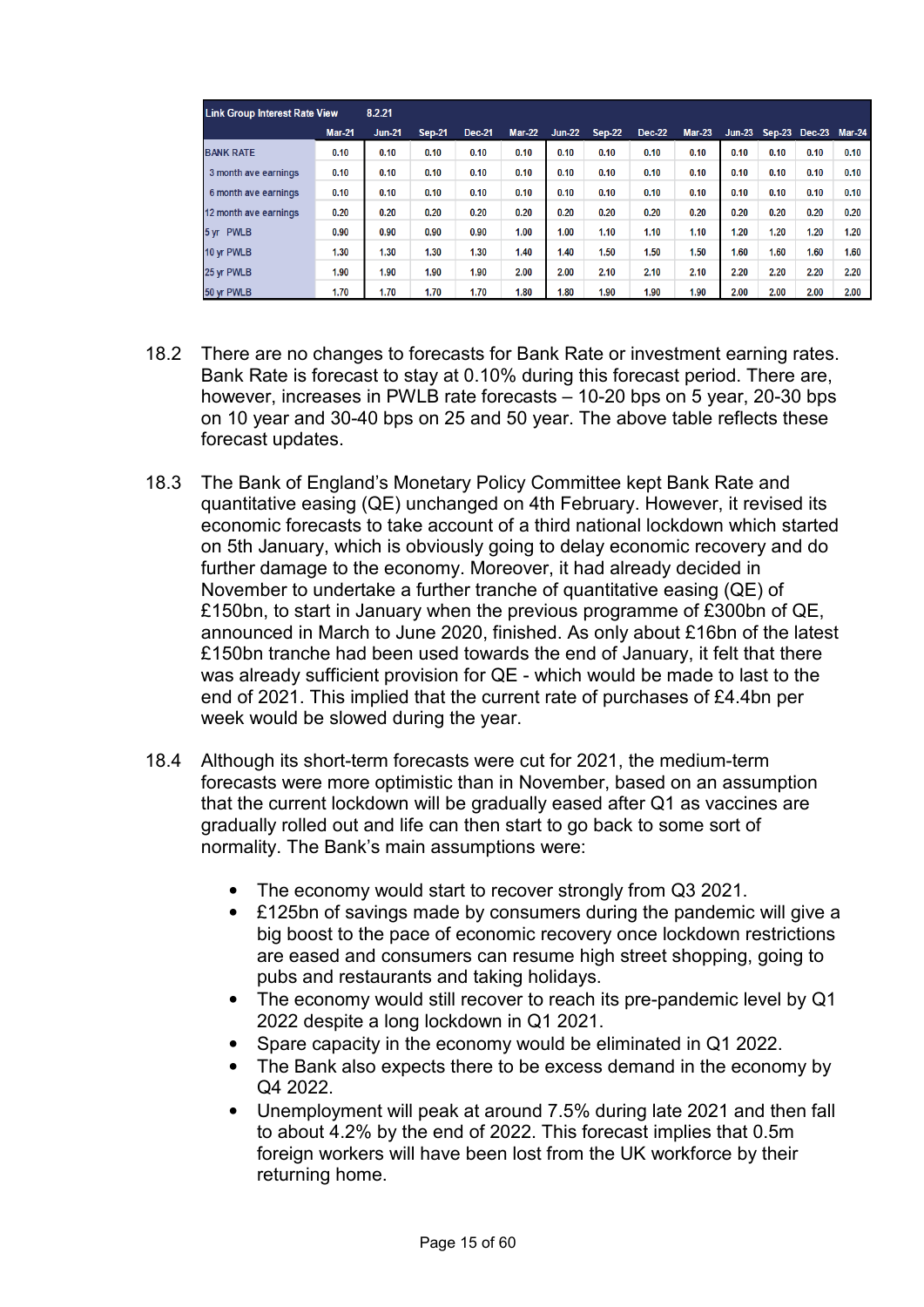| Link Group Interest Rate View | 8.2.21 | | | | | | | | | | | | |
|---|---|---|---|---|---|---|---|---|---|---|---|---|---|
| | Mar-21 | Jun-21 | Sep-21 | Dec-21 | Mar-22 | Jun-22 | Sep-22 | Dec-22 | Mar-23 | Jun-23 | Sep-23 | Dec-23 | Mar-24 |
| BANK RATE | 0.10 | 0.10 | 0.10 | 0.10 | 0.10 | 0.10 | 0.10 | 0.10 | 0.10 | 0.10 | 0.10 | 0.10 | 0.10 |
| 3 month ave earnings | 0.10 | 0.10 | 0.10 | 0.10 | 0.10 | 0.10 | 0.10 | 0.10 | 0.10 | 0.10 | 0.10 | 0.10 | 0.10 |
| 6 month ave earnings | 0.10 | 0.10 | 0.10 | 0.10 | 0.10 | 0.10 | 0.10 | 0.10 | 0.10 | 0.10 | 0.10 | 0.10 | 0.10 |
| 12 month ave earnings | 0.20 | 0.20 | 0.20 | 0.20 | 0.20 | 0.20 | 0.20 | 0.20 | 0.20 | 0.20 | 0.20 | 0.20 | 0.20 |
| 5 yr PWLB | 0.90 | 0.90 | 0.90 | 0.90 | 1.00 | 1.00 | 1.10 | 1.10 | 1.10 | 1.20 | 1.20 | 1.20 | 1.20 |
| 10 yr PWLB | 1.30 | 1.30 | 1.30 | 1.30 | 1.40 | 1.40 | 1.50 | 1.50 | 1.50 | 1.60 | 1.60 | 1.60 | 1.60 |
| 25 yr PWLB | 1.90 | 1.90 | 1.90 | 1.90 | 2.00 | 2.00 | 2.10 | 2.10 | 2.10 | 2.20 | 2.20 | 2.20 | 2.20 |
| 50 yr PWLB | 1.70 | 1.70 | 1.70 | 1.70 | 1.80 | 1.80 | 1.90 | 1.90 | 1.90 | 2.00 | 2.00 | 2.00 | 2.00 |

18.2 There are no changes to forecasts for Bank Rate or investment earning rates. Bank Rate is forecast to stay at 0.10% during this forecast period. There are, however, increases in PWLB rate forecasts – 10-20 bps on 5 year, 20-30 bps on 10 year and 30-40 bps on 25 and 50 year. The above table reflects these forecast updates.

18.3 The Bank of England's Monetary Policy Committee kept Bank Rate and quantitative easing (QE) unchanged on 4th February. However, it revised its economic forecasts to take account of a third national lockdown which started on 5th January, which is obviously going to delay economic recovery and do further damage to the economy. Moreover, it had already decided in November to undertake a further tranche of quantitative easing (QE) of £150bn, to start in January when the previous programme of £300bn of QE, announced in March to June 2020, finished. As only about £16bn of the latest £150bn tranche had been used towards the end of January, it felt that there was already sufficient provision for QE - which would be made to last to the end of 2021. This implied that the current rate of purchases of £4.4bn per week would be slowed during the year.

18.4 Although its short-term forecasts were cut for 2021, the medium-term forecasts were more optimistic than in November, based on an assumption that the current lockdown will be gradually eased after Q1 as vaccines are gradually rolled out and life can then start to go back to some sort of normality. The Bank's main assumptions were:

- The economy would start to recover strongly from Q3 2021.
- £125bn of savings made by consumers during the pandemic will give a big boost to the pace of economic recovery once lockdown restrictions are eased and consumers can resume high street shopping, going to pubs and restaurants and taking holidays.
- The economy would still recover to reach its pre-pandemic level by Q1 2022 despite a long lockdown in Q1 2021.
- Spare capacity in the economy would be eliminated in Q1 2022.
- The Bank also expects there to be excess demand in the economy by Q4 2022.
- Unemployment will peak at around 7.5% during late 2021 and then fall to about 4.2% by the end of 2022. This forecast implies that 0.5m foreign workers will have been lost from the UK workforce by their returning home.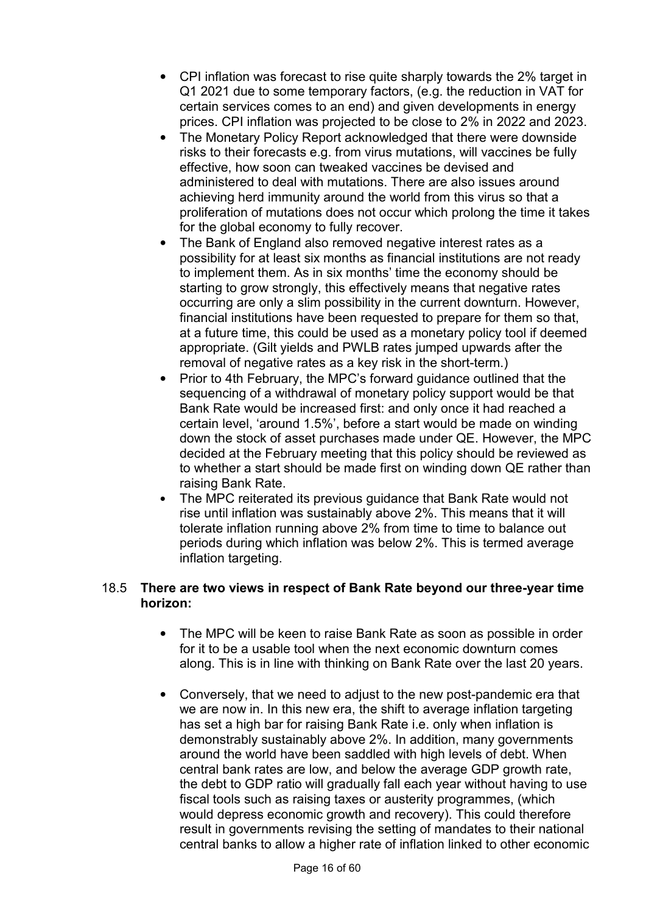- CPI inflation was forecast to rise quite sharply towards the 2% target in Q1 2021 due to some temporary factors, (e.g. the reduction in VAT for certain services comes to an end) and given developments in energy prices. CPI inflation was projected to be close to 2% in 2022 and 2023.
- The Monetary Policy Report acknowledged that there were downside risks to their forecasts e.g. from virus mutations, will vaccines be fully effective, how soon can tweaked vaccines be devised and administered to deal with mutations. There are also issues around achieving herd immunity around the world from this virus so that a proliferation of mutations does not occur which prolong the time it takes for the global economy to fully recover.
- The Bank of England also removed negative interest rates as a possibility for at least six months as financial institutions are not ready to implement them. As in six months' time the economy should be starting to grow strongly, this effectively means that negative rates occurring are only a slim possibility in the current downturn. However, financial institutions have been requested to prepare for them so that, at a future time, this could be used as a monetary policy tool if deemed appropriate. (Gilt yields and PWLB rates jumped upwards after the removal of negative rates as a key risk in the short-term.)
- Prior to 4th February, the MPC's forward guidance outlined that the sequencing of a withdrawal of monetary policy support would be that Bank Rate would be increased first: and only once it had reached a certain level, 'around 1.5%', before a start would be made on winding down the stock of asset purchases made under QE. However, the MPC decided at the February meeting that this policy should be reviewed as to whether a start should be made first on winding down QE rather than raising Bank Rate.
- The MPC reiterated its previous guidance that Bank Rate would not rise until inflation was sustainably above 2%. This means that it will tolerate inflation running above 2% from time to time to balance out periods during which inflation was below 2%. This is termed average inflation targeting.

18.5 **There are two views in respect of Bank Rate beyond our three-year time horizon:**

- The MPC will be keen to raise Bank Rate as soon as possible in order for it to be a usable tool when the next economic downturn comes along. This is in line with thinking on Bank Rate over the last 20 years.
- Conversely, that we need to adjust to the new post-pandemic era that we are now in. In this new era, the shift to average inflation targeting has set a high bar for raising Bank Rate i.e. only when inflation is demonstrably sustainably above 2%. In addition, many governments around the world have been saddled with high levels of debt. When central bank rates are low, and below the average GDP growth rate, the debt to GDP ratio will gradually fall each year without having to use fiscal tools such as raising taxes or austerity programmes, (which would depress economic growth and recovery). This could therefore result in governments revising the setting of mandates to their national central banks to allow a higher rate of inflation linked to other economic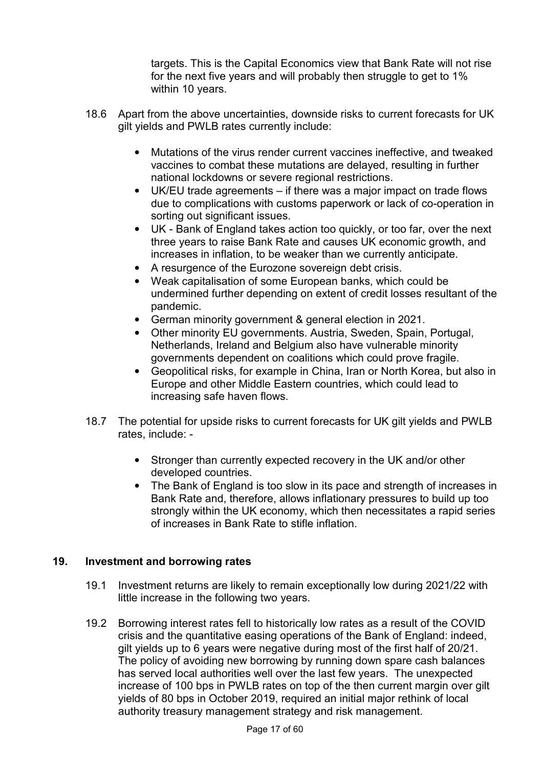targets. This is the Capital Economics view that Bank Rate will not rise for the next five years and will probably then struggle to get to 1% within 10 years.

18.6 Apart from the above uncertainties, downside risks to current forecasts for UK gilt yields and PWLB rates currently include:

- Mutations of the virus render current vaccines ineffective, and tweaked vaccines to combat these mutations are delayed, resulting in further national lockdowns or severe regional restrictions.
- UK/EU trade agreements – if there was a major impact on trade flows due to complications with customs paperwork or lack of co-operation in sorting out significant issues.
- UK - Bank of England takes action too quickly, or too far, over the next three years to raise Bank Rate and causes UK economic growth, and increases in inflation, to be weaker than we currently anticipate.
- A resurgence of the Eurozone sovereign debt crisis.
- Weak capitalisation of some European banks, which could be undermined further depending on extent of credit losses resultant of the pandemic.
- German minority government & general election in 2021.
- Other minority EU governments. Austria, Sweden, Spain, Portugal, Netherlands, Ireland and Belgium also have vulnerable minority governments dependent on coalitions which could prove fragile.
- Geopolitical risks, for example in China, Iran or North Korea, but also in Europe and other Middle Eastern countries, which could lead to increasing safe haven flows.

18.7 The potential for upside risks to current forecasts for UK gilt yields and PWLB rates, include: -

- Stronger than currently expected recovery in the UK and/or other developed countries.
- The Bank of England is too slow in its pace and strength of increases in Bank Rate and, therefore, allows inflationary pressures to build up too strongly within the UK economy, which then necessitates a rapid series of increases in Bank Rate to stifle inflation.

## 19. Investment and borrowing rates

19.1 Investment returns are likely to remain exceptionally low during 2021/22 with little increase in the following two years.

19.2 Borrowing interest rates fell to historically low rates as a result of the COVID crisis and the quantitative easing operations of the Bank of England: indeed, gilt yields up to 6 years were negative during most of the first half of 20/21. The policy of avoiding new borrowing by running down spare cash balances has served local authorities well over the last few years. The unexpected increase of 100 bps in PWLB rates on top of the then current margin over gilt yields of 80 bps in October 2019, required an initial major rethink of local authority treasury management strategy and risk management.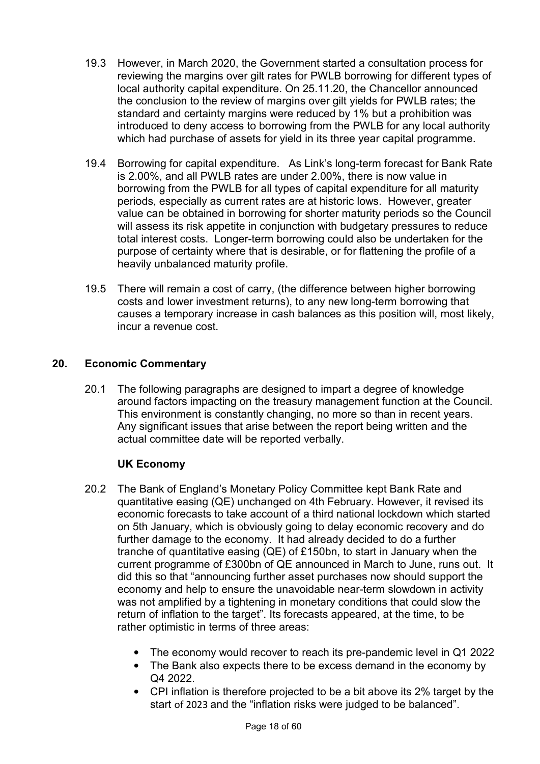19.3 However, in March 2020, the Government started a consultation process for reviewing the margins over gilt rates for PWLB borrowing for different types of local authority capital expenditure. On 25.11.20, the Chancellor announced the conclusion to the review of margins over gilt yields for PWLB rates; the standard and certainty margins were reduced by 1% but a prohibition was introduced to deny access to borrowing from the PWLB for any local authority which had purchase of assets for yield in its three year capital programme.

19.4 Borrowing for capital expenditure. As Link's long-term forecast for Bank Rate is 2.00%, and all PWLB rates are under 2.00%, there is now value in borrowing from the PWLB for all types of capital expenditure for all maturity periods, especially as current rates are at historic lows. However, greater value can be obtained in borrowing for shorter maturity periods so the Council will assess its risk appetite in conjunction with budgetary pressures to reduce total interest costs. Longer-term borrowing could also be undertaken for the purpose of certainty where that is desirable, or for flattening the profile of a heavily unbalanced maturity profile.

19.5 There will remain a cost of carry, (the difference between higher borrowing costs and lower investment returns), to any new long-term borrowing that causes a temporary increase in cash balances as this position will, most likely, incur a revenue cost.

## 20. Economic Commentary

20.1 The following paragraphs are designed to impart a degree of knowledge around factors impacting on the treasury management function at the Council. This environment is constantly changing, no more so than in recent years. Any significant issues that arise between the report being written and the actual committee date will be reported verbally.

### UK Economy

20.2 The Bank of England's Monetary Policy Committee kept Bank Rate and quantitative easing (QE) unchanged on 4th February. However, it revised its economic forecasts to take account of a third national lockdown which started on 5th January, which is obviously going to delay economic recovery and do further damage to the economy. It had already decided to do a further tranche of quantitative easing (QE) of £150bn, to start in January when the current programme of £300bn of QE announced in March to June, runs out. It did this so that "announcing further asset purchases now should support the economy and help to ensure the unavoidable near-term slowdown in activity was not amplified by a tightening in monetary conditions that could slow the return of inflation to the target". Its forecasts appeared, at the time, to be rather optimistic in terms of three areas:

- The economy would recover to reach its pre-pandemic level in Q1 2022
- The Bank also expects there to be excess demand in the economy by Q4 2022.
- CPI inflation is therefore projected to be a bit above its 2% target by the start of 2023 and the "inflation risks were judged to be balanced".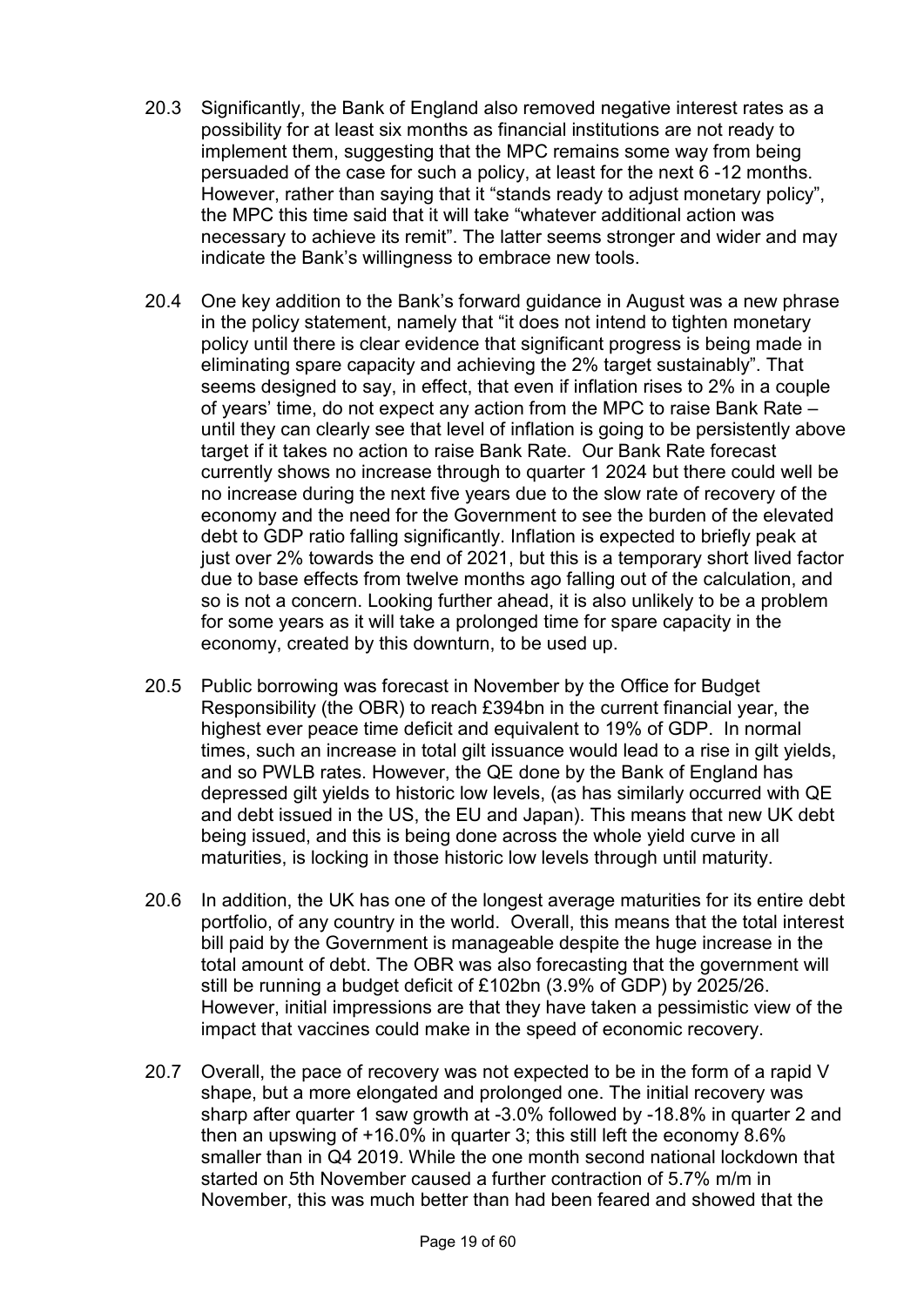20.3 Significantly, the Bank of England also removed negative interest rates as a possibility for at least six months as financial institutions are not ready to implement them, suggesting that the MPC remains some way from being persuaded of the case for such a policy, at least for the next 6 -12 months. However, rather than saying that it "stands ready to adjust monetary policy", the MPC this time said that it will take "whatever additional action was necessary to achieve its remit". The latter seems stronger and wider and may indicate the Bank's willingness to embrace new tools.

20.4 One key addition to the Bank's forward guidance in August was a new phrase in the policy statement, namely that "it does not intend to tighten monetary policy until there is clear evidence that significant progress is being made in eliminating spare capacity and achieving the 2% target sustainably". That seems designed to say, in effect, that even if inflation rises to 2% in a couple of years' time, do not expect any action from the MPC to raise Bank Rate – until they can clearly see that level of inflation is going to be persistently above target if it takes no action to raise Bank Rate. Our Bank Rate forecast currently shows no increase through to quarter 1 2024 but there could well be no increase during the next five years due to the slow rate of recovery of the economy and the need for the Government to see the burden of the elevated debt to GDP ratio falling significantly. Inflation is expected to briefly peak at just over 2% towards the end of 2021, but this is a temporary short lived factor due to base effects from twelve months ago falling out of the calculation, and so is not a concern. Looking further ahead, it is also unlikely to be a problem for some years as it will take a prolonged time for spare capacity in the economy, created by this downturn, to be used up.

20.5 Public borrowing was forecast in November by the Office for Budget Responsibility (the OBR) to reach £394bn in the current financial year, the highest ever peace time deficit and equivalent to 19% of GDP. In normal times, such an increase in total gilt issuance would lead to a rise in gilt yields, and so PWLB rates. However, the QE done by the Bank of England has depressed gilt yields to historic low levels, (as has similarly occurred with QE and debt issued in the US, the EU and Japan). This means that new UK debt being issued, and this is being done across the whole yield curve in all maturities, is locking in those historic low levels through until maturity.

20.6 In addition, the UK has one of the longest average maturities for its entire debt portfolio, of any country in the world. Overall, this means that the total interest bill paid by the Government is manageable despite the huge increase in the total amount of debt. The OBR was also forecasting that the government will still be running a budget deficit of £102bn (3.9% of GDP) by 2025/26. However, initial impressions are that they have taken a pessimistic view of the impact that vaccines could make in the speed of economic recovery.

20.7 Overall, the pace of recovery was not expected to be in the form of a rapid V shape, but a more elongated and prolonged one. The initial recovery was sharp after quarter 1 saw growth at -3.0% followed by -18.8% in quarter 2 and then an upswing of +16.0% in quarter 3; this still left the economy 8.6% smaller than in Q4 2019. While the one month second national lockdown that started on 5th November caused a further contraction of 5.7% m/m in November, this was much better than had been feared and showed that the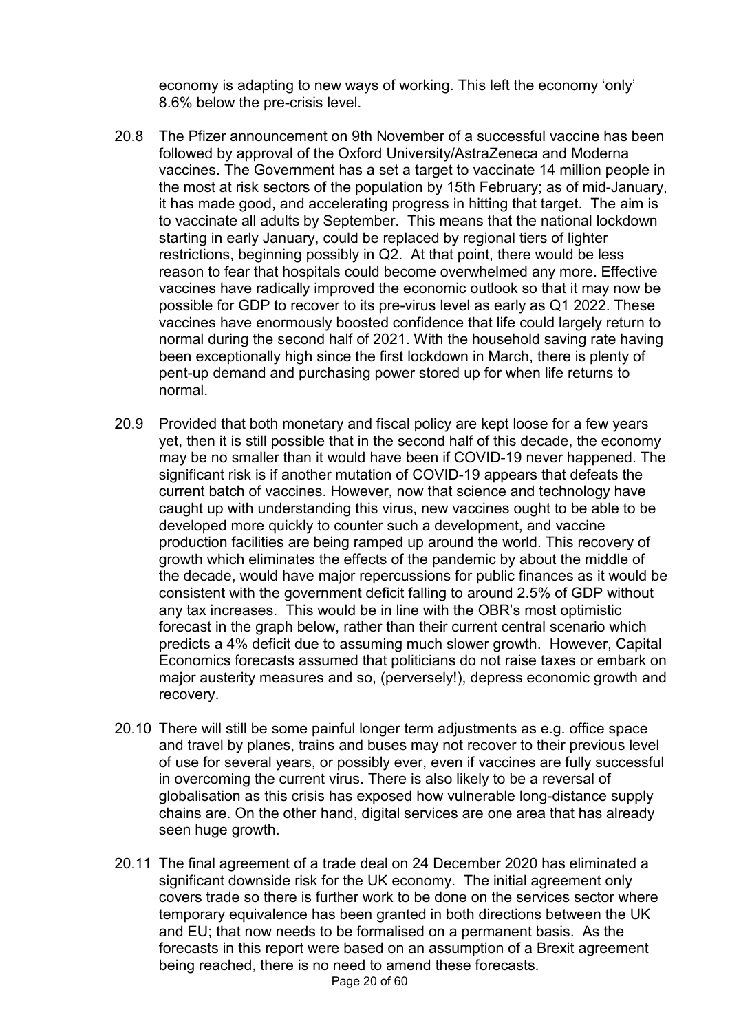economy is adapting to new ways of working. This left the economy 'only' 8.6% below the pre-crisis level.

20.8 The Pfizer announcement on 9th November of a successful vaccine has been followed by approval of the Oxford University/AstraZeneca and Moderna vaccines. The Government has a set a target to vaccinate 14 million people in the most at risk sectors of the population by 15th February; as of mid-January, it has made good, and accelerating progress in hitting that target. The aim is to vaccinate all adults by September. This means that the national lockdown starting in early January, could be replaced by regional tiers of lighter restrictions, beginning possibly in Q2. At that point, there would be less reason to fear that hospitals could become overwhelmed any more. Effective vaccines have radically improved the economic outlook so that it may now be possible for GDP to recover to its pre-virus level as early as Q1 2022. These vaccines have enormously boosted confidence that life could largely return to normal during the second half of 2021. With the household saving rate having been exceptionally high since the first lockdown in March, there is plenty of pent-up demand and purchasing power stored up for when life returns to normal.

20.9 Provided that both monetary and fiscal policy are kept loose for a few years yet, then it is still possible that in the second half of this decade, the economy may be no smaller than it would have been if COVID-19 never happened. The significant risk is if another mutation of COVID-19 appears that defeats the current batch of vaccines. However, now that science and technology have caught up with understanding this virus, new vaccines ought to be able to be developed more quickly to counter such a development, and vaccine production facilities are being ramped up around the world. This recovery of growth which eliminates the effects of the pandemic by about the middle of the decade, would have major repercussions for public finances as it would be consistent with the government deficit falling to around 2.5% of GDP without any tax increases. This would be in line with the OBR's most optimistic forecast in the graph below, rather than their current central scenario which predicts a 4% deficit due to assuming much slower growth. However, Capital Economics forecasts assumed that politicians do not raise taxes or embark on major austerity measures and so, (perversely!), depress economic growth and recovery.

20.10 There will still be some painful longer term adjustments as e.g. office space and travel by planes, trains and buses may not recover to their previous level of use for several years, or possibly ever, even if vaccines are fully successful in overcoming the current virus. There is also likely to be a reversal of globalisation as this crisis has exposed how vulnerable long-distance supply chains are. On the other hand, digital services are one area that has already seen huge growth.

20.11 The final agreement of a trade deal on 24 December 2020 has eliminated a significant downside risk for the UK economy. The initial agreement only covers trade so there is further work to be done on the services sector where temporary equivalence has been granted in both directions between the UK and EU; that now needs to be formalised on a permanent basis. As the forecasts in this report were based on an assumption of a Brexit agreement being reached, there is no need to amend these forecasts.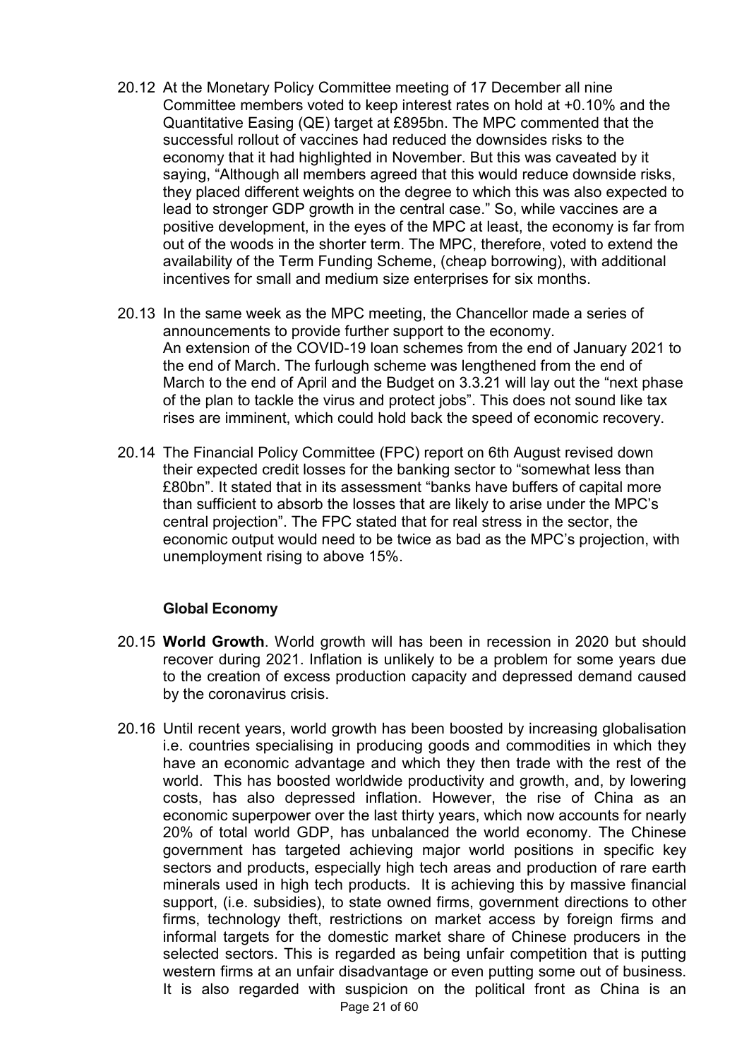20.12 At the Monetary Policy Committee meeting of 17 December all nine Committee members voted to keep interest rates on hold at +0.10% and the Quantitative Easing (QE) target at £895bn. The MPC commented that the successful rollout of vaccines had reduced the downsides risks to the economy that it had highlighted in November. But this was caveated by it saying, "Although all members agreed that this would reduce downside risks, they placed different weights on the degree to which this was also expected to lead to stronger GDP growth in the central case." So, while vaccines are a positive development, in the eyes of the MPC at least, the economy is far from out of the woods in the shorter term. The MPC, therefore, voted to extend the availability of the Term Funding Scheme, (cheap borrowing), with additional incentives for small and medium size enterprises for six months.

20.13 In the same week as the MPC meeting, the Chancellor made a series of announcements to provide further support to the economy.
An extension of the COVID-19 loan schemes from the end of January 2021 to the end of March. The furlough scheme was lengthened from the end of March to the end of April and the Budget on 3.3.21 will lay out the "next phase of the plan to tackle the virus and protect jobs". This does not sound like tax rises are imminent, which could hold back the speed of economic recovery.

20.14 The Financial Policy Committee (FPC) report on 6th August revised down their expected credit losses for the banking sector to "somewhat less than £80bn". It stated that in its assessment "banks have buffers of capital more than sufficient to absorb the losses that are likely to arise under the MPC's central projection". The FPC stated that for real stress in the sector, the economic output would need to be twice as bad as the MPC's projection, with unemployment rising to above 15%.

**Global Economy**

20.15 **World Growth**. World growth will has been in recession in 2020 but should recover during 2021. Inflation is unlikely to be a problem for some years due to the creation of excess production capacity and depressed demand caused by the coronavirus crisis.

20.16 Until recent years, world growth has been boosted by increasing globalisation i.e. countries specialising in producing goods and commodities in which they have an economic advantage and which they then trade with the rest of the world. This has boosted worldwide productivity and growth, and, by lowering costs, has also depressed inflation. However, the rise of China as an economic superpower over the last thirty years, which now accounts for nearly 20% of total world GDP, has unbalanced the world economy. The Chinese government has targeted achieving major world positions in specific key sectors and products, especially high tech areas and production of rare earth minerals used in high tech products. It is achieving this by massive financial support, (i.e. subsidies), to state owned firms, government directions to other firms, technology theft, restrictions on market access by foreign firms and informal targets for the domestic market share of Chinese producers in the selected sectors. This is regarded as being unfair competition that is putting western firms at an unfair disadvantage or even putting some out of business. It is also regarded with suspicion on the political front as China is an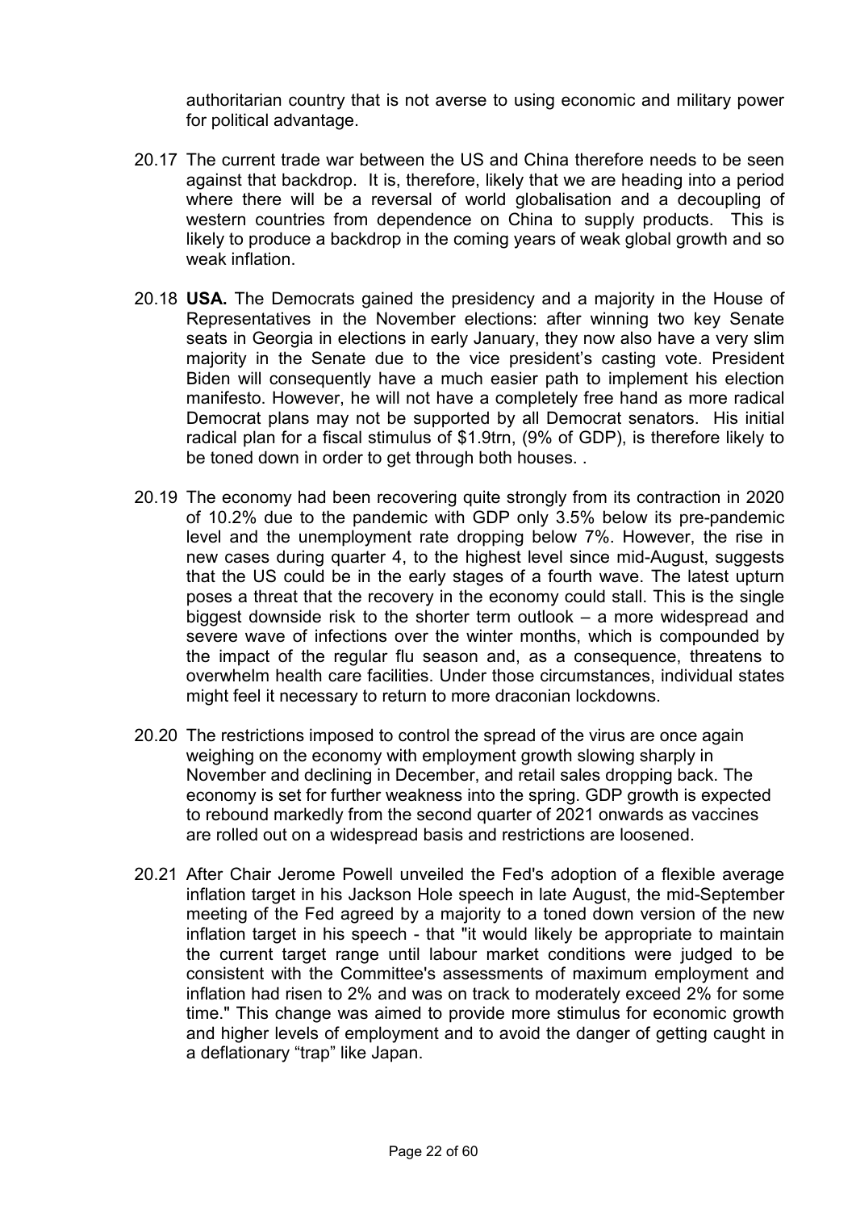authoritarian country that is not averse to using economic and military power for political advantage.

20.17 The current trade war between the US and China therefore needs to be seen against that backdrop. It is, therefore, likely that we are heading into a period where there will be a reversal of world globalisation and a decoupling of western countries from dependence on China to supply products. This is likely to produce a backdrop in the coming years of weak global growth and so weak inflation.

20.18 **USA.** The Democrats gained the presidency and a majority in the House of Representatives in the November elections: after winning two key Senate seats in Georgia in elections in early January, they now also have a very slim majority in the Senate due to the vice president's casting vote. President Biden will consequently have a much easier path to implement his election manifesto. However, he will not have a completely free hand as more radical Democrat plans may not be supported by all Democrat senators. His initial radical plan for a fiscal stimulus of $1.9trn, (9% of GDP), is therefore likely to be toned down in order to get through both houses. .

20.19 The economy had been recovering quite strongly from its contraction in 2020 of 10.2% due to the pandemic with GDP only 3.5% below its pre-pandemic level and the unemployment rate dropping below 7%. However, the rise in new cases during quarter 4, to the highest level since mid-August, suggests that the US could be in the early stages of a fourth wave. The latest upturn poses a threat that the recovery in the economy could stall. This is the single biggest downside risk to the shorter term outlook – a more widespread and severe wave of infections over the winter months, which is compounded by the impact of the regular flu season and, as a consequence, threatens to overwhelm health care facilities. Under those circumstances, individual states might feel it necessary to return to more draconian lockdowns.

20.20 The restrictions imposed to control the spread of the virus are once again weighing on the economy with employment growth slowing sharply in November and declining in December, and retail sales dropping back. The economy is set for further weakness into the spring. GDP growth is expected to rebound markedly from the second quarter of 2021 onwards as vaccines are rolled out on a widespread basis and restrictions are loosened.

20.21 After Chair Jerome Powell unveiled the Fed's adoption of a flexible average inflation target in his Jackson Hole speech in late August, the mid-September meeting of the Fed agreed by a majority to a toned down version of the new inflation target in his speech - that "it would likely be appropriate to maintain the current target range until labour market conditions were judged to be consistent with the Committee's assessments of maximum employment and inflation had risen to 2% and was on track to moderately exceed 2% for some time." This change was aimed to provide more stimulus for economic growth and higher levels of employment and to avoid the danger of getting caught in a deflationary "trap" like Japan.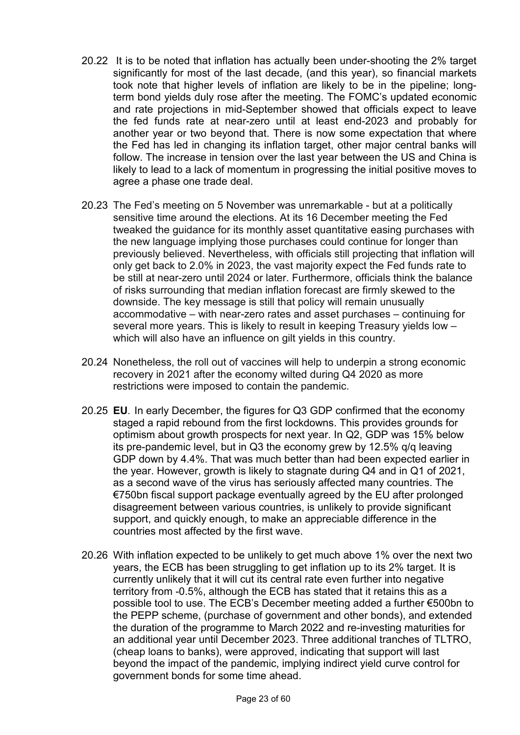20.22 It is to be noted that inflation has actually been under-shooting the 2% target significantly for most of the last decade, (and this year), so financial markets took note that higher levels of inflation are likely to be in the pipeline; long-term bond yields duly rose after the meeting. The FOMC's updated economic and rate projections in mid-September showed that officials expect to leave the fed funds rate at near-zero until at least end-2023 and probably for another year or two beyond that. There is now some expectation that where the Fed has led in changing its inflation target, other major central banks will follow. The increase in tension over the last year between the US and China is likely to lead to a lack of momentum in progressing the initial positive moves to agree a phase one trade deal.

20.23 The Fed's meeting on 5 November was unremarkable - but at a politically sensitive time around the elections. At its 16 December meeting the Fed tweaked the guidance for its monthly asset quantitative easing purchases with the new language implying those purchases could continue for longer than previously believed. Nevertheless, with officials still projecting that inflation will only get back to 2.0% in 2023, the vast majority expect the Fed funds rate to be still at near-zero until 2024 or later. Furthermore, officials think the balance of risks surrounding that median inflation forecast are firmly skewed to the downside. The key message is still that policy will remain unusually accommodative – with near-zero rates and asset purchases – continuing for several more years. This is likely to result in keeping Treasury yields low – which will also have an influence on gilt yields in this country.

20.24 Nonetheless, the roll out of vaccines will help to underpin a strong economic recovery in 2021 after the economy wilted during Q4 2020 as more restrictions were imposed to contain the pandemic.

20.25 **EU**. In early December, the figures for Q3 GDP confirmed that the economy staged a rapid rebound from the first lockdowns. This provides grounds for optimism about growth prospects for next year. In Q2, GDP was 15% below its pre-pandemic level, but in Q3 the economy grew by 12.5% q/q leaving GDP down by 4.4%. That was much better than had been expected earlier in the year. However, growth is likely to stagnate during Q4 and in Q1 of 2021, as a second wave of the virus has seriously affected many countries. The €750bn fiscal support package eventually agreed by the EU after prolonged disagreement between various countries, is unlikely to provide significant support, and quickly enough, to make an appreciable difference in the countries most affected by the first wave.

20.26 With inflation expected to be unlikely to get much above 1% over the next two years, the ECB has been struggling to get inflation up to its 2% target. It is currently unlikely that it will cut its central rate even further into negative territory from -0.5%, although the ECB has stated that it retains this as a possible tool to use. The ECB's December meeting added a further €500bn to the PEPP scheme, (purchase of government and other bonds), and extended the duration of the programme to March 2022 and re-investing maturities for an additional year until December 2023. Three additional tranches of TLTRO, (cheap loans to banks), were approved, indicating that support will last beyond the impact of the pandemic, implying indirect yield curve control for government bonds for some time ahead.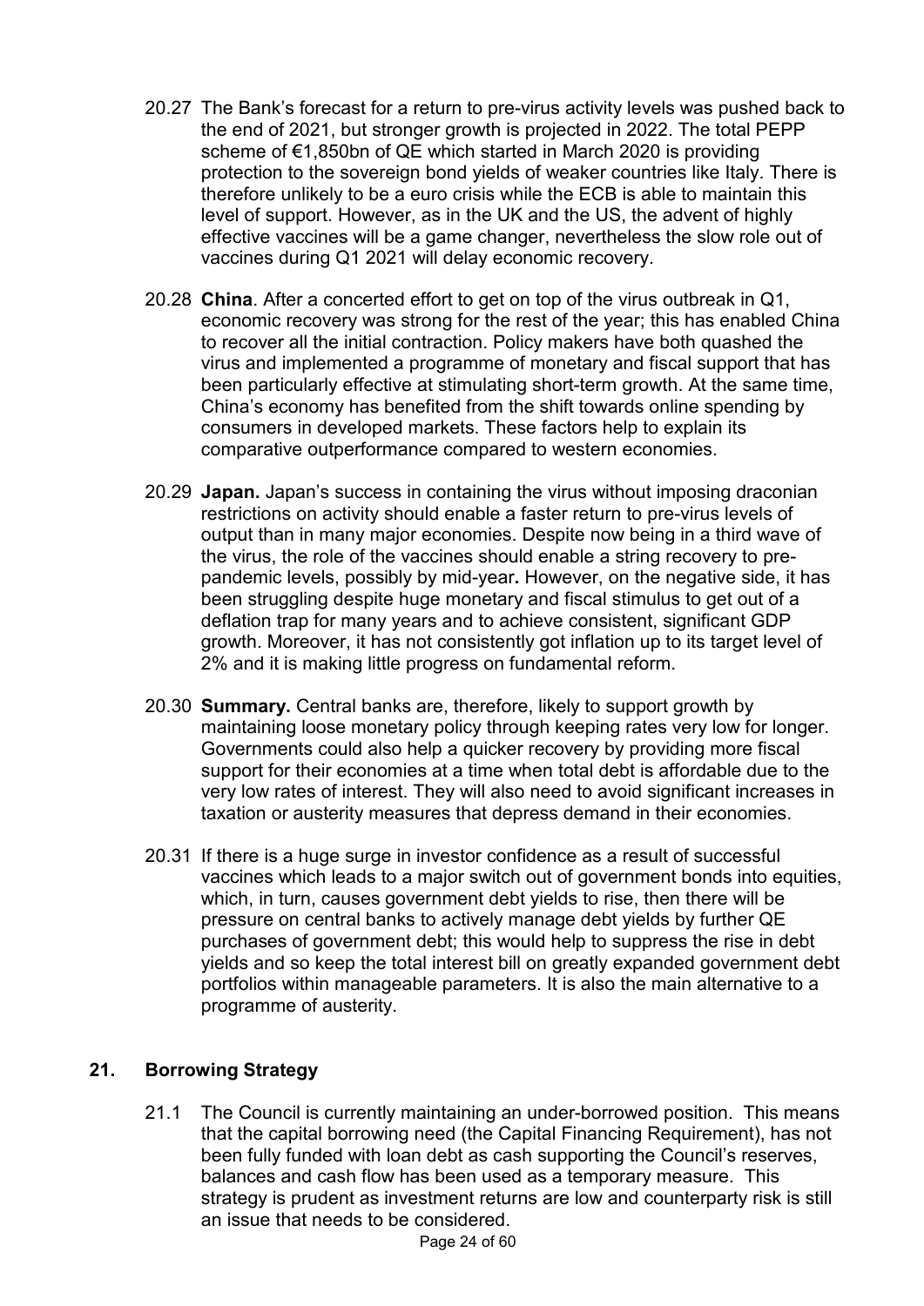20.27 The Bank's forecast for a return to pre-virus activity levels was pushed back to the end of 2021, but stronger growth is projected in 2022. The total PEPP scheme of €1,850bn of QE which started in March 2020 is providing protection to the sovereign bond yields of weaker countries like Italy. There is therefore unlikely to be a euro crisis while the ECB is able to maintain this level of support. However, as in the UK and the US, the advent of highly effective vaccines will be a game changer, nevertheless the slow role out of vaccines during Q1 2021 will delay economic recovery.

20.28 **China**. After a concerted effort to get on top of the virus outbreak in Q1, economic recovery was strong for the rest of the year; this has enabled China to recover all the initial contraction. Policy makers have both quashed the virus and implemented a programme of monetary and fiscal support that has been particularly effective at stimulating short-term growth. At the same time, China's economy has benefited from the shift towards online spending by consumers in developed markets. These factors help to explain its comparative outperformance compared to western economies.

20.29 **Japan.** Japan's success in containing the virus without imposing draconian restrictions on activity should enable a faster return to pre-virus levels of output than in many major economies. Despite now being in a third wave of the virus, the role of the vaccines should enable a string recovery to pre-pandemic levels, possibly by mid-year**.** However, on the negative side, it has been struggling despite huge monetary and fiscal stimulus to get out of a deflation trap for many years and to achieve consistent, significant GDP growth. Moreover, it has not consistently got inflation up to its target level of 2% and it is making little progress on fundamental reform.

20.30 **Summary.** Central banks are, therefore, likely to support growth by maintaining loose monetary policy through keeping rates very low for longer. Governments could also help a quicker recovery by providing more fiscal support for their economies at a time when total debt is affordable due to the very low rates of interest. They will also need to avoid significant increases in taxation or austerity measures that depress demand in their economies.

20.31 If there is a huge surge in investor confidence as a result of successful vaccines which leads to a major switch out of government bonds into equities, which, in turn, causes government debt yields to rise, then there will be pressure on central banks to actively manage debt yields by further QE purchases of government debt; this would help to suppress the rise in debt yields and so keep the total interest bill on greatly expanded government debt portfolios within manageable parameters. It is also the main alternative to a programme of austerity.

## 21. Borrowing Strategy

21.1 The Council is currently maintaining an under-borrowed position. This means that the capital borrowing need (the Capital Financing Requirement), has not been fully funded with loan debt as cash supporting the Council's reserves, balances and cash flow has been used as a temporary measure. This strategy is prudent as investment returns are low and counterparty risk is still an issue that needs to be considered.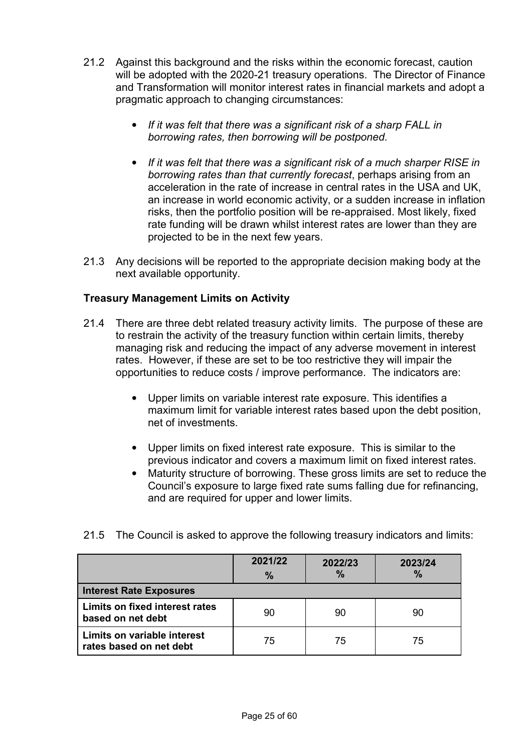21.2 Against this background and the risks within the economic forecast, caution will be adopted with the 2020-21 treasury operations. The Director of Finance and Transformation will monitor interest rates in financial markets and adopt a pragmatic approach to changing circumstances:

- *If it was felt that there was a significant risk of a sharp FALL in borrowing rates, then borrowing will be postponed.*

- *If it was felt that there was a significant risk of a much sharper RISE in borrowing rates than that currently forecast*, perhaps arising from an acceleration in the rate of increase in central rates in the USA and UK, an increase in world economic activity, or a sudden increase in inflation risks, then the portfolio position will be re-appraised. Most likely, fixed rate funding will be drawn whilst interest rates are lower than they are projected to be in the next few years.

21.3 Any decisions will be reported to the appropriate decision making body at the next available opportunity.

**Treasury Management Limits on Activity**

21.4 There are three debt related treasury activity limits. The purpose of these are to restrain the activity of the treasury function within certain limits, thereby managing risk and reducing the impact of any adverse movement in interest rates. However, if these are set to be too restrictive they will impair the opportunities to reduce costs / improve performance. The indicators are:

- Upper limits on variable interest rate exposure. This identifies a maximum limit for variable interest rates based upon the debt position, net of investments.

- Upper limits on fixed interest rate exposure. This is similar to the previous indicator and covers a maximum limit on fixed interest rates.
- Maturity structure of borrowing. These gross limits are set to reduce the Council's exposure to large fixed rate sums falling due for refinancing, and are required for upper and lower limits.

21.5 The Council is asked to approve the following treasury indicators and limits:

| | 2021/22 % | 2022/23 % | 2023/24 % |
|---|---|---|---|
| **Interest Rate Exposures** | | | |
| **Limits on fixed interest rates based on net debt** | 90 | 90 | 90 |
| **Limits on variable interest rates based on net debt** | 75 | 75 | 75 |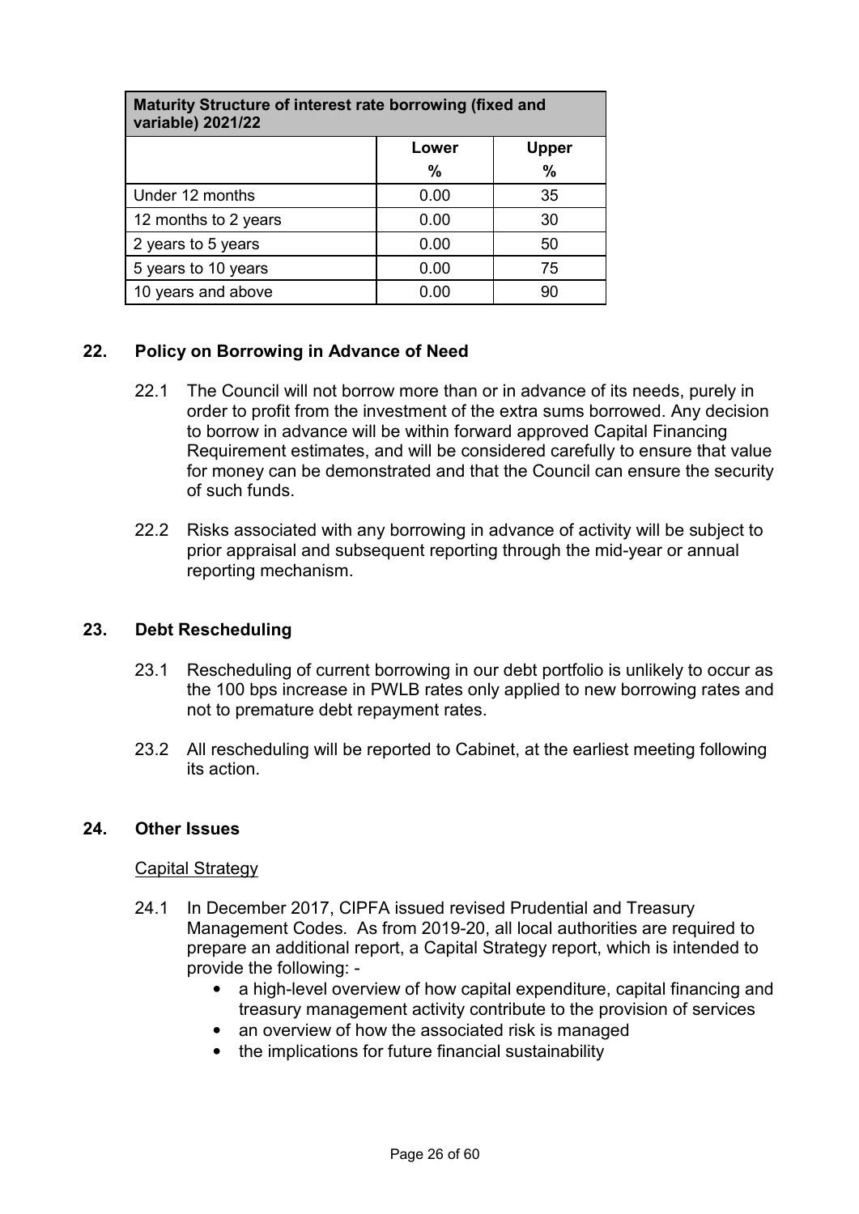| Maturity Structure of interest rate borrowing (fixed and variable) 2021/22 | | |
|---|---|---|
| | **Lower** **%** | **Upper** **%** |
| Under 12 months | 0.00 | 35 |
| 12 months to 2 years | 0.00 | 30 |
| 2 years to 5 years | 0.00 | 50 |
| 5 years to 10 years | 0.00 | 75 |
| 10 years and above | 0.00 | 90 |

## 22. Policy on Borrowing in Advance of Need

22.1 The Council will not borrow more than or in advance of its needs, purely in order to profit from the investment of the extra sums borrowed. Any decision to borrow in advance will be within forward approved Capital Financing Requirement estimates, and will be considered carefully to ensure that value for money can be demonstrated and that the Council can ensure the security of such funds.

22.2 Risks associated with any borrowing in advance of activity will be subject to prior appraisal and subsequent reporting through the mid-year or annual reporting mechanism.

## 23. Debt Rescheduling

23.1 Rescheduling of current borrowing in our debt portfolio is unlikely to occur as the 100 bps increase in PWLB rates only applied to new borrowing rates and not to premature debt repayment rates.

23.2 All rescheduling will be reported to Cabinet, at the earliest meeting following its action.

## 24. Other Issues

Capital Strategy

24.1 In December 2017, CIPFA issued revised Prudential and Treasury Management Codes. As from 2019-20, all local authorities are required to prepare an additional report, a Capital Strategy report, which is intended to provide the following: -

- a high-level overview of how capital expenditure, capital financing and treasury management activity contribute to the provision of services
- an overview of how the associated risk is managed
- the implications for future financial sustainability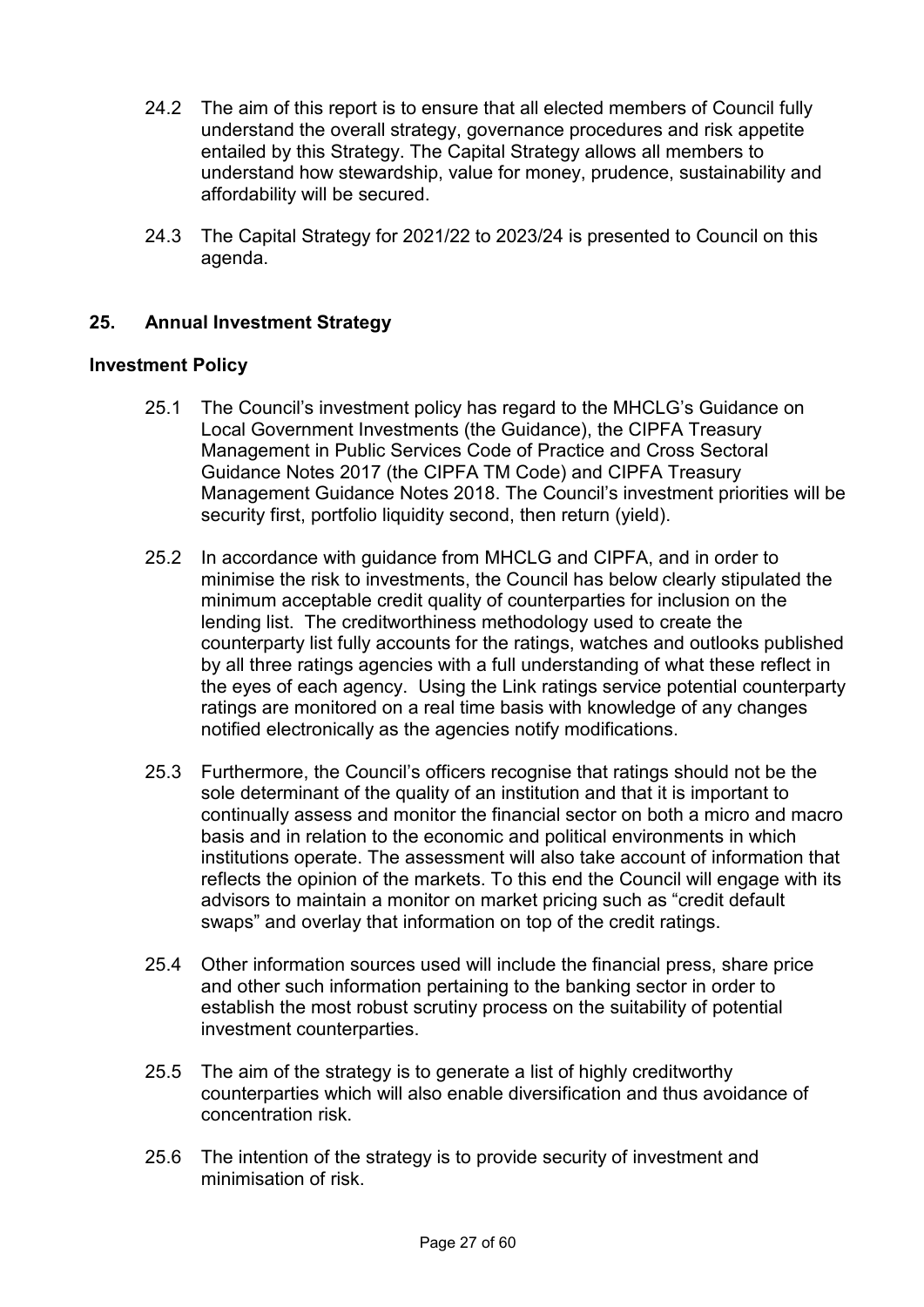24.2 The aim of this report is to ensure that all elected members of Council fully understand the overall strategy, governance procedures and risk appetite entailed by this Strategy. The Capital Strategy allows all members to understand how stewardship, value for money, prudence, sustainability and affordability will be secured.

24.3 The Capital Strategy for 2021/22 to 2023/24 is presented to Council on this agenda.

## 25. Annual Investment Strategy

### Investment Policy

25.1 The Council's investment policy has regard to the MHCLG's Guidance on Local Government Investments (the Guidance), the CIPFA Treasury Management in Public Services Code of Practice and Cross Sectoral Guidance Notes 2017 (the CIPFA TM Code) and CIPFA Treasury Management Guidance Notes 2018. The Council's investment priorities will be security first, portfolio liquidity second, then return (yield).

25.2 In accordance with guidance from MHCLG and CIPFA, and in order to minimise the risk to investments, the Council has below clearly stipulated the minimum acceptable credit quality of counterparties for inclusion on the lending list. The creditworthiness methodology used to create the counterparty list fully accounts for the ratings, watches and outlooks published by all three ratings agencies with a full understanding of what these reflect in the eyes of each agency. Using the Link ratings service potential counterparty ratings are monitored on a real time basis with knowledge of any changes notified electronically as the agencies notify modifications.

25.3 Furthermore, the Council's officers recognise that ratings should not be the sole determinant of the quality of an institution and that it is important to continually assess and monitor the financial sector on both a micro and macro basis and in relation to the economic and political environments in which institutions operate. The assessment will also take account of information that reflects the opinion of the markets. To this end the Council will engage with its advisors to maintain a monitor on market pricing such as "credit default swaps" and overlay that information on top of the credit ratings.

25.4 Other information sources used will include the financial press, share price and other such information pertaining to the banking sector in order to establish the most robust scrutiny process on the suitability of potential investment counterparties.

25.5 The aim of the strategy is to generate a list of highly creditworthy counterparties which will also enable diversification and thus avoidance of concentration risk.

25.6 The intention of the strategy is to provide security of investment and minimisation of risk.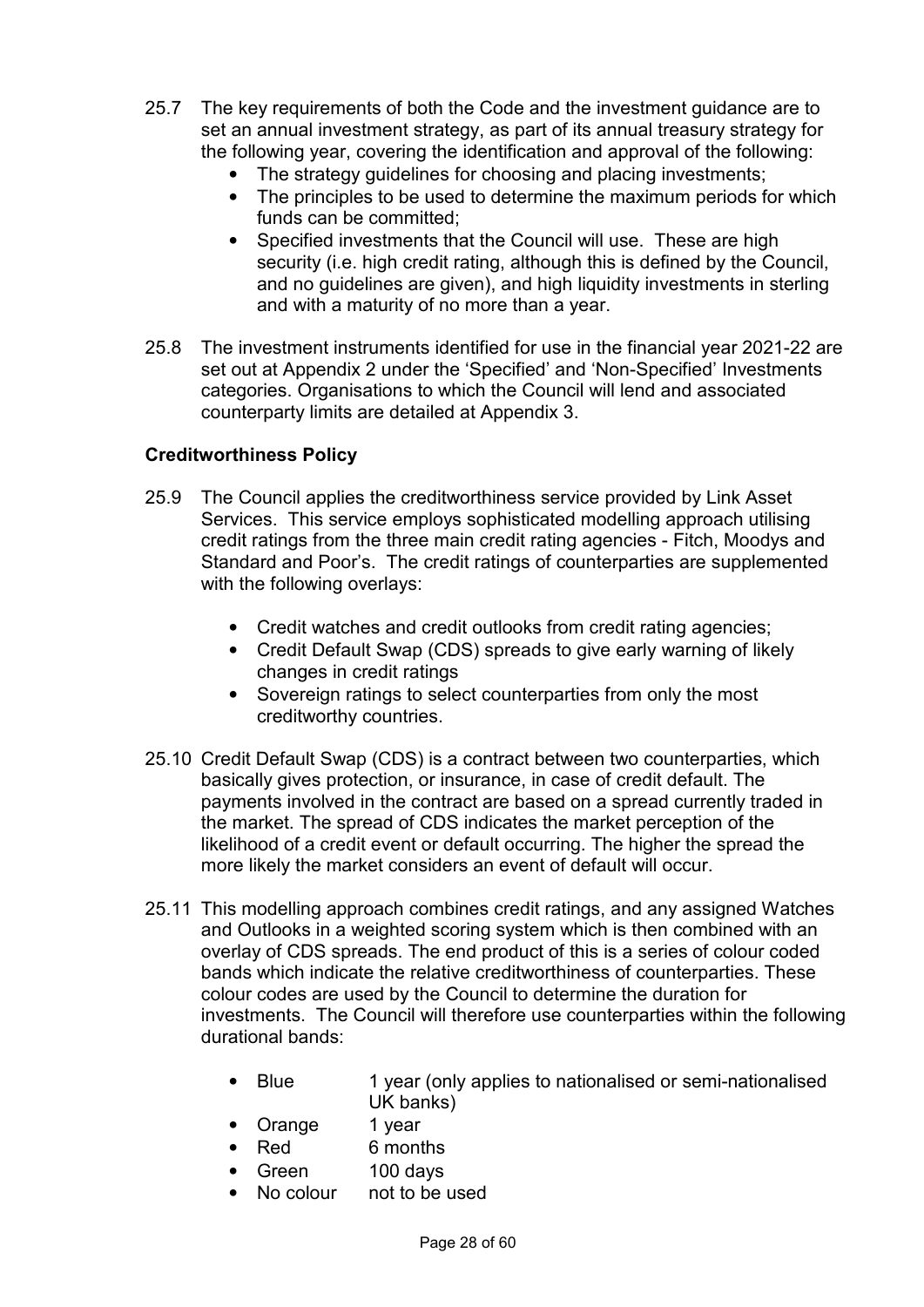25.7 The key requirements of both the Code and the investment guidance are to set an annual investment strategy, as part of its annual treasury strategy for the following year, covering the identification and approval of the following:

- The strategy guidelines for choosing and placing investments;
- The principles to be used to determine the maximum periods for which funds can be committed;
- Specified investments that the Council will use. These are high security (i.e. high credit rating, although this is defined by the Council, and no guidelines are given), and high liquidity investments in sterling and with a maturity of no more than a year.

25.8 The investment instruments identified for use in the financial year 2021-22 are set out at Appendix 2 under the 'Specified' and 'Non-Specified' Investments categories. Organisations to which the Council will lend and associated counterparty limits are detailed at Appendix 3.

**Creditworthiness Policy**

25.9 The Council applies the creditworthiness service provided by Link Asset Services. This service employs sophisticated modelling approach utilising credit ratings from the three main credit rating agencies - Fitch, Moodys and Standard and Poor's. The credit ratings of counterparties are supplemented with the following overlays:

- Credit watches and credit outlooks from credit rating agencies;
- Credit Default Swap (CDS) spreads to give early warning of likely changes in credit ratings
- Sovereign ratings to select counterparties from only the most creditworthy countries.

25.10 Credit Default Swap (CDS) is a contract between two counterparties, which basically gives protection, or insurance, in case of credit default. The payments involved in the contract are based on a spread currently traded in the market. The spread of CDS indicates the market perception of the likelihood of a credit event or default occurring. The higher the spread the more likely the market considers an event of default will occur.

25.11 This modelling approach combines credit ratings, and any assigned Watches and Outlooks in a weighted scoring system which is then combined with an overlay of CDS spreads. The end product of this is a series of colour coded bands which indicate the relative creditworthiness of counterparties. These colour codes are used by the Council to determine the duration for investments. The Council will therefore use counterparties within the following durational bands:

- Blue 1 year (only applies to nationalised or semi-nationalised UK banks)
- Orange 1 year
- Red 6 months
- Green 100 days
- No colour not to be used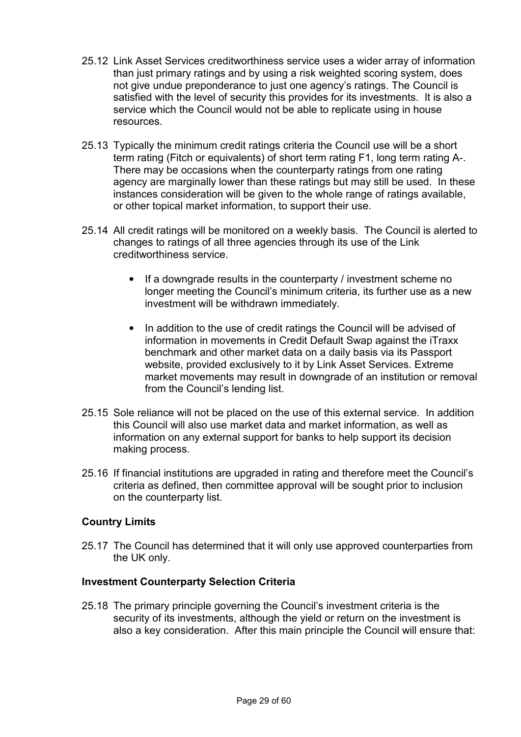25.12 Link Asset Services creditworthiness service uses a wider array of information than just primary ratings and by using a risk weighted scoring system, does not give undue preponderance to just one agency's ratings. The Council is satisfied with the level of security this provides for its investments. It is also a service which the Council would not be able to replicate using in house resources.

25.13 Typically the minimum credit ratings criteria the Council use will be a short term rating (Fitch or equivalents) of short term rating F1, long term rating A-. There may be occasions when the counterparty ratings from one rating agency are marginally lower than these ratings but may still be used. In these instances consideration will be given to the whole range of ratings available, or other topical market information, to support their use.

25.14 All credit ratings will be monitored on a weekly basis. The Council is alerted to changes to ratings of all three agencies through its use of the Link creditworthiness service.

- If a downgrade results in the counterparty / investment scheme no longer meeting the Council's minimum criteria, its further use as a new investment will be withdrawn immediately.

- In addition to the use of credit ratings the Council will be advised of information in movements in Credit Default Swap against the iTraxx benchmark and other market data on a daily basis via its Passport website, provided exclusively to it by Link Asset Services. Extreme market movements may result in downgrade of an institution or removal from the Council's lending list.

25.15 Sole reliance will not be placed on the use of this external service. In addition this Council will also use market data and market information, as well as information on any external support for banks to help support its decision making process.

25.16 If financial institutions are upgraded in rating and therefore meet the Council's criteria as defined, then committee approval will be sought prior to inclusion on the counterparty list.

**Country Limits**

25.17 The Council has determined that it will only use approved counterparties from the UK only.

**Investment Counterparty Selection Criteria**

25.18 The primary principle governing the Council's investment criteria is the security of its investments, although the yield or return on the investment is also a key consideration. After this main principle the Council will ensure that: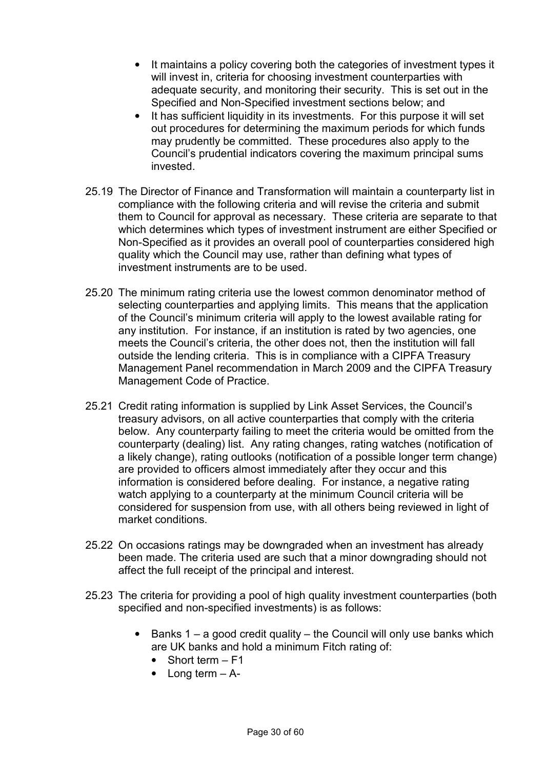- It maintains a policy covering both the categories of investment types it will invest in, criteria for choosing investment counterparties with adequate security, and monitoring their security. This is set out in the Specified and Non-Specified investment sections below; and
- It has sufficient liquidity in its investments. For this purpose it will set out procedures for determining the maximum periods for which funds may prudently be committed. These procedures also apply to the Council's prudential indicators covering the maximum principal sums invested.

25.19 The Director of Finance and Transformation will maintain a counterparty list in compliance with the following criteria and will revise the criteria and submit them to Council for approval as necessary. These criteria are separate to that which determines which types of investment instrument are either Specified or Non-Specified as it provides an overall pool of counterparties considered high quality which the Council may use, rather than defining what types of investment instruments are to be used.

25.20 The minimum rating criteria use the lowest common denominator method of selecting counterparties and applying limits. This means that the application of the Council's minimum criteria will apply to the lowest available rating for any institution. For instance, if an institution is rated by two agencies, one meets the Council's criteria, the other does not, then the institution will fall outside the lending criteria. This is in compliance with a CIPFA Treasury Management Panel recommendation in March 2009 and the CIPFA Treasury Management Code of Practice.

25.21 Credit rating information is supplied by Link Asset Services, the Council's treasury advisors, on all active counterparties that comply with the criteria below. Any counterparty failing to meet the criteria would be omitted from the counterparty (dealing) list. Any rating changes, rating watches (notification of a likely change), rating outlooks (notification of a possible longer term change) are provided to officers almost immediately after they occur and this information is considered before dealing. For instance, a negative rating watch applying to a counterparty at the minimum Council criteria will be considered for suspension from use, with all others being reviewed in light of market conditions.

25.22 On occasions ratings may be downgraded when an investment has already been made. The criteria used are such that a minor downgrading should not affect the full receipt of the principal and interest.

25.23 The criteria for providing a pool of high quality investment counterparties (both specified and non-specified investments) is as follows:

- Banks 1 – a good credit quality – the Council will only use banks which are UK banks and hold a minimum Fitch rating of:
  - Short term – F1
  - Long term – A-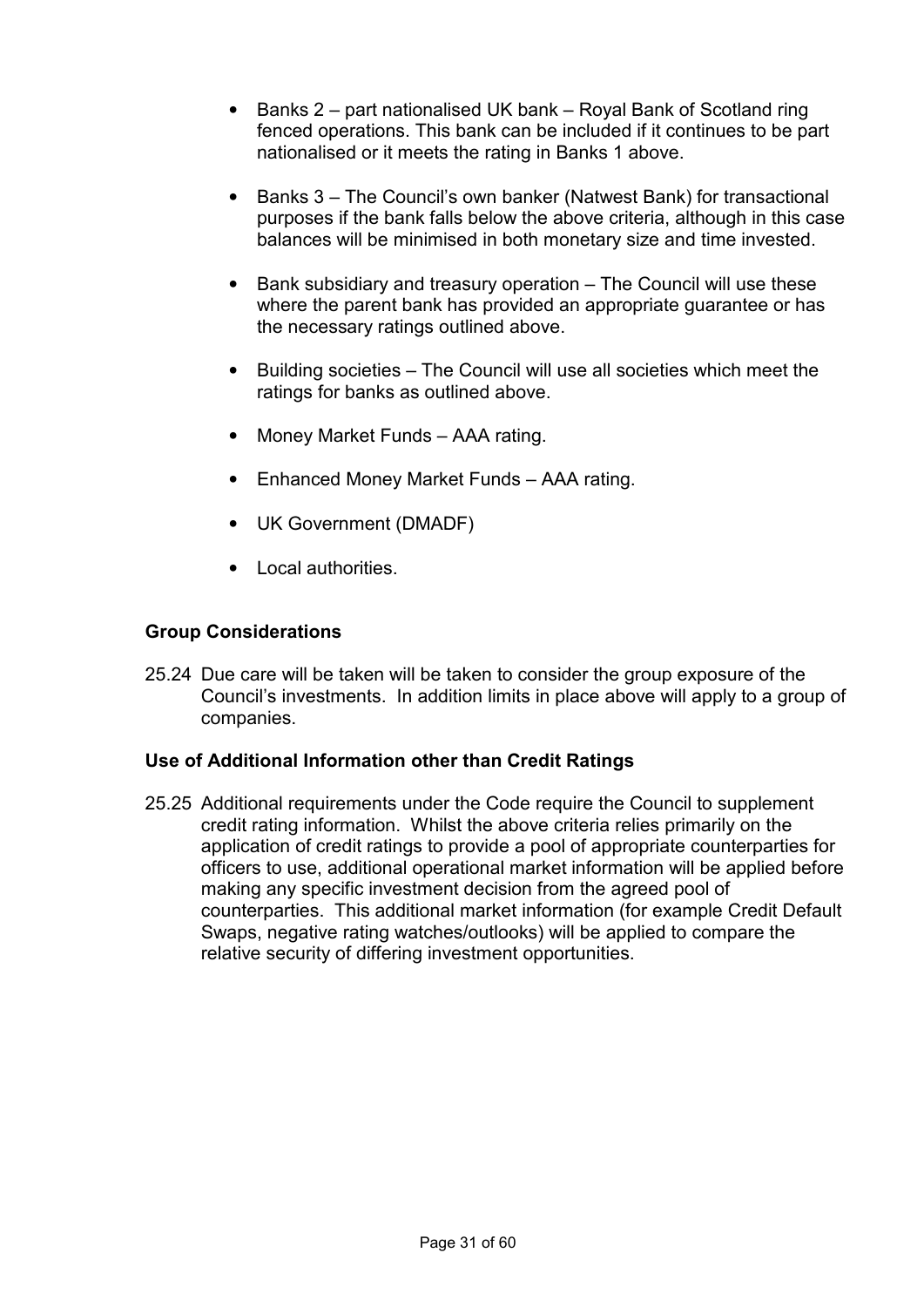- Banks 2 – part nationalised UK bank – Royal Bank of Scotland ring fenced operations. This bank can be included if it continues to be part nationalised or it meets the rating in Banks 1 above.

- Banks 3 – The Council's own banker (Natwest Bank) for transactional purposes if the bank falls below the above criteria, although in this case balances will be minimised in both monetary size and time invested.

- Bank subsidiary and treasury operation – The Council will use these where the parent bank has provided an appropriate guarantee or has the necessary ratings outlined above.

- Building societies – The Council will use all societies which meet the ratings for banks as outlined above.

- Money Market Funds – AAA rating.

- Enhanced Money Market Funds – AAA rating.

- UK Government (DMADF)

- Local authorities.

**Group Considerations**

25.24 Due care will be taken will be taken to consider the group exposure of the Council's investments. In addition limits in place above will apply to a group of companies.

**Use of Additional Information other than Credit Ratings**

25.25 Additional requirements under the Code require the Council to supplement credit rating information. Whilst the above criteria relies primarily on the application of credit ratings to provide a pool of appropriate counterparties for officers to use, additional operational market information will be applied before making any specific investment decision from the agreed pool of counterparties. This additional market information (for example Credit Default Swaps, negative rating watches/outlooks) will be applied to compare the relative security of differing investment opportunities.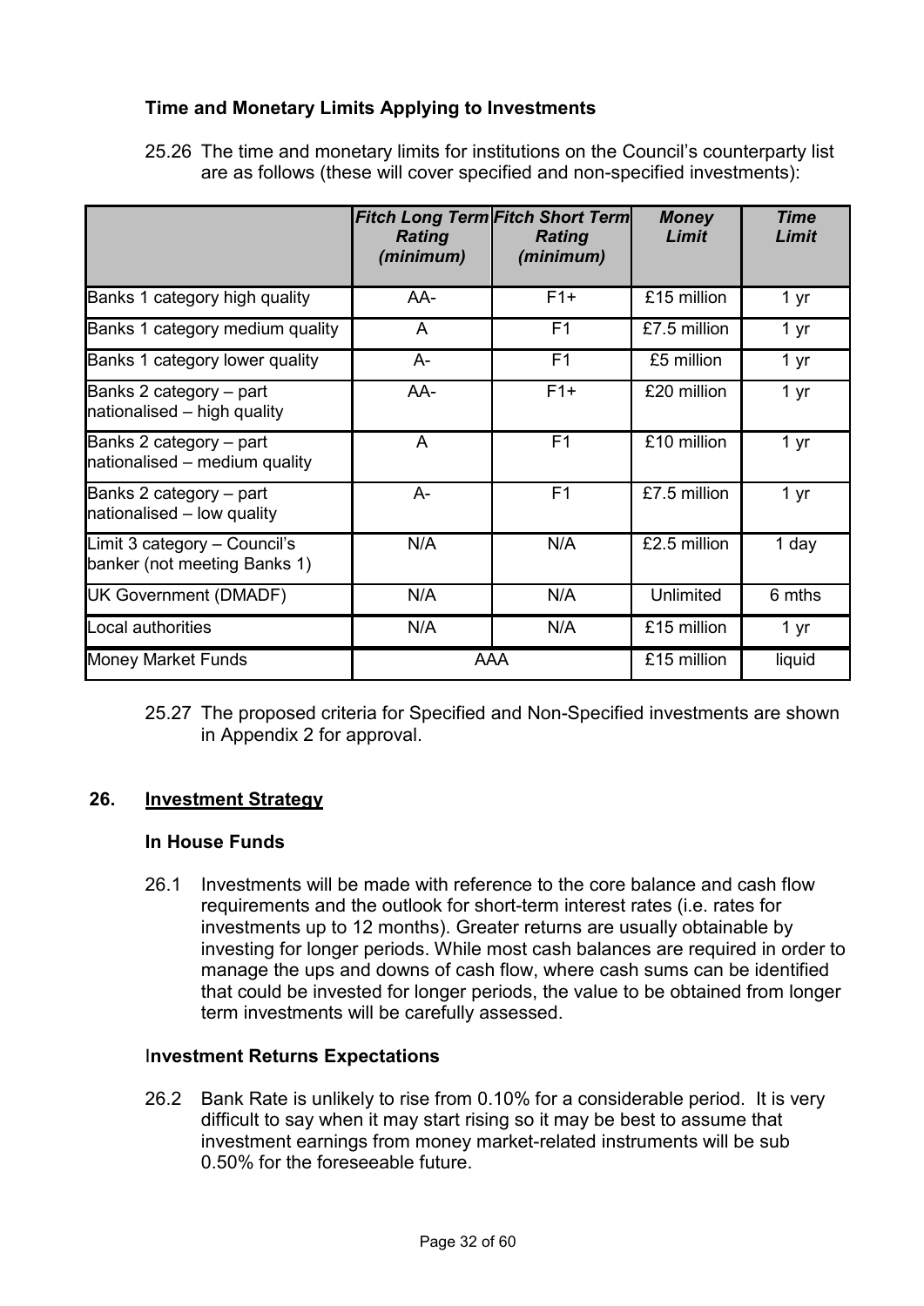### Time and Monetary Limits Applying to Investments

25.26 The time and monetary limits for institutions on the Council's counterparty list are as follows (these will cover specified and non-specified investments):

| | *Fitch Long Term Rating (minimum)* | *Fitch Short Term Rating (minimum)* | *Money Limit* | *Time Limit* |
|---|---|---|---|---|
| Banks 1 category high quality | AA- | F1+ | £15 million | 1 yr |
| Banks 1 category medium quality | A | F1 | £7.5 million | 1 yr |
| Banks 1 category lower quality | A- | F1 | £5 million | 1 yr |
| Banks 2 category – part nationalised – high quality | AA- | F1+ | £20 million | 1 yr |
| Banks 2 category – part nationalised – medium quality | A | F1 | £10 million | 1 yr |
| Banks 2 category – part nationalised – low quality | A- | F1 | £7.5 million | 1 yr |
| Limit 3 category – Council's banker (not meeting Banks 1) | N/A | N/A | £2.5 million | 1 day |
| UK Government (DMADF) | N/A | N/A | Unlimited | 6 mths |
| Local authorities | N/A | N/A | £15 million | 1 yr |
| Money Market Funds | AAA | | £15 million | liquid |

25.27 The proposed criteria for Specified and Non-Specified investments are shown in Appendix 2 for approval.

## 26. Investment Strategy

### In House Funds

26.1 Investments will be made with reference to the core balance and cash flow requirements and the outlook for short-term interest rates (i.e. rates for investments up to 12 months). Greater returns are usually obtainable by investing for longer periods. While most cash balances are required in order to manage the ups and downs of cash flow, where cash sums can be identified that could be invested for longer periods, the value to be obtained from longer term investments will be carefully assessed.

### Investment Returns Expectations

26.2 Bank Rate is unlikely to rise from 0.10% for a considerable period. It is very difficult to say when it may start rising so it may be best to assume that investment earnings from money market-related instruments will be sub 0.50% for the foreseeable future.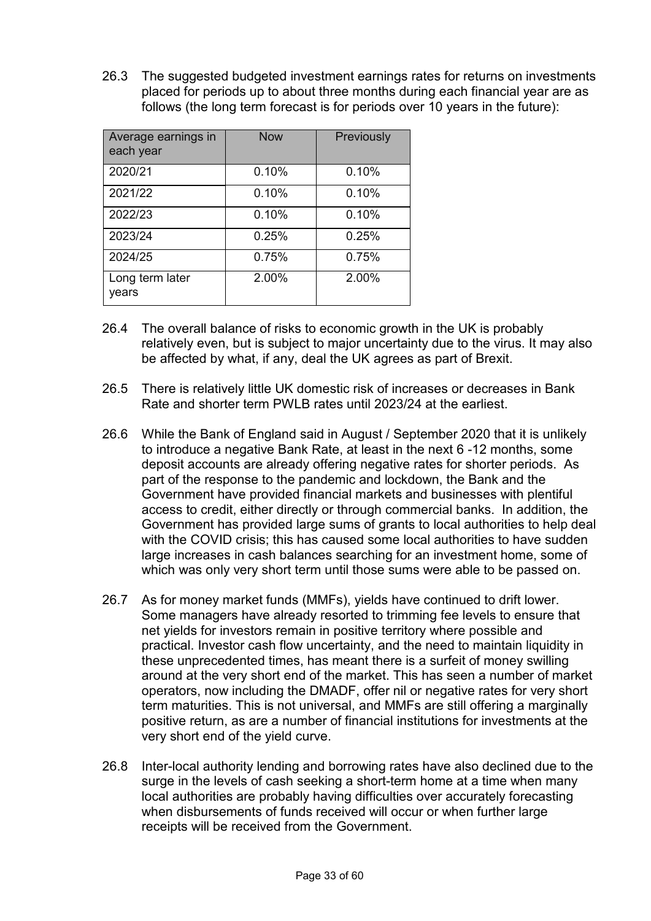26.3 The suggested budgeted investment earnings rates for returns on investments placed for periods up to about three months during each financial year are as follows (the long term forecast is for periods over 10 years in the future):

| Average earnings in each year | Now | Previously |
|---|---|---|
| 2020/21 | 0.10% | 0.10% |
| 2021/22 | 0.10% | 0.10% |
| 2022/23 | 0.10% | 0.10% |
| 2023/24 | 0.25% | 0.25% |
| 2024/25 | 0.75% | 0.75% |
| Long term later years | 2.00% | 2.00% |

26.4 The overall balance of risks to economic growth in the UK is probably relatively even, but is subject to major uncertainty due to the virus. It may also be affected by what, if any, deal the UK agrees as part of Brexit.

26.5 There is relatively little UK domestic risk of increases or decreases in Bank Rate and shorter term PWLB rates until 2023/24 at the earliest.

26.6 While the Bank of England said in August / September 2020 that it is unlikely to introduce a negative Bank Rate, at least in the next 6 -12 months, some deposit accounts are already offering negative rates for shorter periods. As part of the response to the pandemic and lockdown, the Bank and the Government have provided financial markets and businesses with plentiful access to credit, either directly or through commercial banks. In addition, the Government has provided large sums of grants to local authorities to help deal with the COVID crisis; this has caused some local authorities to have sudden large increases in cash balances searching for an investment home, some of which was only very short term until those sums were able to be passed on.

26.7 As for money market funds (MMFs), yields have continued to drift lower. Some managers have already resorted to trimming fee levels to ensure that net yields for investors remain in positive territory where possible and practical. Investor cash flow uncertainty, and the need to maintain liquidity in these unprecedented times, has meant there is a surfeit of money swilling around at the very short end of the market. This has seen a number of market operators, now including the DMADF, offer nil or negative rates for very short term maturities. This is not universal, and MMFs are still offering a marginally positive return, as are a number of financial institutions for investments at the very short end of the yield curve.

26.8 Inter-local authority lending and borrowing rates have also declined due to the surge in the levels of cash seeking a short-term home at a time when many local authorities are probably having difficulties over accurately forecasting when disbursements of funds received will occur or when further large receipts will be received from the Government.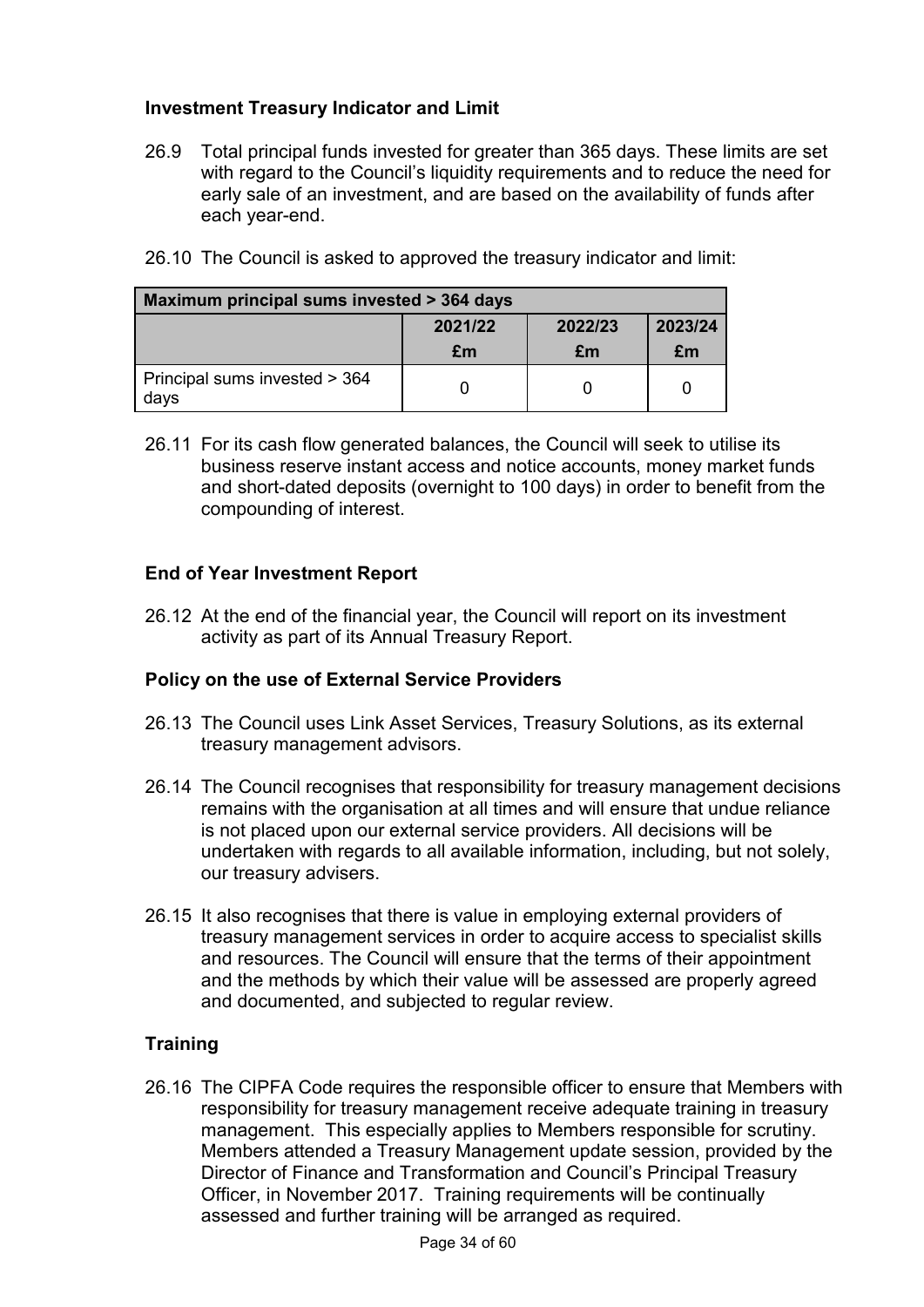### Investment Treasury Indicator and Limit

26.9 Total principal funds invested for greater than 365 days. These limits are set with regard to the Council's liquidity requirements and to reduce the need for early sale of an investment, and are based on the availability of funds after each year-end.

26.10 The Council is asked to approved the treasury indicator and limit:

| Maximum principal sums invested > 364 days | | | |
|---|---|---|---|
| | 2021/22<br>£m | 2022/23<br>£m | 2023/24<br>£m |
| Principal sums invested > 364 days | 0 | 0 | 0 |

26.11 For its cash flow generated balances, the Council will seek to utilise its business reserve instant access and notice accounts, money market funds and short-dated deposits (overnight to 100 days) in order to benefit from the compounding of interest.

### End of Year Investment Report

26.12 At the end of the financial year, the Council will report on its investment activity as part of its Annual Treasury Report.

### Policy on the use of External Service Providers

26.13 The Council uses Link Asset Services, Treasury Solutions, as its external treasury management advisors.

26.14 The Council recognises that responsibility for treasury management decisions remains with the organisation at all times and will ensure that undue reliance is not placed upon our external service providers. All decisions will be undertaken with regards to all available information, including, but not solely, our treasury advisers.

26.15 It also recognises that there is value in employing external providers of treasury management services in order to acquire access to specialist skills and resources. The Council will ensure that the terms of their appointment and the methods by which their value will be assessed are properly agreed and documented, and subjected to regular review.

### Training

26.16 The CIPFA Code requires the responsible officer to ensure that Members with responsibility for treasury management receive adequate training in treasury management. This especially applies to Members responsible for scrutiny. Members attended a Treasury Management update session, provided by the Director of Finance and Transformation and Council's Principal Treasury Officer, in November 2017. Training requirements will be continually assessed and further training will be arranged as required.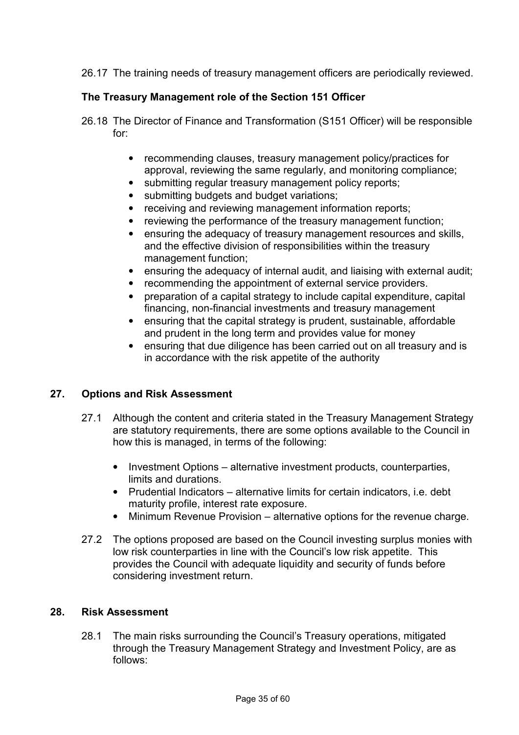26.17 The training needs of treasury management officers are periodically reviewed.

**The Treasury Management role of the Section 151 Officer**

26.18 The Director of Finance and Transformation (S151 Officer) will be responsible for:

- recommending clauses, treasury management policy/practices for approval, reviewing the same regularly, and monitoring compliance;
- submitting regular treasury management policy reports;
- submitting budgets and budget variations;
- receiving and reviewing management information reports;
- reviewing the performance of the treasury management function;
- ensuring the adequacy of treasury management resources and skills, and the effective division of responsibilities within the treasury management function;
- ensuring the adequacy of internal audit, and liaising with external audit;
- recommending the appointment of external service providers.
- preparation of a capital strategy to include capital expenditure, capital financing, non-financial investments and treasury management
- ensuring that the capital strategy is prudent, sustainable, affordable and prudent in the long term and provides value for money
- ensuring that due diligence has been carried out on all treasury and is in accordance with the risk appetite of the authority

## 27. Options and Risk Assessment

27.1 Although the content and criteria stated in the Treasury Management Strategy are statutory requirements, there are some options available to the Council in how this is managed, in terms of the following:

- Investment Options – alternative investment products, counterparties, limits and durations.
- Prudential Indicators – alternative limits for certain indicators, i.e. debt maturity profile, interest rate exposure.
- Minimum Revenue Provision – alternative options for the revenue charge.

27.2 The options proposed are based on the Council investing surplus monies with low risk counterparties in line with the Council's low risk appetite. This provides the Council with adequate liquidity and security of funds before considering investment return.

## 28. Risk Assessment

28.1 The main risks surrounding the Council's Treasury operations, mitigated through the Treasury Management Strategy and Investment Policy, are as follows: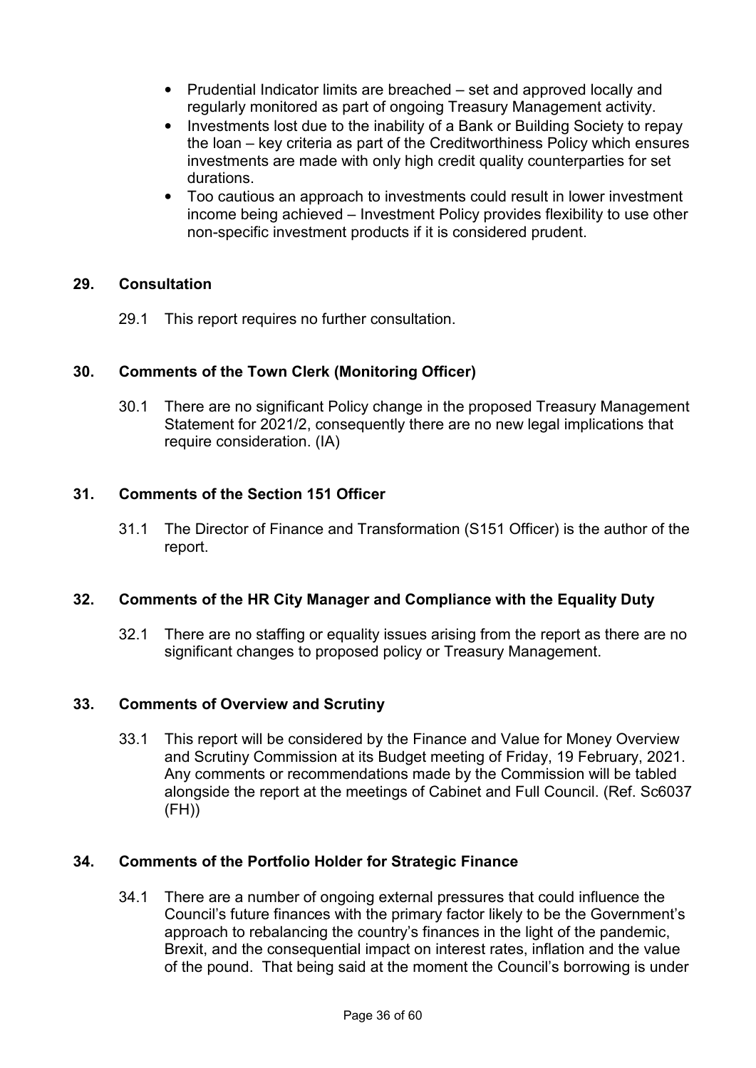- Prudential Indicator limits are breached – set and approved locally and regularly monitored as part of ongoing Treasury Management activity.
- Investments lost due to the inability of a Bank or Building Society to repay the loan – key criteria as part of the Creditworthiness Policy which ensures investments are made with only high credit quality counterparties for set durations.
- Too cautious an approach to investments could result in lower investment income being achieved – Investment Policy provides flexibility to use other non-specific investment products if it is considered prudent.

## 29. Consultation

29.1 This report requires no further consultation.

## 30. Comments of the Town Clerk (Monitoring Officer)

30.1 There are no significant Policy change in the proposed Treasury Management Statement for 2021/2, consequently there are no new legal implications that require consideration. (IA)

## 31. Comments of the Section 151 Officer

31.1 The Director of Finance and Transformation (S151 Officer) is the author of the report.

## 32. Comments of the HR City Manager and Compliance with the Equality Duty

32.1 There are no staffing or equality issues arising from the report as there are no significant changes to proposed policy or Treasury Management.

## 33. Comments of Overview and Scrutiny

33.1 This report will be considered by the Finance and Value for Money Overview and Scrutiny Commission at its Budget meeting of Friday, 19 February, 2021. Any comments or recommendations made by the Commission will be tabled alongside the report at the meetings of Cabinet and Full Council. (Ref. Sc6037 (FH))

## 34. Comments of the Portfolio Holder for Strategic Finance

34.1 There are a number of ongoing external pressures that could influence the Council's future finances with the primary factor likely to be the Government's approach to rebalancing the country's finances in the light of the pandemic, Brexit, and the consequential impact on interest rates, inflation and the value of the pound. That being said at the moment the Council's borrowing is under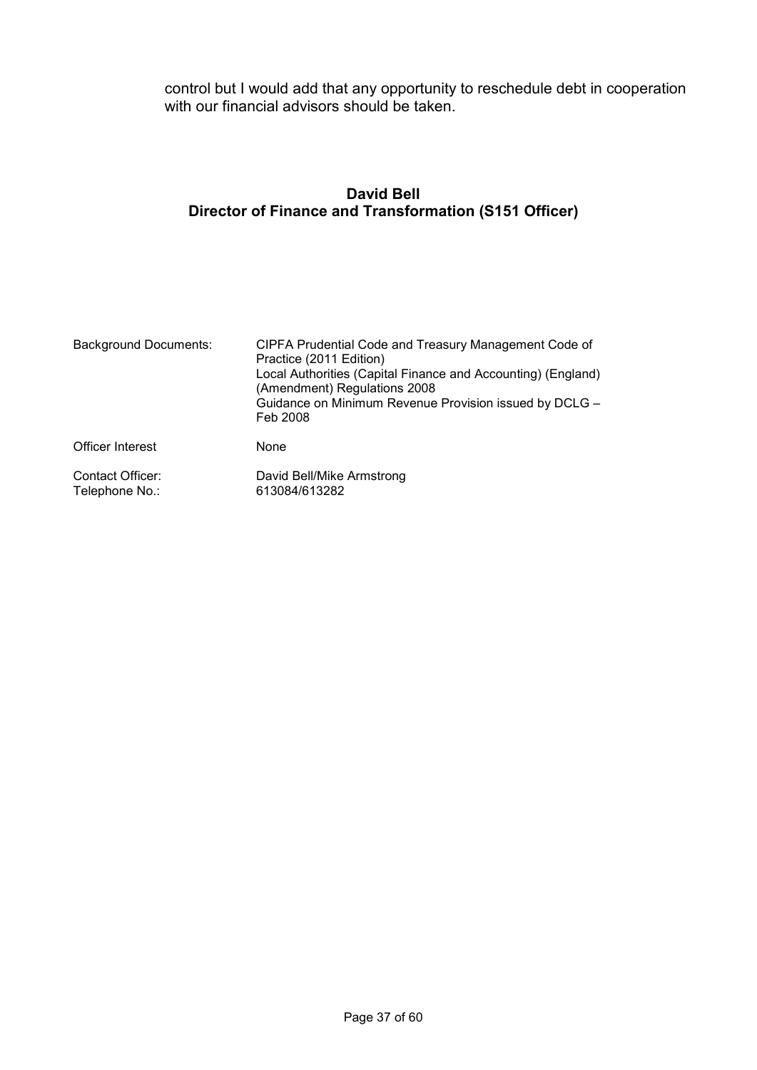control but I would add that any opportunity to reschedule debt in cooperation with our financial advisors should be taken.

**David Bell**
**Director of Finance and Transformation (S151 Officer)**

| | |
|---|---|
| Background Documents: | CIPFA Prudential Code and Treasury Management Code of Practice (2011 Edition)<br>Local Authorities (Capital Finance and Accounting) (England) (Amendment) Regulations 2008<br>Guidance on Minimum Revenue Provision issued by DCLG – Feb 2008 |
| Officer Interest | None |
| Contact Officer:<br>Telephone No.: | David Bell/Mike Armstrong<br>613084/613282 |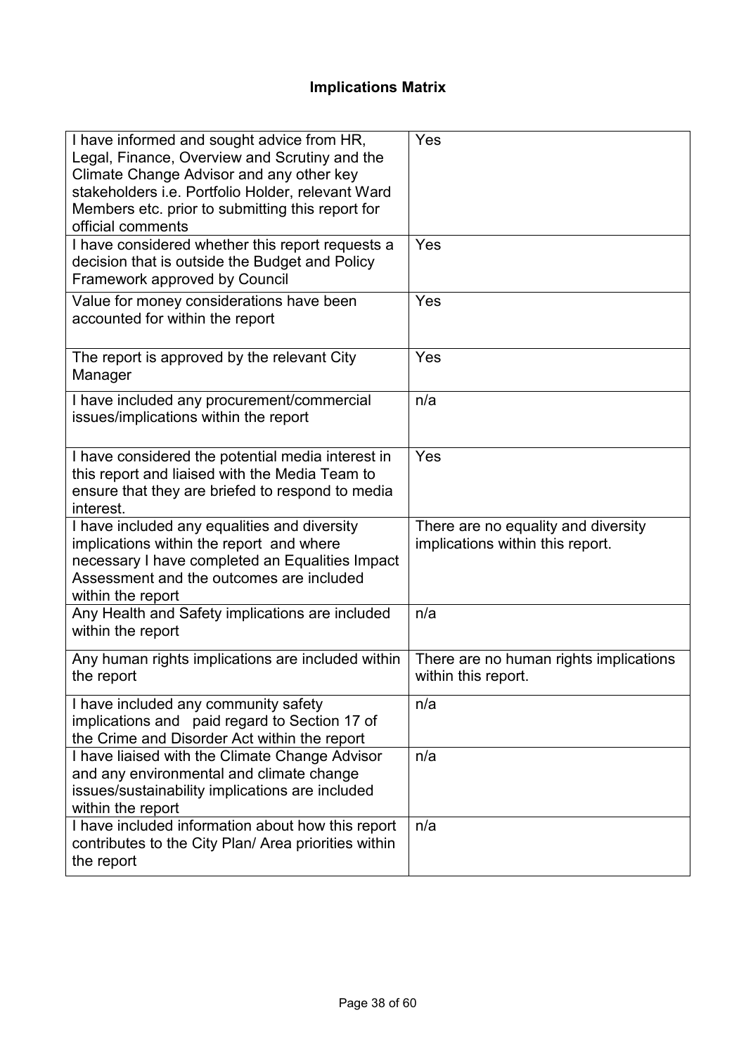# Implications Matrix

| | |
|---|---|
| I have informed and sought advice from HR, Legal, Finance, Overview and Scrutiny and the Climate Change Advisor and any other key stakeholders i.e. Portfolio Holder, relevant Ward Members etc. prior to submitting this report for official comments | Yes |
| I have considered whether this report requests a decision that is outside the Budget and Policy Framework approved by Council | Yes |
| Value for money considerations have been accounted for within the report | Yes |
| The report is approved by the relevant City Manager | Yes |
| I have included any procurement/commercial issues/implications within the report | n/a |
| I have considered the potential media interest in this report and liaised with the Media Team to ensure that they are briefed to respond to media interest. | Yes |
| I have included any equalities and diversity implications within the report and where necessary I have completed an Equalities Impact Assessment and the outcomes are included within the report | There are no equality and diversity implications within this report. |
| Any Health and Safety implications are included within the report | n/a |
| Any human rights implications are included within the report | There are no human rights implications within this report. |
| I have included any community safety implications and paid regard to Section 17 of the Crime and Disorder Act within the report | n/a |
| I have liaised with the Climate Change Advisor and any environmental and climate change issues/sustainability implications are included within the report | n/a |
| I have included information about how this report contributes to the City Plan/ Area priorities within the report | n/a |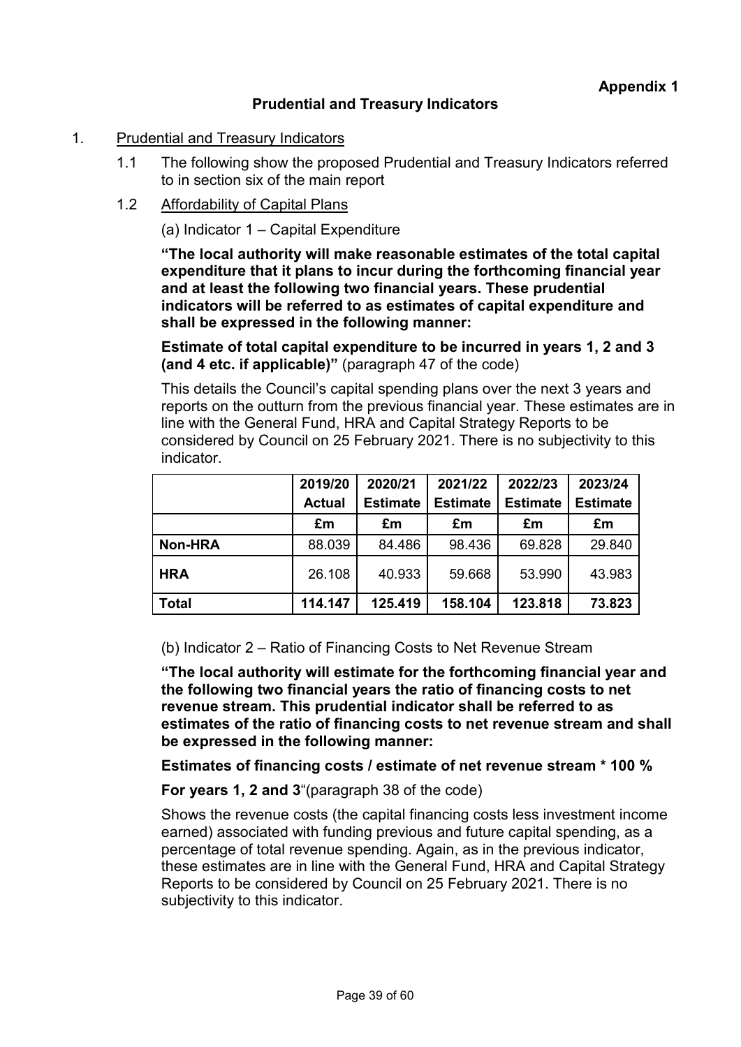**Appendix 1**

## Prudential and Treasury Indicators

1. Prudential and Treasury Indicators

   1.1 The following show the proposed Prudential and Treasury Indicators referred to in section six of the main report

   1.2 Affordability of Capital Plans

   (a) Indicator 1 – Capital Expenditure

   **"The local authority will make reasonable estimates of the total capital expenditure that it plans to incur during the forthcoming financial year and at least the following two financial years. These prudential indicators will be referred to as estimates of capital expenditure and shall be expressed in the following manner:**

   **Estimate of total capital expenditure to be incurred in years 1, 2 and 3 (and 4 etc. if applicable)"** (paragraph 47 of the code)

   This details the Council's capital spending plans over the next 3 years and reports on the outturn from the previous financial year. These estimates are in line with the General Fund, HRA and Capital Strategy Reports to be considered by Council on 25 February 2021. There is no subjectivity to this indicator.

| | 2019/20 Actual | 2020/21 Estimate | 2021/22 Estimate | 2022/23 Estimate | 2023/24 Estimate |
|---|---|---|---|---|---|
| | £m | £m | £m | £m | £m |
| **Non-HRA** | 88.039 | 84.486 | 98.436 | 69.828 | 29.840 |
| **HRA** | 26.108 | 40.933 | 59.668 | 53.990 | 43.983 |
| **Total** | **114.147** | **125.419** | **158.104** | **123.818** | **73.823** |

   (b) Indicator 2 – Ratio of Financing Costs to Net Revenue Stream

   **"The local authority will estimate for the forthcoming financial year and the following two financial years the ratio of financing costs to net revenue stream. This prudential indicator shall be referred to as estimates of the ratio of financing costs to net revenue stream and shall be expressed in the following manner:**

   **Estimates of financing costs / estimate of net revenue stream * 100 %**

   **For years 1, 2 and 3**"(paragraph 38 of the code)

   Shows the revenue costs (the capital financing costs less investment income earned) associated with funding previous and future capital spending, as a percentage of total revenue spending. Again, as in the previous indicator, these estimates are in line with the General Fund, HRA and Capital Strategy Reports to be considered by Council on 25 February 2021. There is no subjectivity to this indicator.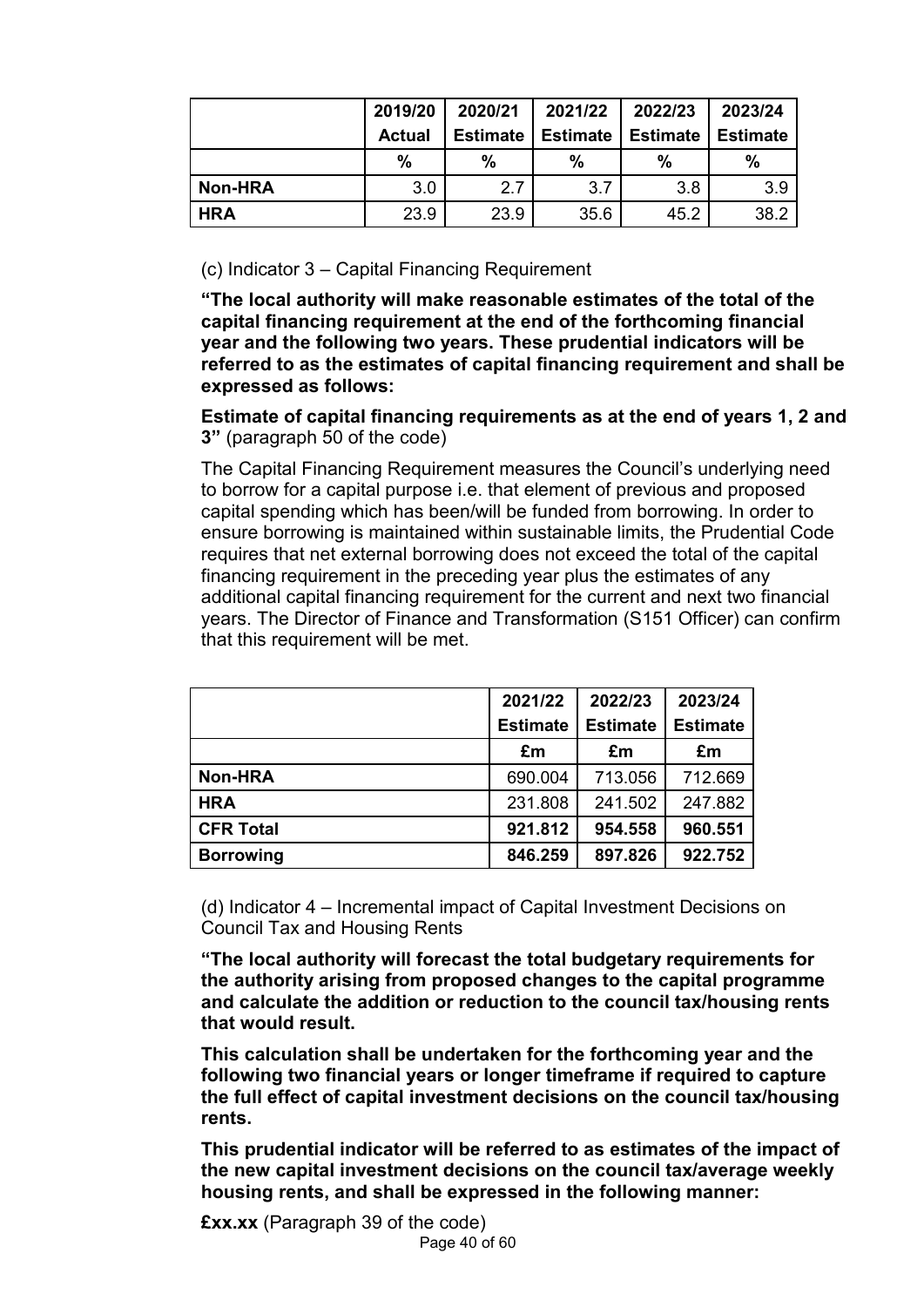| | 2019/20 Actual | 2020/21 Estimate | 2021/22 Estimate | 2022/23 Estimate | 2023/24 Estimate |
|---|---|---|---|---|---|
| | % | % | % | % | % |
| **Non-HRA** | 3.0 | 2.7 | 3.7 | 3.8 | 3.9 |
| **HRA** | 23.9 | 23.9 | 35.6 | 45.2 | 38.2 |

(c) Indicator 3 – Capital Financing Requirement

**"The local authority will make reasonable estimates of the total of the capital financing requirement at the end of the forthcoming financial year and the following two years. These prudential indicators will be referred to as the estimates of capital financing requirement and shall be expressed as follows:**

**Estimate of capital financing requirements as at the end of years 1, 2 and 3"** (paragraph 50 of the code)

The Capital Financing Requirement measures the Council's underlying need to borrow for a capital purpose i.e. that element of previous and proposed capital spending which has been/will be funded from borrowing. In order to ensure borrowing is maintained within sustainable limits, the Prudential Code requires that net external borrowing does not exceed the total of the capital financing requirement in the preceding year plus the estimates of any additional capital financing requirement for the current and next two financial years. The Director of Finance and Transformation (S151 Officer) can confirm that this requirement will be met.

| | 2021/22 Estimate | 2022/23 Estimate | 2023/24 Estimate |
|---|---|---|---|
| | £m | £m | £m |
| **Non-HRA** | 690.004 | 713.056 | 712.669 |
| **HRA** | 231.808 | 241.502 | 247.882 |
| **CFR Total** | **921.812** | **954.558** | **960.551** |
| **Borrowing** | **846.259** | **897.826** | **922.752** |

(d) Indicator 4 – Incremental impact of Capital Investment Decisions on Council Tax and Housing Rents

**"The local authority will forecast the total budgetary requirements for the authority arising from proposed changes to the capital programme and calculate the addition or reduction to the council tax/housing rents that would result.**

**This calculation shall be undertaken for the forthcoming year and the following two financial years or longer timeframe if required to capture the full effect of capital investment decisions on the council tax/housing rents.**

**This prudential indicator will be referred to as estimates of the impact of the new capital investment decisions on the council tax/average weekly housing rents, and shall be expressed in the following manner:**

**£xx.xx** (Paragraph 39 of the code)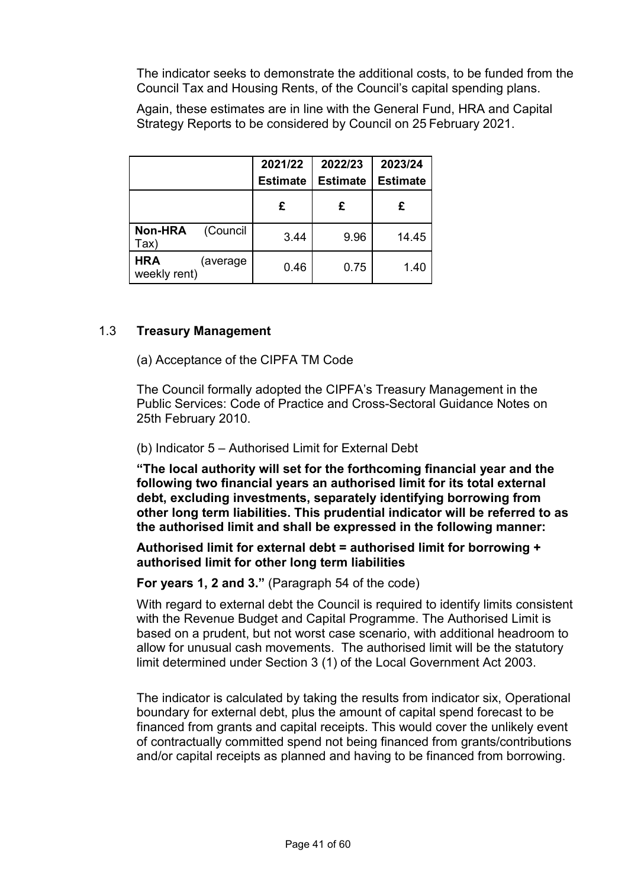The indicator seeks to demonstrate the additional costs, to be funded from the Council Tax and Housing Rents, of the Council's capital spending plans.

Again, these estimates are in line with the General Fund, HRA and Capital Strategy Reports to be considered by Council on 25 February 2021.

| | 2021/22 Estimate | 2022/23 Estimate | 2023/24 Estimate |
|---|---|---|---|
| | £ | £ | £ |
| **Non-HRA** (Council Tax) | 3.44 | 9.96 | 14.45 |
| **HRA** (average weekly rent) | 0.46 | 0.75 | 1.40 |

## 1.3 Treasury Management

(a) Acceptance of the CIPFA TM Code

The Council formally adopted the CIPFA's Treasury Management in the Public Services: Code of Practice and Cross-Sectoral Guidance Notes on 25th February 2010.

(b) Indicator 5 – Authorised Limit for External Debt

**"The local authority will set for the forthcoming financial year and the following two financial years an authorised limit for its total external debt, excluding investments, separately identifying borrowing from other long term liabilities. This prudential indicator will be referred to as the authorised limit and shall be expressed in the following manner:**

**Authorised limit for external debt = authorised limit for borrowing + authorised limit for other long term liabilities**

**For years 1, 2 and 3."** (Paragraph 54 of the code)

With regard to external debt the Council is required to identify limits consistent with the Revenue Budget and Capital Programme. The Authorised Limit is based on a prudent, but not worst case scenario, with additional headroom to allow for unusual cash movements. The authorised limit will be the statutory limit determined under Section 3 (1) of the Local Government Act 2003.

The indicator is calculated by taking the results from indicator six, Operational boundary for external debt, plus the amount of capital spend forecast to be financed from grants and capital receipts. This would cover the unlikely event of contractually committed spend not being financed from grants/contributions and/or capital receipts as planned and having to be financed from borrowing.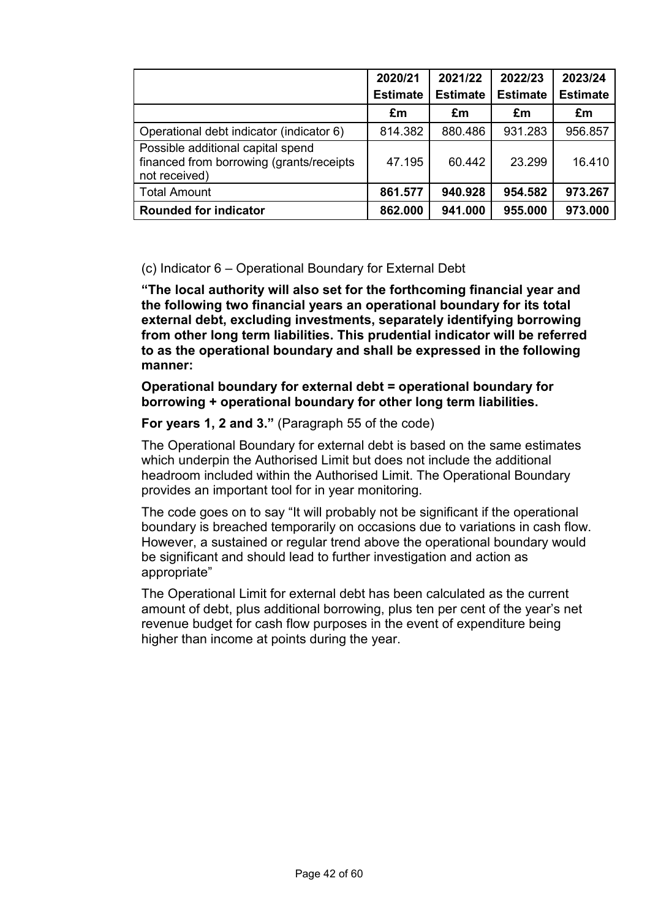| | 2020/21 Estimate | 2021/22 Estimate | 2022/23 Estimate | 2023/24 Estimate |
|---|---|---|---|---|
| | £m | £m | £m | £m |
| Operational debt indicator (indicator 6) | 814.382 | 880.486 | 931.283 | 956.857 |
| Possible additional capital spend financed from borrowing (grants/receipts not received) | 47.195 | 60.442 | 23.299 | 16.410 |
| Total Amount | **861.577** | **940.928** | **954.582** | **973.267** |
| **Rounded for indicator** | **862.000** | **941.000** | **955.000** | **973.000** |

(c) Indicator 6 – Operational Boundary for External Debt

**"The local authority will also set for the forthcoming financial year and the following two financial years an operational boundary for its total external debt, excluding investments, separately identifying borrowing from other long term liabilities. This prudential indicator will be referred to as the operational boundary and shall be expressed in the following manner:**

**Operational boundary for external debt = operational boundary for borrowing + operational boundary for other long term liabilities.**

**For years 1, 2 and 3."** (Paragraph 55 of the code)

The Operational Boundary for external debt is based on the same estimates which underpin the Authorised Limit but does not include the additional headroom included within the Authorised Limit. The Operational Boundary provides an important tool for in year monitoring.

The code goes on to say "It will probably not be significant if the operational boundary is breached temporarily on occasions due to variations in cash flow. However, a sustained or regular trend above the operational boundary would be significant and should lead to further investigation and action as appropriate"

The Operational Limit for external debt has been calculated as the current amount of debt, plus additional borrowing, plus ten per cent of the year's net revenue budget for cash flow purposes in the event of expenditure being higher than income at points during the year.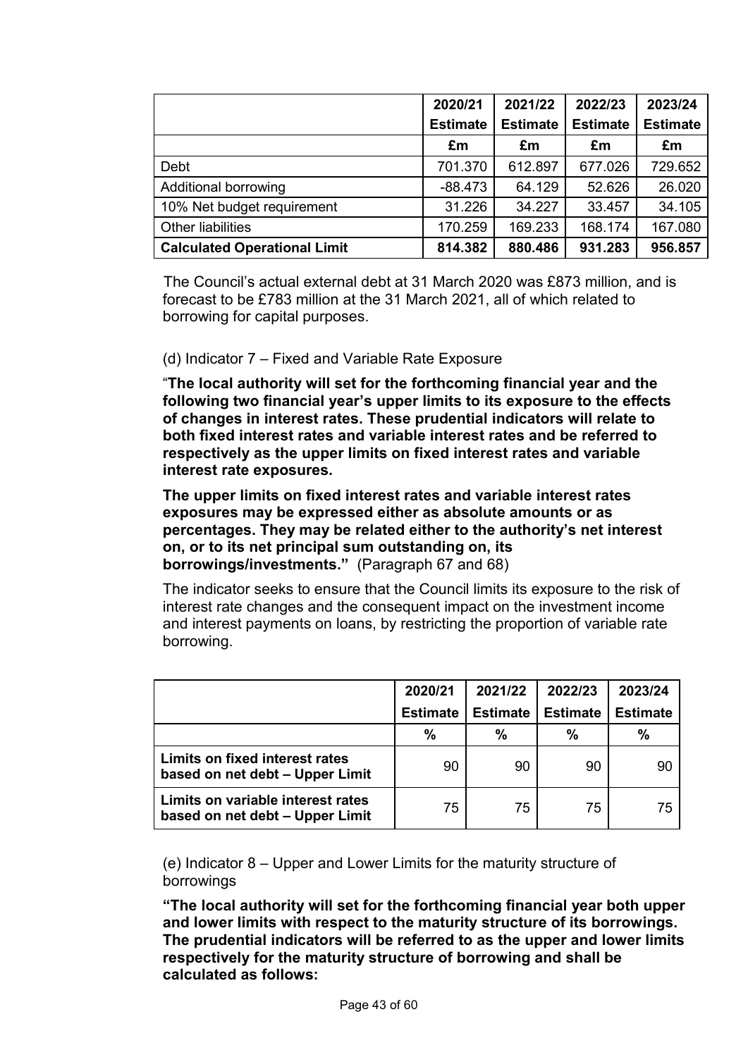| | 2020/21 Estimate | 2021/22 Estimate | 2022/23 Estimate | 2023/24 Estimate |
|---|---|---|---|---|
| | £m | £m | £m | £m |
| Debt | 701.370 | 612.897 | 677.026 | 729.652 |
| Additional borrowing | -88.473 | 64.129 | 52.626 | 26.020 |
| 10% Net budget requirement | 31.226 | 34.227 | 33.457 | 34.105 |
| Other liabilities | 170.259 | 169.233 | 168.174 | 167.080 |
| **Calculated Operational Limit** | **814.382** | **880.486** | **931.283** | **956.857** |

The Council's actual external debt at 31 March 2020 was £873 million, and is forecast to be £783 million at the 31 March 2021, all of which related to borrowing for capital purposes.

(d) Indicator 7 – Fixed and Variable Rate Exposure

"**The local authority will set for the forthcoming financial year and the following two financial year's upper limits to its exposure to the effects of changes in interest rates. These prudential indicators will relate to both fixed interest rates and variable interest rates and be referred to respectively as the upper limits on fixed interest rates and variable interest rate exposures.**

**The upper limits on fixed interest rates and variable interest rates exposures may be expressed either as absolute amounts or as percentages. They may be related either to the authority's net interest on, or to its net principal sum outstanding on, its borrowings/investments."** (Paragraph 67 and 68)

The indicator seeks to ensure that the Council limits its exposure to the risk of interest rate changes and the consequent impact on the investment income and interest payments on loans, by restricting the proportion of variable rate borrowing.

| | 2020/21 Estimate | 2021/22 Estimate | 2022/23 Estimate | 2023/24 Estimate |
|---|---|---|---|---|
| | % | % | % | % |
| **Limits on fixed interest rates based on net debt – Upper Limit** | 90 | 90 | 90 | 90 |
| **Limits on variable interest rates based on net debt – Upper Limit** | 75 | 75 | 75 | 75 |

(e) Indicator 8 – Upper and Lower Limits for the maturity structure of borrowings

**"The local authority will set for the forthcoming financial year both upper and lower limits with respect to the maturity structure of its borrowings. The prudential indicators will be referred to as the upper and lower limits respectively for the maturity structure of borrowing and shall be calculated as follows:**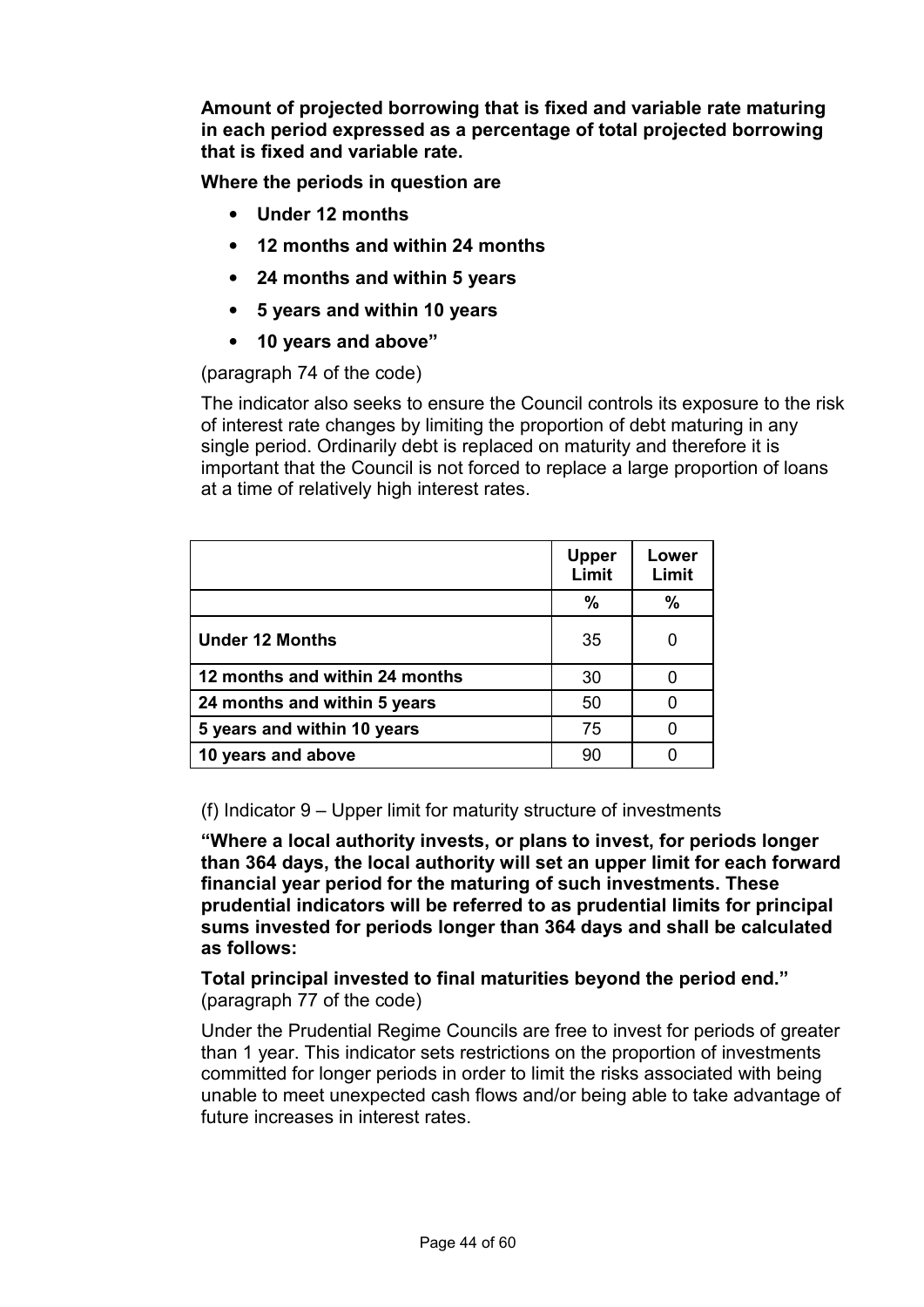**Amount of projected borrowing that is fixed and variable rate maturing in each period expressed as a percentage of total projected borrowing that is fixed and variable rate.**

**Where the periods in question are**

- **Under 12 months**
- **12 months and within 24 months**
- **24 months and within 5 years**
- **5 years and within 10 years**
- **10 years and above"**

(paragraph 74 of the code)

The indicator also seeks to ensure the Council controls its exposure to the risk of interest rate changes by limiting the proportion of debt maturing in any single period. Ordinarily debt is replaced on maturity and therefore it is important that the Council is not forced to replace a large proportion of loans at a time of relatively high interest rates.

| | **Upper Limit** | **Lower Limit** |
|---|---|---|
| | **%** | **%** |
| **Under 12 Months** | 35 | 0 |
| **12 months and within 24 months** | 30 | 0 |
| **24 months and within 5 years** | 50 | 0 |
| **5 years and within 10 years** | 75 | 0 |
| **10 years and above** | 90 | 0 |

(f) Indicator 9 – Upper limit for maturity structure of investments

**"Where a local authority invests, or plans to invest, for periods longer than 364 days, the local authority will set an upper limit for each forward financial year period for the maturing of such investments. These prudential indicators will be referred to as prudential limits for principal sums invested for periods longer than 364 days and shall be calculated as follows:**

**Total principal invested to final maturities beyond the period end."** (paragraph 77 of the code)

Under the Prudential Regime Councils are free to invest for periods of greater than 1 year. This indicator sets restrictions on the proportion of investments committed for longer periods in order to limit the risks associated with being unable to meet unexpected cash flows and/or being able to take advantage of future increases in interest rates.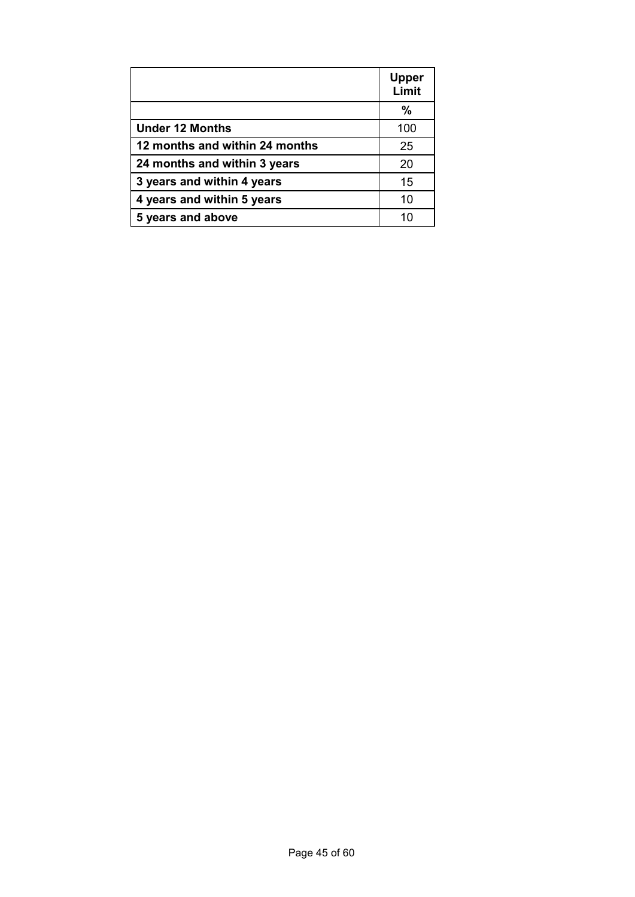| | Upper Limit |
|---|---|
| | % |
| **Under 12 Months** | 100 |
| **12 months and within 24 months** | 25 |
| **24 months and within 3 years** | 20 |
| **3 years and within 4 years** | 15 |
| **4 years and within 5 years** | 10 |
| **5 years and above** | 10 |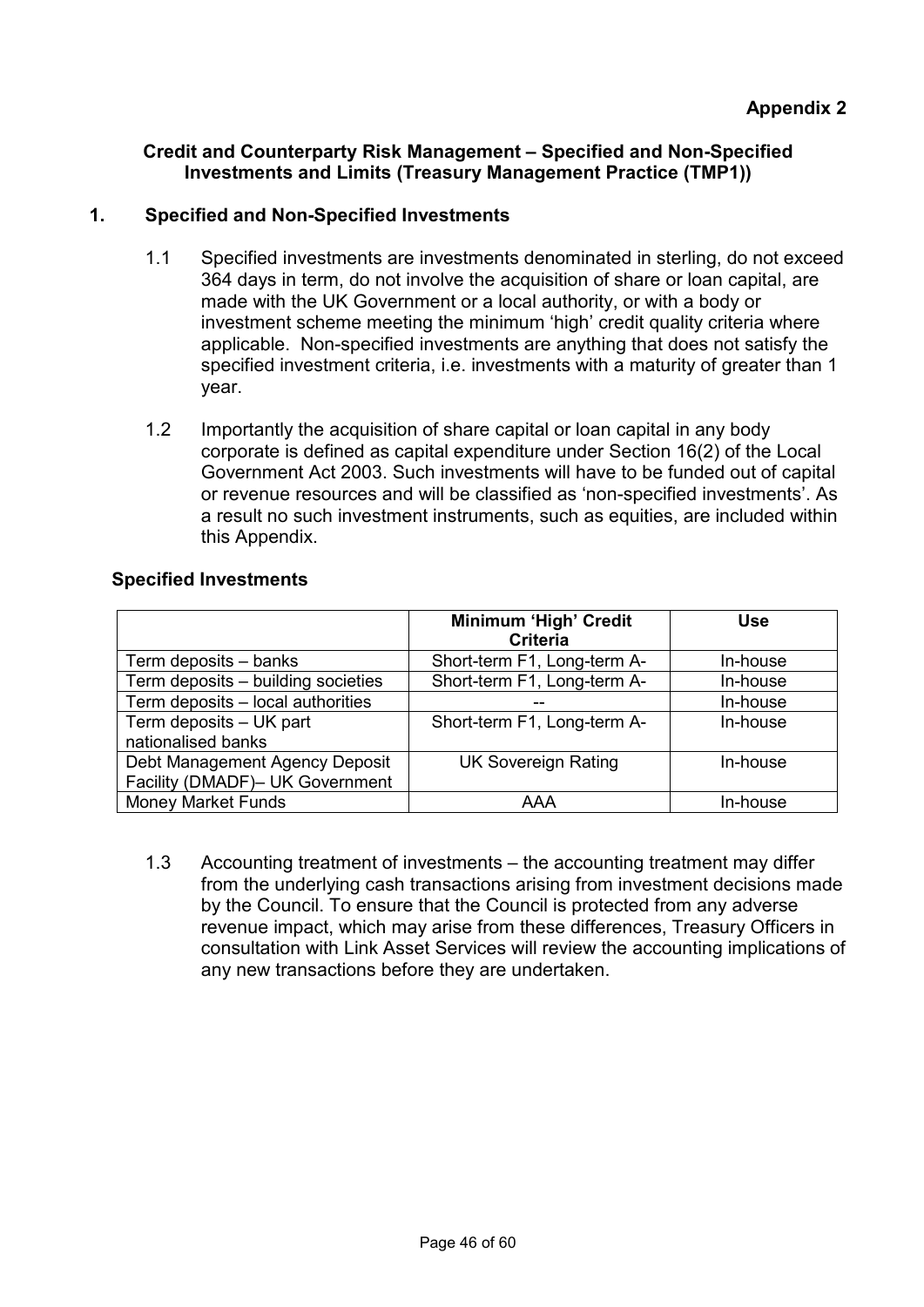**Appendix 2**

**Credit and Counterparty Risk Management – Specified and Non-Specified Investments and Limits (Treasury Management Practice (TMP1))**

## 1. Specified and Non-Specified Investments

1.1 Specified investments are investments denominated in sterling, do not exceed 364 days in term, do not involve the acquisition of share or loan capital, are made with the UK Government or a local authority, or with a body or investment scheme meeting the minimum 'high' credit quality criteria where applicable. Non-specified investments are anything that does not satisfy the specified investment criteria, i.e. investments with a maturity of greater than 1 year.

1.2 Importantly the acquisition of share capital or loan capital in any body corporate is defined as capital expenditure under Section 16(2) of the Local Government Act 2003. Such investments will have to be funded out of capital or revenue resources and will be classified as 'non-specified investments'. As a result no such investment instruments, such as equities, are included within this Appendix.

**Specified Investments**

| | Minimum 'High' Credit Criteria | Use |
|---|---|---|
| Term deposits – banks | Short-term F1, Long-term A- | In-house |
| Term deposits – building societies | Short-term F1, Long-term A- | In-house |
| Term deposits – local authorities | -- | In-house |
| Term deposits – UK part nationalised banks | Short-term F1, Long-term A- | In-house |
| Debt Management Agency Deposit Facility (DMADF)– UK Government | UK Sovereign Rating | In-house |
| Money Market Funds | AAA | In-house |

1.3 Accounting treatment of investments – the accounting treatment may differ from the underlying cash transactions arising from investment decisions made by the Council. To ensure that the Council is protected from any adverse revenue impact, which may arise from these differences, Treasury Officers in consultation with Link Asset Services will review the accounting implications of any new transactions before they are undertaken.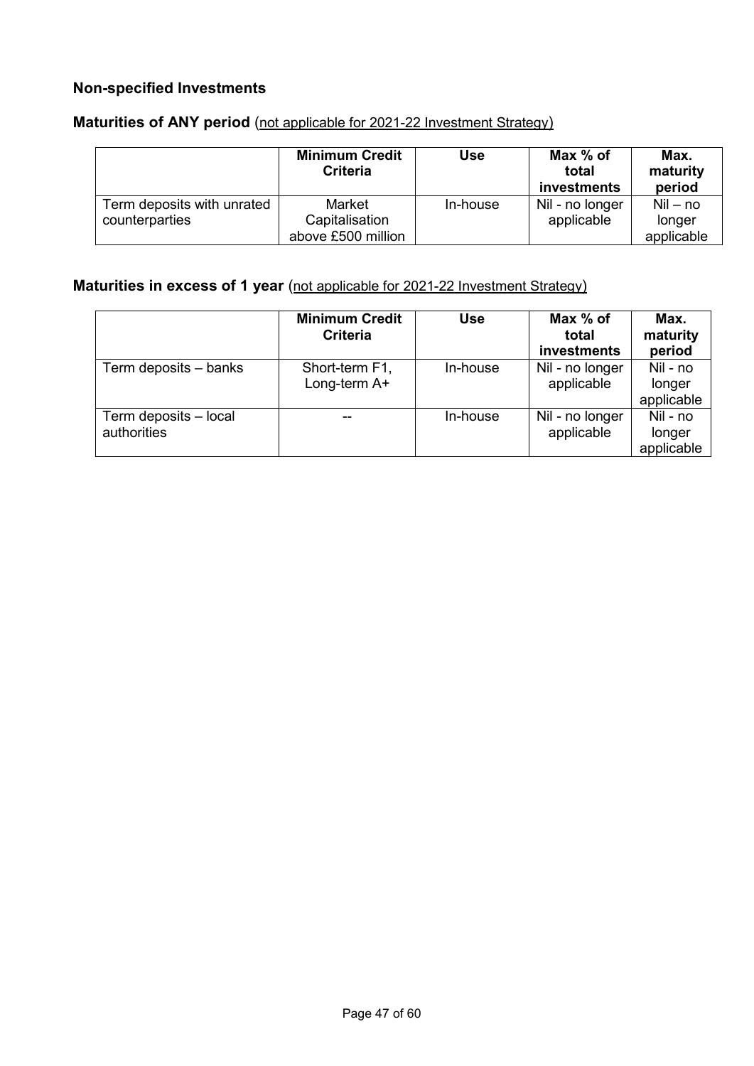## Non-specified Investments

### Maturities of ANY period (not applicable for 2021-22 Investment Strategy)

| | Minimum Credit Criteria | Use | Max % of total investments | Max. maturity period |
|---|---|---|---|---|
| Term deposits with unrated counterparties | Market Capitalisation above £500 million | In-house | Nil - no longer applicable | Nil – no longer applicable |

### Maturities in excess of 1 year (not applicable for 2021-22 Investment Strategy)

| | Minimum Credit Criteria | Use | Max % of total investments | Max. maturity period |
|---|---|---|---|---|
| Term deposits – banks | Short-term F1, Long-term A+ | In-house | Nil - no longer applicable | Nil - no longer applicable |
| Term deposits – local authorities | -- | In-house | Nil - no longer applicable | Nil - no longer applicable |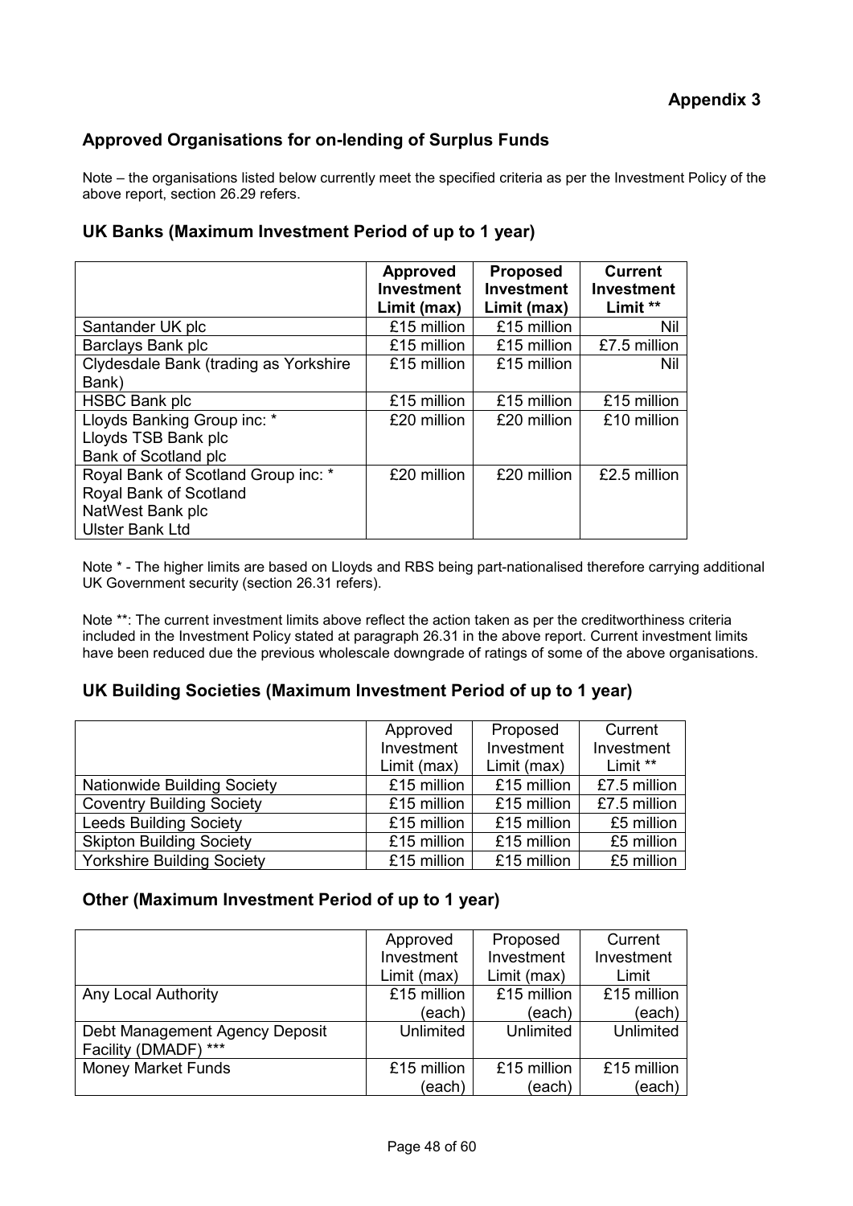**Appendix 3**

## Approved Organisations for on-lending of Surplus Funds

Note – the organisations listed below currently meet the specified criteria as per the Investment Policy of the above report, section 26.29 refers.

### UK Banks (Maximum Investment Period of up to 1 year)

| | **Approved Investment Limit (max)** | **Proposed Investment Limit (max)** | **Current Investment Limit \*\*** |
|---|---|---|---|
| Santander UK plc | £15 million | £15 million | Nil |
| Barclays Bank plc | £15 million | £15 million | £7.5 million |
| Clydesdale Bank (trading as Yorkshire Bank) | £15 million | £15 million | Nil |
| HSBC Bank plc | £15 million | £15 million | £15 million |
| Lloyds Banking Group inc: *<br>Lloyds TSB Bank plc<br>Bank of Scotland plc | £20 million | £20 million | £10 million |
| Royal Bank of Scotland Group inc: *<br>Royal Bank of Scotland<br>NatWest Bank plc<br>Ulster Bank Ltd | £20 million | £20 million | £2.5 million |

Note * - The higher limits are based on Lloyds and RBS being part-nationalised therefore carrying additional UK Government security (section 26.31 refers).

Note **: The current investment limits above reflect the action taken as per the creditworthiness criteria included in the Investment Policy stated at paragraph 26.31 in the above report. Current investment limits have been reduced due the previous wholescale downgrade of ratings of some of the above organisations.

### UK Building Societies (Maximum Investment Period of up to 1 year)

| | Approved Investment Limit (max) | Proposed Investment Limit (max) | Current Investment Limit ** |
|---|---|---|---|
| Nationwide Building Society | £15 million | £15 million | £7.5 million |
| Coventry Building Society | £15 million | £15 million | £7.5 million |
| Leeds Building Society | £15 million | £15 million | £5 million |
| Skipton Building Society | £15 million | £15 million | £5 million |
| Yorkshire Building Society | £15 million | £15 million | £5 million |

### Other (Maximum Investment Period of up to 1 year)

| | Approved Investment Limit (max) | Proposed Investment Limit (max) | Current Investment Limit |
|---|---|---|---|
| Any Local Authority | £15 million (each) | £15 million (each) | £15 million (each) |
| Debt Management Agency Deposit Facility (DMADF) *** | Unlimited | Unlimited | Unlimited |
| Money Market Funds | £15 million (each) | £15 million (each) | £15 million (each) |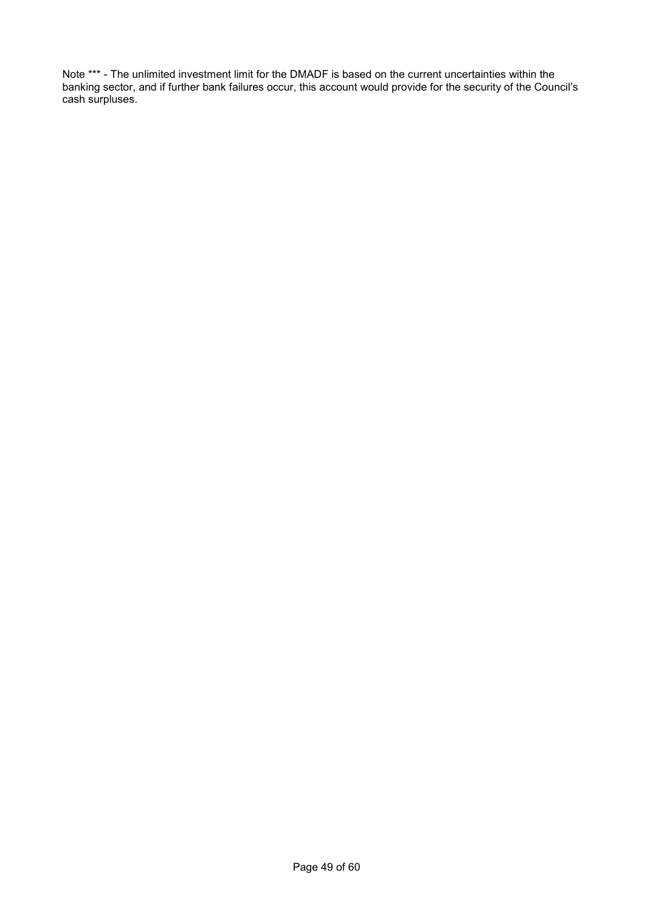Note *** - The unlimited investment limit for the DMADF is based on the current uncertainties within the banking sector, and if further bank failures occur, this account would provide for the security of the Council's cash surpluses.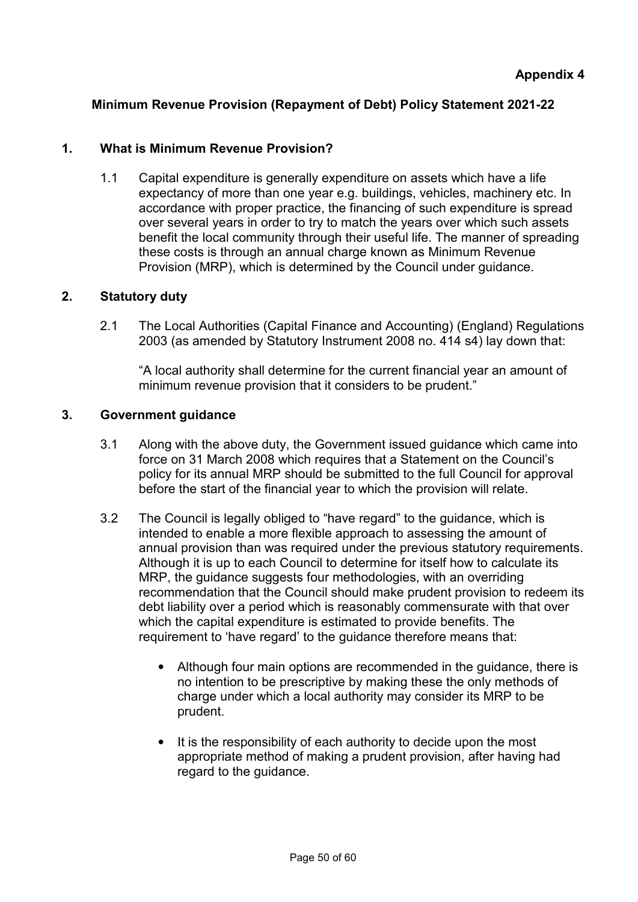**Appendix 4**

## Minimum Revenue Provision (Repayment of Debt) Policy Statement 2021-22

### 1. What is Minimum Revenue Provision?

1.1 Capital expenditure is generally expenditure on assets which have a life expectancy of more than one year e.g. buildings, vehicles, machinery etc. In accordance with proper practice, the financing of such expenditure is spread over several years in order to try to match the years over which such assets benefit the local community through their useful life. The manner of spreading these costs is through an annual charge known as Minimum Revenue Provision (MRP), which is determined by the Council under guidance.

### 2. Statutory duty

2.1 The Local Authorities (Capital Finance and Accounting) (England) Regulations 2003 (as amended by Statutory Instrument 2008 no. 414 s4) lay down that:

"A local authority shall determine for the current financial year an amount of minimum revenue provision that it considers to be prudent."

### 3. Government guidance

3.1 Along with the above duty, the Government issued guidance which came into force on 31 March 2008 which requires that a Statement on the Council's policy for its annual MRP should be submitted to the full Council for approval before the start of the financial year to which the provision will relate.

3.2 The Council is legally obliged to "have regard" to the guidance, which is intended to enable a more flexible approach to assessing the amount of annual provision than was required under the previous statutory requirements. Although it is up to each Council to determine for itself how to calculate its MRP, the guidance suggests four methodologies, with an overriding recommendation that the Council should make prudent provision to redeem its debt liability over a period which is reasonably commensurate with that over which the capital expenditure is estimated to provide benefits. The requirement to 'have regard' to the guidance therefore means that:

- Although four main options are recommended in the guidance, there is no intention to be prescriptive by making these the only methods of charge under which a local authority may consider its MRP to be prudent.

- It is the responsibility of each authority to decide upon the most appropriate method of making a prudent provision, after having had regard to the guidance.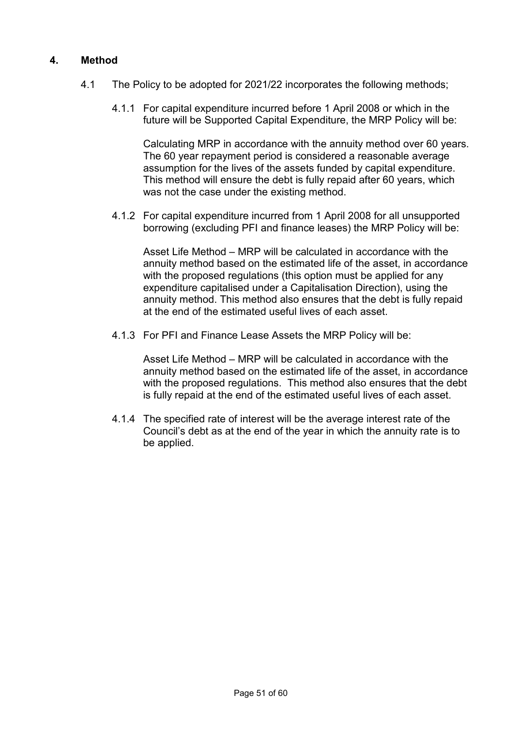## 4. Method

4.1 The Policy to be adopted for 2021/22 incorporates the following methods;

4.1.1 For capital expenditure incurred before 1 April 2008 or which in the future will be Supported Capital Expenditure, the MRP Policy will be:

Calculating MRP in accordance with the annuity method over 60 years. The 60 year repayment period is considered a reasonable average assumption for the lives of the assets funded by capital expenditure. This method will ensure the debt is fully repaid after 60 years, which was not the case under the existing method.

4.1.2 For capital expenditure incurred from 1 April 2008 for all unsupported borrowing (excluding PFI and finance leases) the MRP Policy will be:

Asset Life Method – MRP will be calculated in accordance with the annuity method based on the estimated life of the asset, in accordance with the proposed regulations (this option must be applied for any expenditure capitalised under a Capitalisation Direction), using the annuity method. This method also ensures that the debt is fully repaid at the end of the estimated useful lives of each asset.

4.1.3 For PFI and Finance Lease Assets the MRP Policy will be:

Asset Life Method – MRP will be calculated in accordance with the annuity method based on the estimated life of the asset, in accordance with the proposed regulations. This method also ensures that the debt is fully repaid at the end of the estimated useful lives of each asset.

4.1.4 The specified rate of interest will be the average interest rate of the Council's debt as at the end of the year in which the annuity rate is to be applied.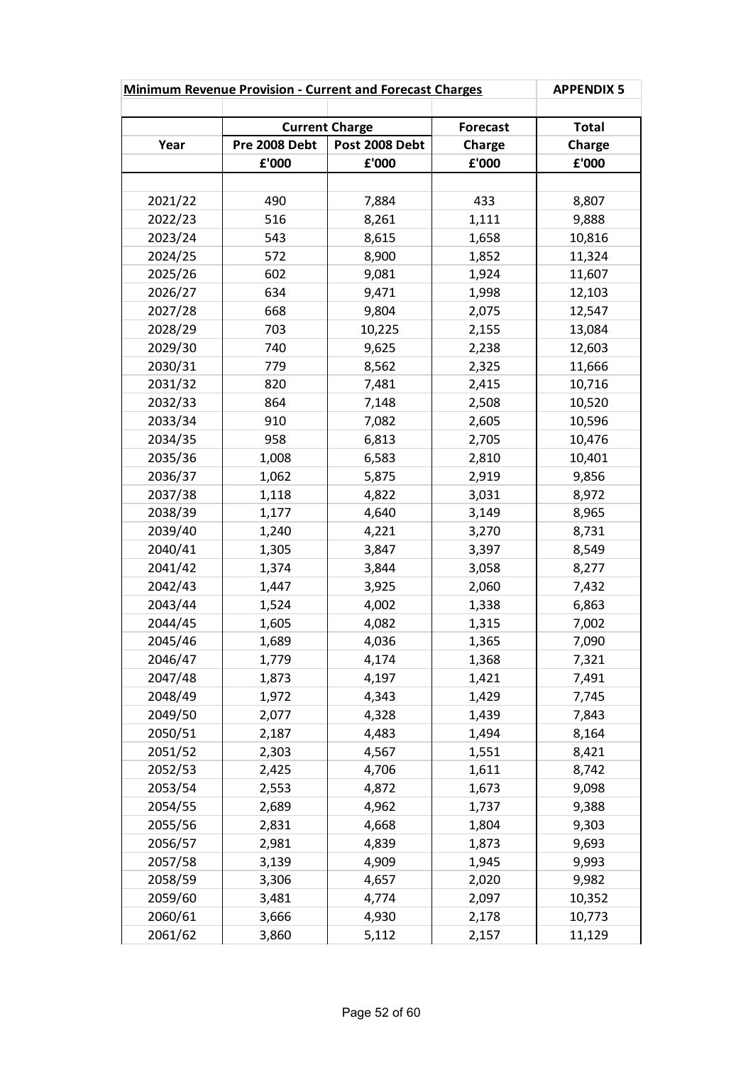## Minimum Revenue Provision - Current and Forecast Charges

**APPENDIX 5**

| Year | Current Charge | | Forecast | Total |
|---|---|---|---|---|
| | Pre 2008 Debt | Post 2008 Debt | Charge | Charge |
| | £'000 | £'000 | £'000 | £'000 |
| 2021/22 | 490 | 7,884 | 433 | 8,807 |
| 2022/23 | 516 | 8,261 | 1,111 | 9,888 |
| 2023/24 | 543 | 8,615 | 1,658 | 10,816 |
| 2024/25 | 572 | 8,900 | 1,852 | 11,324 |
| 2025/26 | 602 | 9,081 | 1,924 | 11,607 |
| 2026/27 | 634 | 9,471 | 1,998 | 12,103 |
| 2027/28 | 668 | 9,804 | 2,075 | 12,547 |
| 2028/29 | 703 | 10,225 | 2,155 | 13,084 |
| 2029/30 | 740 | 9,625 | 2,238 | 12,603 |
| 2030/31 | 779 | 8,562 | 2,325 | 11,666 |
| 2031/32 | 820 | 7,481 | 2,415 | 10,716 |
| 2032/33 | 864 | 7,148 | 2,508 | 10,520 |
| 2033/34 | 910 | 7,082 | 2,605 | 10,596 |
| 2034/35 | 958 | 6,813 | 2,705 | 10,476 |
| 2035/36 | 1,008 | 6,583 | 2,810 | 10,401 |
| 2036/37 | 1,062 | 5,875 | 2,919 | 9,856 |
| 2037/38 | 1,118 | 4,822 | 3,031 | 8,972 |
| 2038/39 | 1,177 | 4,640 | 3,149 | 8,965 |
| 2039/40 | 1,240 | 4,221 | 3,270 | 8,731 |
| 2040/41 | 1,305 | 3,847 | 3,397 | 8,549 |
| 2041/42 | 1,374 | 3,844 | 3,058 | 8,277 |
| 2042/43 | 1,447 | 3,925 | 2,060 | 7,432 |
| 2043/44 | 1,524 | 4,002 | 1,338 | 6,863 |
| 2044/45 | 1,605 | 4,082 | 1,315 | 7,002 |
| 2045/46 | 1,689 | 4,036 | 1,365 | 7,090 |
| 2046/47 | 1,779 | 4,174 | 1,368 | 7,321 |
| 2047/48 | 1,873 | 4,197 | 1,421 | 7,491 |
| 2048/49 | 1,972 | 4,343 | 1,429 | 7,745 |
| 2049/50 | 2,077 | 4,328 | 1,439 | 7,843 |
| 2050/51 | 2,187 | 4,483 | 1,494 | 8,164 |
| 2051/52 | 2,303 | 4,567 | 1,551 | 8,421 |
| 2052/53 | 2,425 | 4,706 | 1,611 | 8,742 |
| 2053/54 | 2,553 | 4,872 | 1,673 | 9,098 |
| 2054/55 | 2,689 | 4,962 | 1,737 | 9,388 |
| 2055/56 | 2,831 | 4,668 | 1,804 | 9,303 |
| 2056/57 | 2,981 | 4,839 | 1,873 | 9,693 |
| 2057/58 | 3,139 | 4,909 | 1,945 | 9,993 |
| 2058/59 | 3,306 | 4,657 | 2,020 | 9,982 |
| 2059/60 | 3,481 | 4,774 | 2,097 | 10,352 |
| 2060/61 | 3,666 | 4,930 | 2,178 | 10,773 |
| 2061/62 | 3,860 | 5,112 | 2,157 | 11,129 |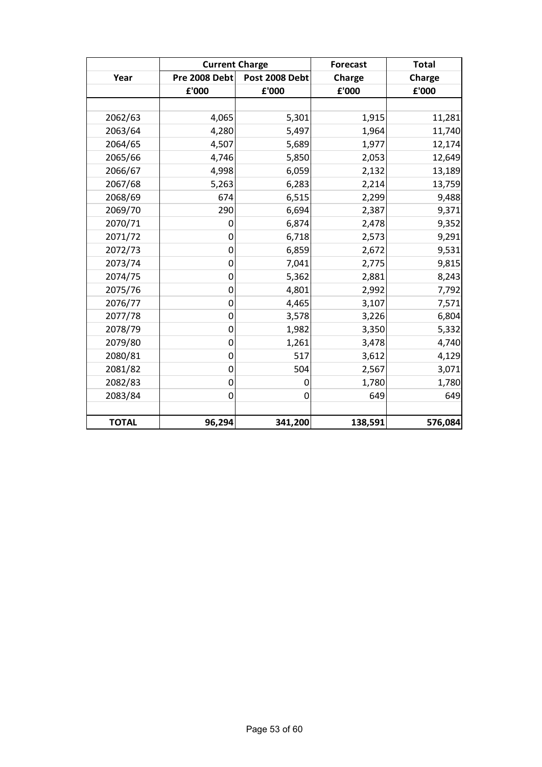| Year | Current Charge | | Forecast | Total |
|---|---|---|---|---|
| | Pre 2008 Debt | Post 2008 Debt | Charge | Charge |
| | £'000 | £'000 | £'000 | £'000 |
| | | | | |
| 2062/63 | 4,065 | 5,301 | 1,915 | 11,281 |
| 2063/64 | 4,280 | 5,497 | 1,964 | 11,740 |
| 2064/65 | 4,507 | 5,689 | 1,977 | 12,174 |
| 2065/66 | 4,746 | 5,850 | 2,053 | 12,649 |
| 2066/67 | 4,998 | 6,059 | 2,132 | 13,189 |
| 2067/68 | 5,263 | 6,283 | 2,214 | 13,759 |
| 2068/69 | 674 | 6,515 | 2,299 | 9,488 |
| 2069/70 | 290 | 6,694 | 2,387 | 9,371 |
| 2070/71 | 0 | 6,874 | 2,478 | 9,352 |
| 2071/72 | 0 | 6,718 | 2,573 | 9,291 |
| 2072/73 | 0 | 6,859 | 2,672 | 9,531 |
| 2073/74 | 0 | 7,041 | 2,775 | 9,815 |
| 2074/75 | 0 | 5,362 | 2,881 | 8,243 |
| 2075/76 | 0 | 4,801 | 2,992 | 7,792 |
| 2076/77 | 0 | 4,465 | 3,107 | 7,571 |
| 2077/78 | 0 | 3,578 | 3,226 | 6,804 |
| 2078/79 | 0 | 1,982 | 3,350 | 5,332 |
| 2079/80 | 0 | 1,261 | 3,478 | 4,740 |
| 2080/81 | 0 | 517 | 3,612 | 4,129 |
| 2081/82 | 0 | 504 | 2,567 | 3,071 |
| 2082/83 | 0 | 0 | 1,780 | 1,780 |
| 2083/84 | 0 | 0 | 649 | 649 |
| | | | | |
| **TOTAL** | **96,294** | **341,200** | **138,591** | **576,084** |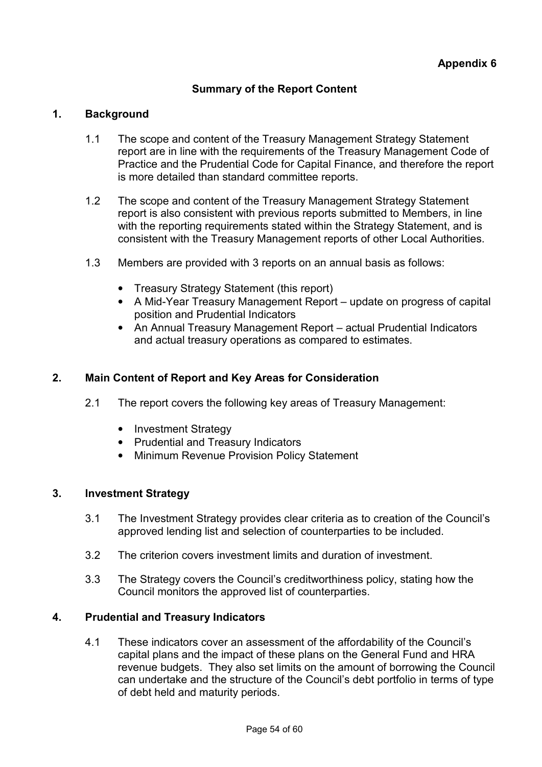**Appendix 6**

## Summary of the Report Content

## 1. Background

1.1 The scope and content of the Treasury Management Strategy Statement report are in line with the requirements of the Treasury Management Code of Practice and the Prudential Code for Capital Finance, and therefore the report is more detailed than standard committee reports.

1.2 The scope and content of the Treasury Management Strategy Statement report is also consistent with previous reports submitted to Members, in line with the reporting requirements stated within the Strategy Statement, and is consistent with the Treasury Management reports of other Local Authorities.

1.3 Members are provided with 3 reports on an annual basis as follows:

- Treasury Strategy Statement (this report)
- A Mid-Year Treasury Management Report – update on progress of capital position and Prudential Indicators
- An Annual Treasury Management Report – actual Prudential Indicators and actual treasury operations as compared to estimates.

## 2. Main Content of Report and Key Areas for Consideration

2.1 The report covers the following key areas of Treasury Management:

- Investment Strategy
- Prudential and Treasury Indicators
- Minimum Revenue Provision Policy Statement

## 3. Investment Strategy

3.1 The Investment Strategy provides clear criteria as to creation of the Council's approved lending list and selection of counterparties to be included.

3.2 The criterion covers investment limits and duration of investment.

3.3 The Strategy covers the Council's creditworthiness policy, stating how the Council monitors the approved list of counterparties.

## 4. Prudential and Treasury Indicators

4.1 These indicators cover an assessment of the affordability of the Council's capital plans and the impact of these plans on the General Fund and HRA revenue budgets. They also set limits on the amount of borrowing the Council can undertake and the structure of the Council's debt portfolio in terms of type of debt held and maturity periods.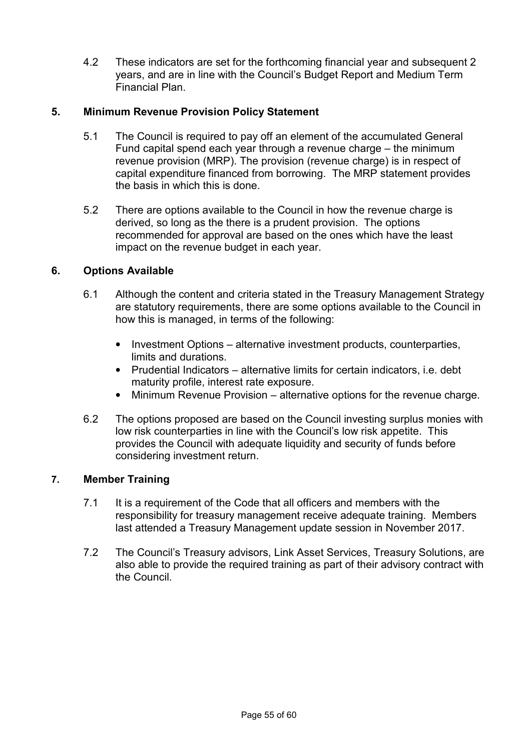4.2 These indicators are set for the forthcoming financial year and subsequent 2 years, and are in line with the Council's Budget Report and Medium Term Financial Plan.

## 5. Minimum Revenue Provision Policy Statement

5.1 The Council is required to pay off an element of the accumulated General Fund capital spend each year through a revenue charge – the minimum revenue provision (MRP). The provision (revenue charge) is in respect of capital expenditure financed from borrowing. The MRP statement provides the basis in which this is done.

5.2 There are options available to the Council in how the revenue charge is derived, so long as the there is a prudent provision. The options recommended for approval are based on the ones which have the least impact on the revenue budget in each year.

## 6. Options Available

6.1 Although the content and criteria stated in the Treasury Management Strategy are statutory requirements, there are some options available to the Council in how this is managed, in terms of the following:

- Investment Options – alternative investment products, counterparties, limits and durations.
- Prudential Indicators – alternative limits for certain indicators, i.e. debt maturity profile, interest rate exposure.
- Minimum Revenue Provision – alternative options for the revenue charge.

6.2 The options proposed are based on the Council investing surplus monies with low risk counterparties in line with the Council's low risk appetite. This provides the Council with adequate liquidity and security of funds before considering investment return.

## 7. Member Training

7.1 It is a requirement of the Code that all officers and members with the responsibility for treasury management receive adequate training. Members last attended a Treasury Management update session in November 2017.

7.2 The Council's Treasury advisors, Link Asset Services, Treasury Solutions, are also able to provide the required training as part of their advisory contract with the Council.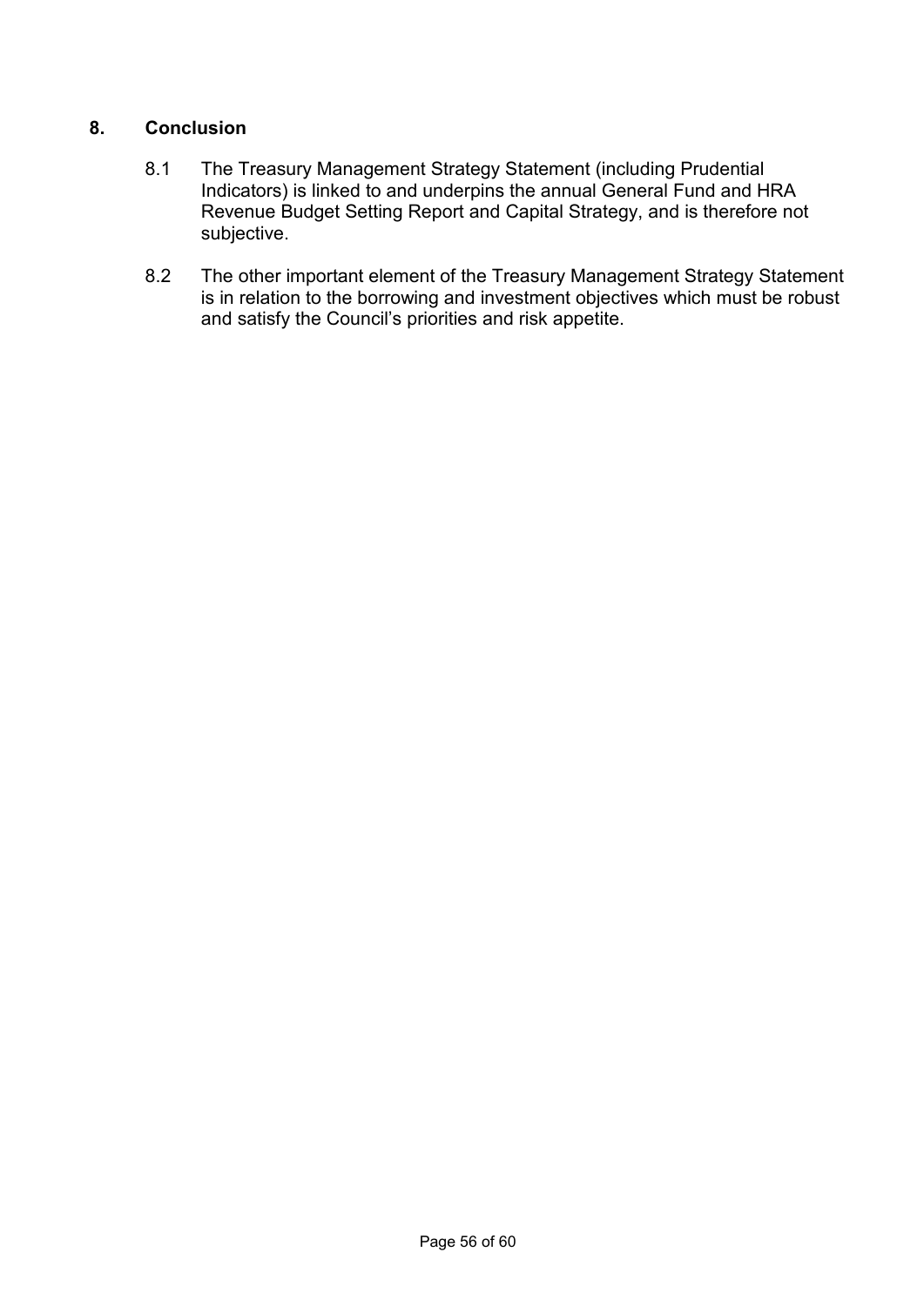## 8. Conclusion

8.1 The Treasury Management Strategy Statement (including Prudential Indicators) is linked to and underpins the annual General Fund and HRA Revenue Budget Setting Report and Capital Strategy, and is therefore not subjective.

8.2 The other important element of the Treasury Management Strategy Statement is in relation to the borrowing and investment objectives which must be robust and satisfy the Council's priorities and risk appetite.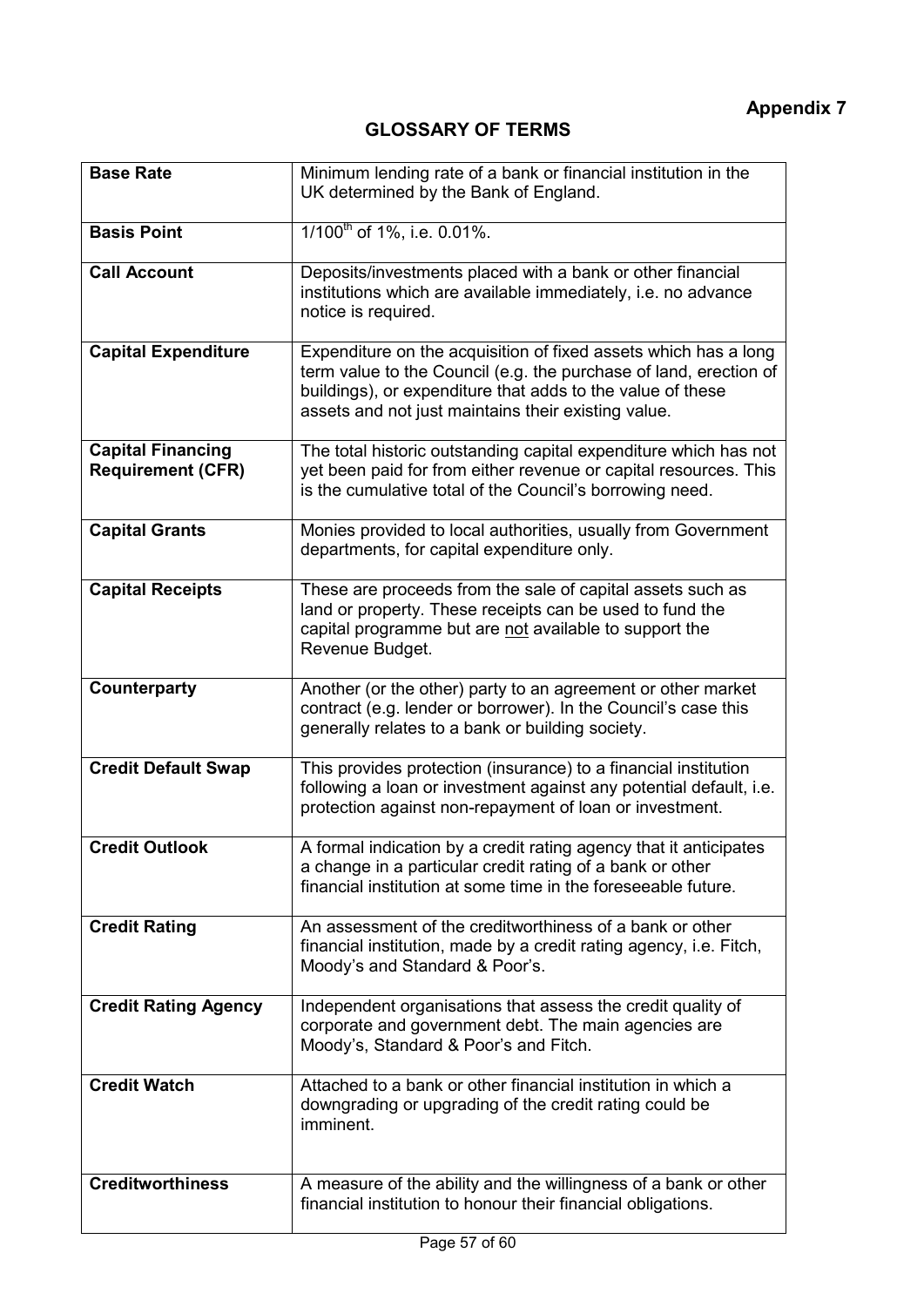**Appendix 7**

## GLOSSARY OF TERMS

| | |
|---|---|
| **Base Rate** | Minimum lending rate of a bank or financial institution in the UK determined by the Bank of England. |
| **Basis Point** | $1/100^{th}$ of 1%, i.e. 0.01%. |
| **Call Account** | Deposits/investments placed with a bank or other financial institutions which are available immediately, i.e. no advance notice is required. |
| **Capital Expenditure** | Expenditure on the acquisition of fixed assets which has a long term value to the Council (e.g. the purchase of land, erection of buildings), or expenditure that adds to the value of these assets and not just maintains their existing value. |
| **Capital Financing Requirement (CFR)** | The total historic outstanding capital expenditure which has not yet been paid for from either revenue or capital resources. This is the cumulative total of the Council's borrowing need. |
| **Capital Grants** | Monies provided to local authorities, usually from Government departments, for capital expenditure only. |
| **Capital Receipts** | These are proceeds from the sale of capital assets such as land or property. These receipts can be used to fund the capital programme but are not available to support the Revenue Budget. |
| **Counterparty** | Another (or the other) party to an agreement or other market contract (e.g. lender or borrower). In the Council's case this generally relates to a bank or building society. |
| **Credit Default Swap** | This provides protection (insurance) to a financial institution following a loan or investment against any potential default, i.e. protection against non-repayment of loan or investment. |
| **Credit Outlook** | A formal indication by a credit rating agency that it anticipates a change in a particular credit rating of a bank or other financial institution at some time in the foreseeable future. |
| **Credit Rating** | An assessment of the creditworthiness of a bank or other financial institution, made by a credit rating agency, i.e. Fitch, Moody's and Standard & Poor's. |
| **Credit Rating Agency** | Independent organisations that assess the credit quality of corporate and government debt. The main agencies are Moody's, Standard & Poor's and Fitch. |
| **Credit Watch** | Attached to a bank or other financial institution in which a downgrading or upgrading of the credit rating could be imminent. |
| **Creditworthiness** | A measure of the ability and the willingness of a bank or other financial institution to honour their financial obligations. |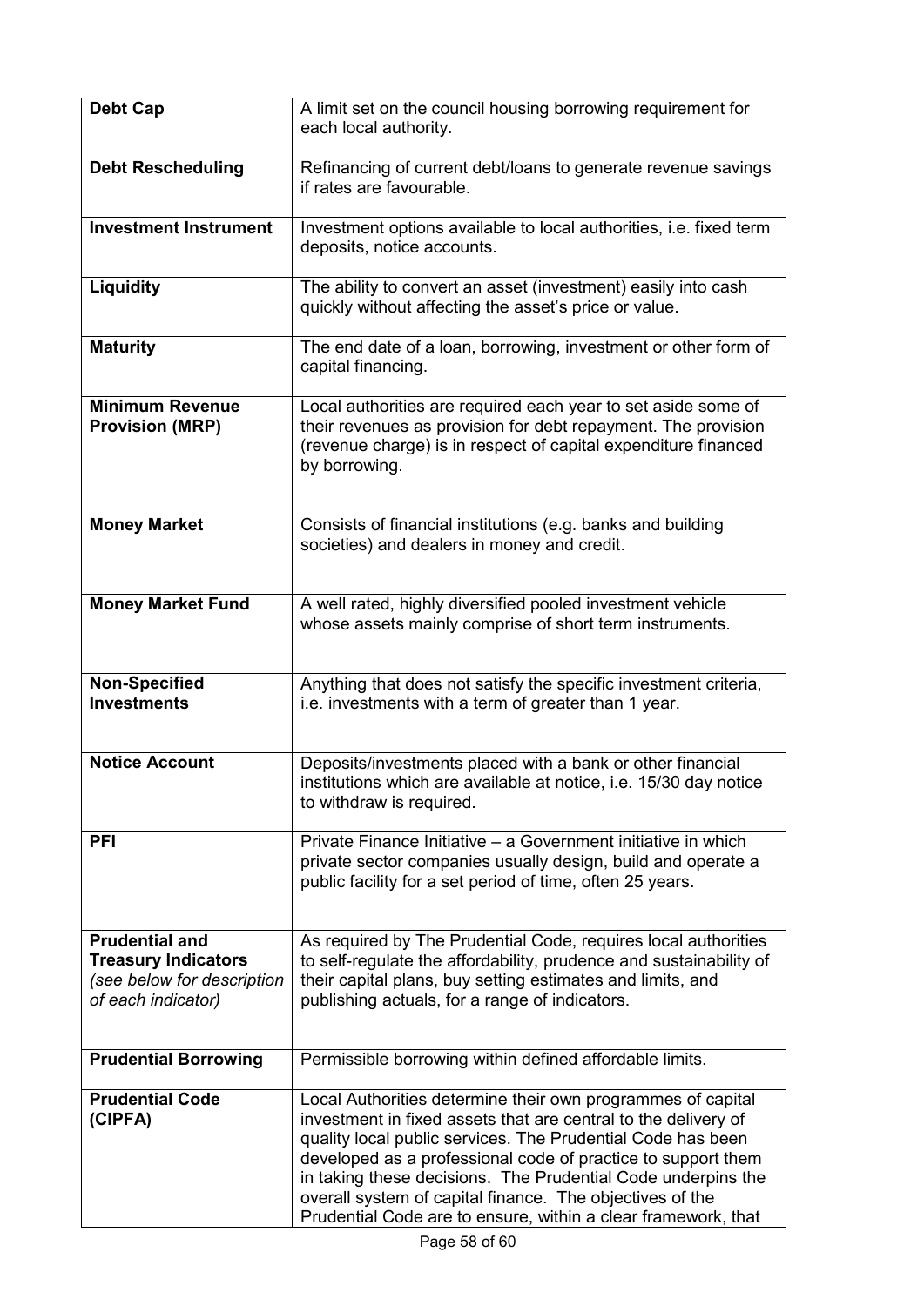| **Debt Cap** | A limit set on the council housing borrowing requirement for each local authority. |
|---|---|
| **Debt Rescheduling** | Refinancing of current debt/loans to generate revenue savings if rates are favourable. |
| **Investment Instrument** | Investment options available to local authorities, i.e. fixed term deposits, notice accounts. |
| **Liquidity** | The ability to convert an asset (investment) easily into cash quickly without affecting the asset's price or value. |
| **Maturity** | The end date of a loan, borrowing, investment or other form of capital financing. |
| **Minimum Revenue Provision (MRP)** | Local authorities are required each year to set aside some of their revenues as provision for debt repayment. The provision (revenue charge) is in respect of capital expenditure financed by borrowing. |
| **Money Market** | Consists of financial institutions (e.g. banks and building societies) and dealers in money and credit. |
| **Money Market Fund** | A well rated, highly diversified pooled investment vehicle whose assets mainly comprise of short term instruments. |
| **Non-Specified Investments** | Anything that does not satisfy the specific investment criteria, i.e. investments with a term of greater than 1 year. |
| **Notice Account** | Deposits/investments placed with a bank or other financial institutions which are available at notice, i.e. 15/30 day notice to withdraw is required. |
| **PFI** | Private Finance Initiative – a Government initiative in which private sector companies usually design, build and operate a public facility for a set period of time, often 25 years. |
| **Prudential and Treasury Indicators** *(see below for description of each indicator)* | As required by The Prudential Code, requires local authorities to self-regulate the affordability, prudence and sustainability of their capital plans, buy setting estimates and limits, and publishing actuals, for a range of indicators. |
| **Prudential Borrowing** | Permissible borrowing within defined affordable limits. |
| **Prudential Code (CIPFA)** | Local Authorities determine their own programmes of capital investment in fixed assets that are central to the delivery of quality local public services. The Prudential Code has been developed as a professional code of practice to support them in taking these decisions. The Prudential Code underpins the overall system of capital finance. The objectives of the Prudential Code are to ensure, within a clear framework, that |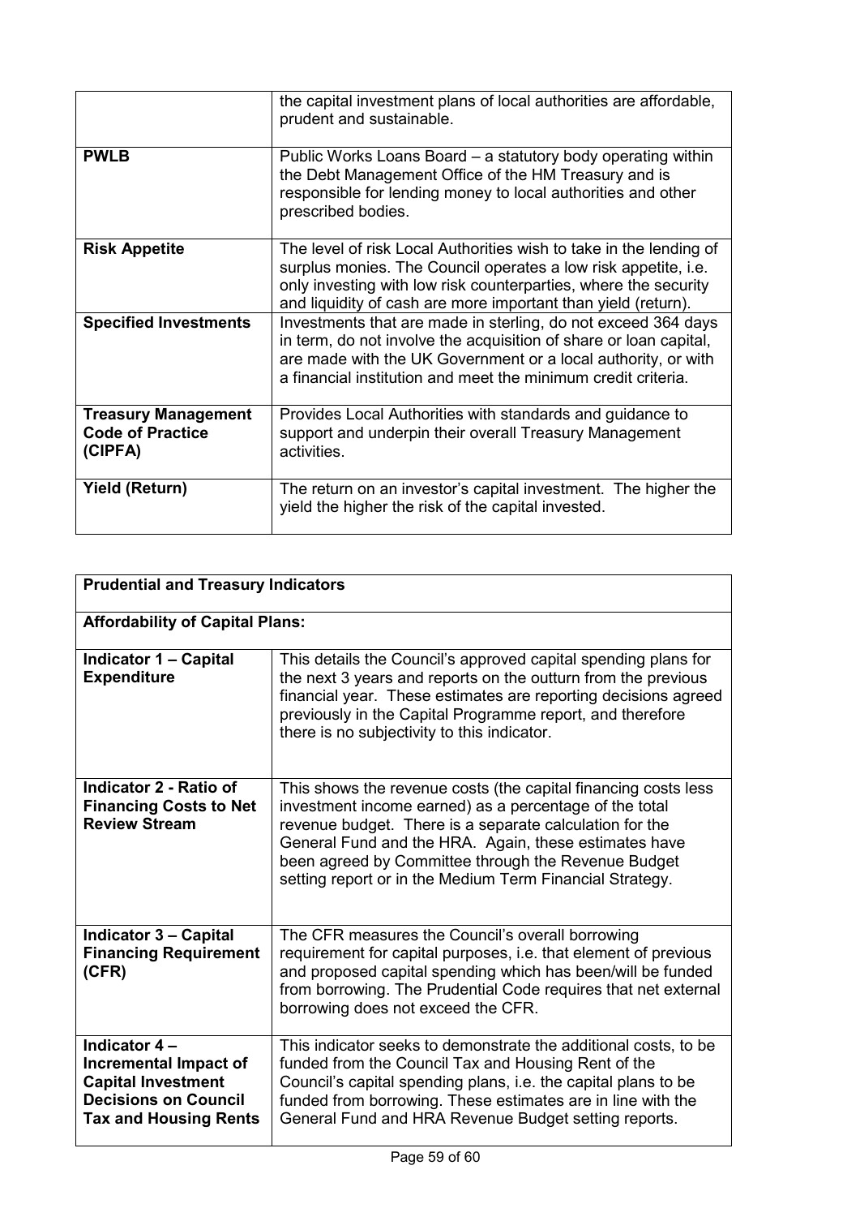| | |
|---|---|
| | the capital investment plans of local authorities are affordable, prudent and sustainable. |
| **PWLB** | Public Works Loans Board – a statutory body operating within the Debt Management Office of the HM Treasury and is responsible for lending money to local authorities and other prescribed bodies. |
| **Risk Appetite** | The level of risk Local Authorities wish to take in the lending of surplus monies. The Council operates a low risk appetite, i.e. only investing with low risk counterparties, where the security and liquidity of cash are more important than yield (return). |
| **Specified Investments** | Investments that are made in sterling, do not exceed 364 days in term, do not involve the acquisition of share or loan capital, are made with the UK Government or a local authority, or with a financial institution and meet the minimum credit criteria. |
| **Treasury Management Code of Practice (CIPFA)** | Provides Local Authorities with standards and guidance to support and underpin their overall Treasury Management activities. |
| **Yield (Return)** | The return on an investor's capital investment. The higher the yield the higher the risk of the capital invested. |

| **Prudential and Treasury Indicators** | |
|---|---|
| **Affordability of Capital Plans:** | |
| **Indicator 1 – Capital Expenditure** | This details the Council's approved capital spending plans for the next 3 years and reports on the outturn from the previous financial year. These estimates are reporting decisions agreed previously in the Capital Programme report, and therefore there is no subjectivity to this indicator. |
| **Indicator 2 - Ratio of Financing Costs to Net Review Stream** | This shows the revenue costs (the capital financing costs less investment income earned) as a percentage of the total revenue budget. There is a separate calculation for the General Fund and the HRA. Again, these estimates have been agreed by Committee through the Revenue Budget setting report or in the Medium Term Financial Strategy. |
| **Indicator 3 – Capital Financing Requirement (CFR)** | The CFR measures the Council's overall borrowing requirement for capital purposes, i.e. that element of previous and proposed capital spending which has been/will be funded from borrowing. The Prudential Code requires that net external borrowing does not exceed the CFR. |
| **Indicator 4 – Incremental Impact of Capital Investment Decisions on Council Tax and Housing Rents** | This indicator seeks to demonstrate the additional costs, to be funded from the Council Tax and Housing Rent of the Council's capital spending plans, i.e. the capital plans to be funded from borrowing. These estimates are in line with the General Fund and HRA Revenue Budget setting reports. |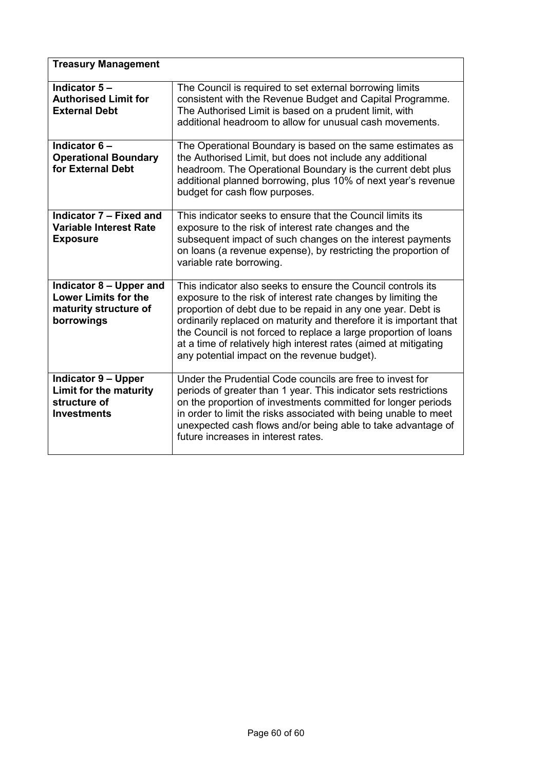| **Treasury Management** | |
|---|---|
| **Indicator 5 – Authorised Limit for External Debt** | The Council is required to set external borrowing limits consistent with the Revenue Budget and Capital Programme. The Authorised Limit is based on a prudent limit, with additional headroom to allow for unusual cash movements. |
| **Indicator 6 – Operational Boundary for External Debt** | The Operational Boundary is based on the same estimates as the Authorised Limit, but does not include any additional headroom. The Operational Boundary is the current debt plus additional planned borrowing, plus 10% of next year's revenue budget for cash flow purposes. |
| **Indicator 7 – Fixed and Variable Interest Rate Exposure** | This indicator seeks to ensure that the Council limits its exposure to the risk of interest rate changes and the subsequent impact of such changes on the interest payments on loans (a revenue expense), by restricting the proportion of variable rate borrowing. |
| **Indicator 8 – Upper and Lower Limits for the maturity structure of borrowings** | This indicator also seeks to ensure the Council controls its exposure to the risk of interest rate changes by limiting the proportion of debt due to be repaid in any one year. Debt is ordinarily replaced on maturity and therefore it is important that the Council is not forced to replace a large proportion of loans at a time of relatively high interest rates (aimed at mitigating any potential impact on the revenue budget). |
| **Indicator 9 – Upper Limit for the maturity structure of Investments** | Under the Prudential Code councils are free to invest for periods of greater than 1 year. This indicator sets restrictions on the proportion of investments committed for longer periods in order to limit the risks associated with being unable to meet unexpected cash flows and/or being able to take advantage of future increases in interest rates. |